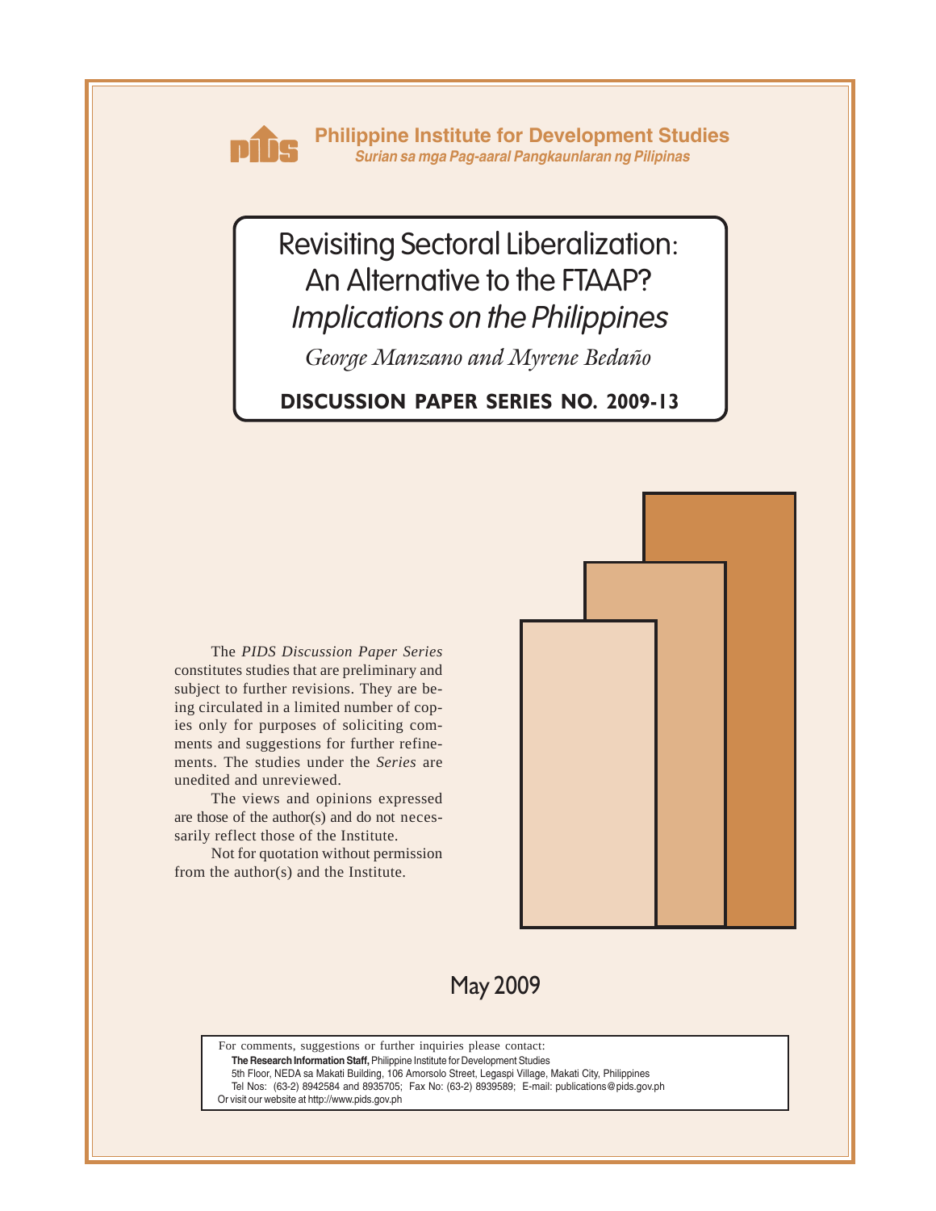**Philippine Institute for Development Studies**
*Surian sa mga Pag-aaral Pangkaunlaran ng Pilipinas*

# Revisiting Sectoral Liberalization: An Alternative to the FTAAP? *Implications on the Philippines*

*George Manzano and Myrene Bedaño*

**DISCUSSION PAPER SERIES NO. 2009-13**

The *PIDS Discussion Paper Series* constitutes studies that are preliminary and subject to further revisions. They are being circulated in a limited number of copies only for purposes of soliciting comments and suggestions for further refinements. The studies under the *Series* are unedited and unreviewed.

The views and opinions expressed are those of the author(s) and do not necessarily reflect those of the Institute.

Not for quotation without permission from the author(s) and the Institute.

May 2009

For comments, suggestions or further inquiries please contact:
**The Research Information Staff,** Philippine Institute for Development Studies
5th Floor, NEDA sa Makati Building, 106 Amorsolo Street, Legaspi Village, Makati City, Philippines
Tel Nos: (63-2) 8942584 and 8935705; Fax No: (63-2) 8939589; E-mail: publications@pids.gov.ph
Or visit our website at http://www.pids.gov.ph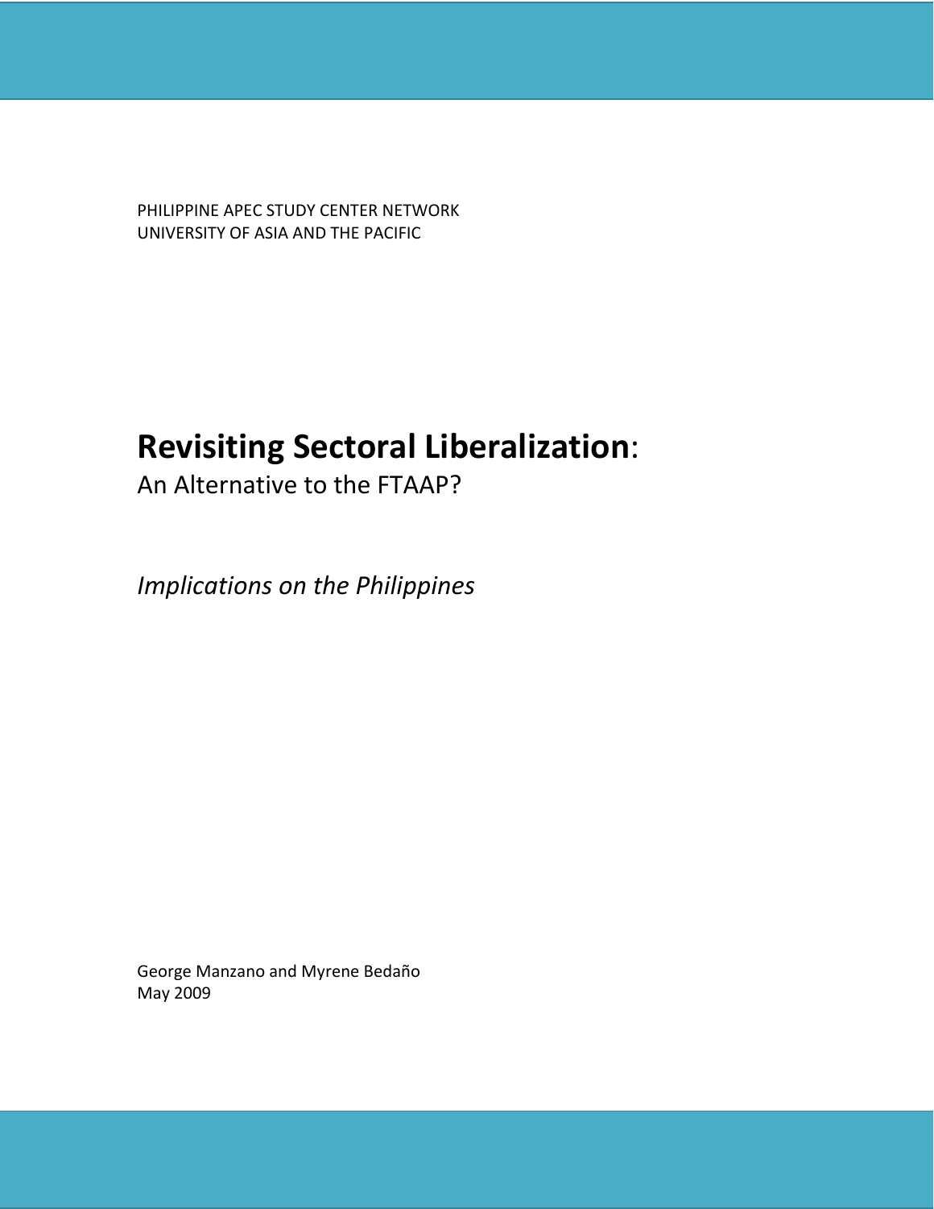PHILIPPINE APEC STUDY CENTER NETWORK
UNIVERSITY OF ASIA AND THE PACIFIC

# **Revisiting Sectoral Liberalization**:

An Alternative to the FTAAP?

*Implications on the Philippines*

George Manzano and Myrene Bedaño
May 2009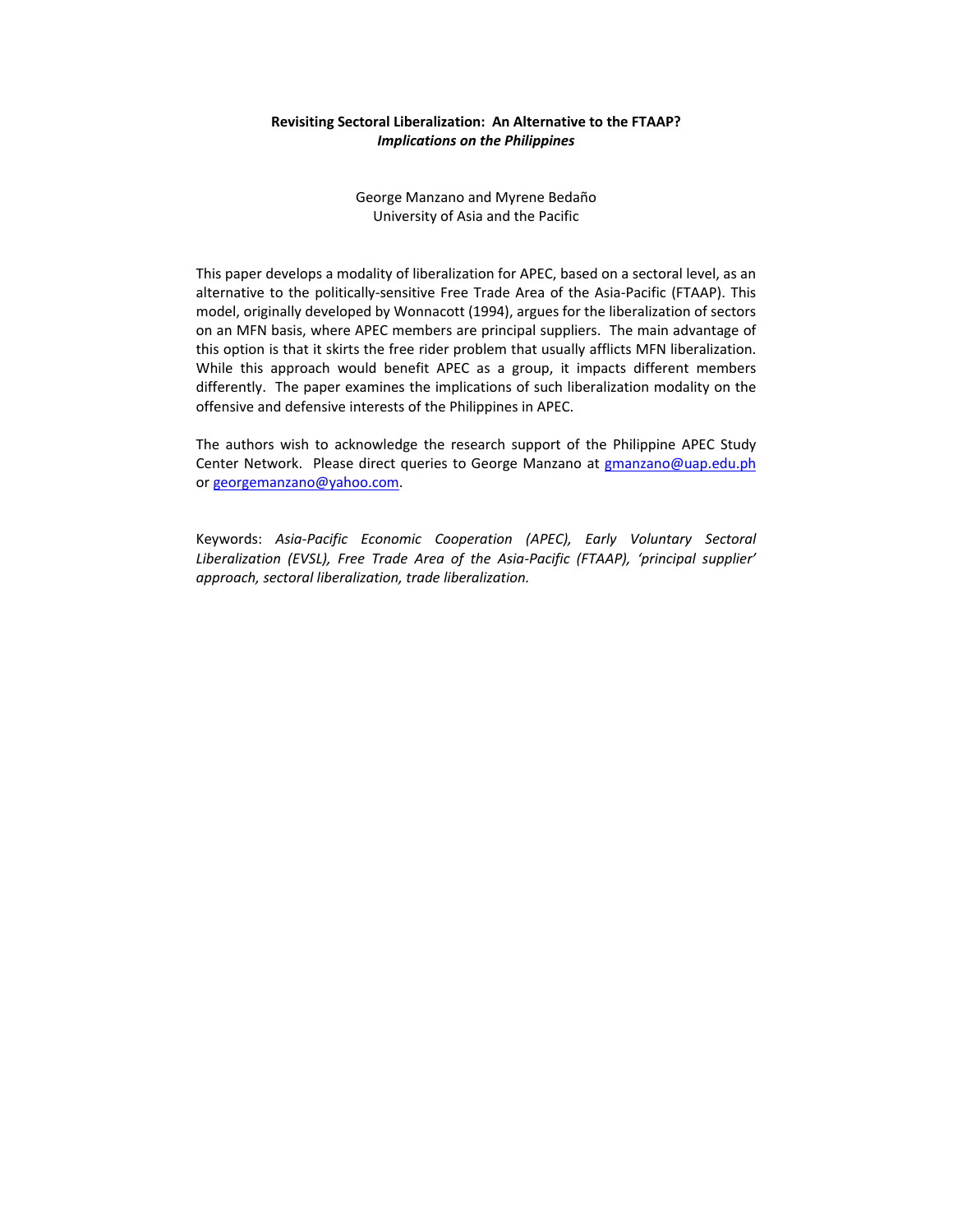**Revisiting Sectoral Liberalization: An Alternative to the FTAAP?**
***Implications on the Philippines***

George Manzano and Myrene Bedaño
University of Asia and the Pacific

This paper develops a modality of liberalization for APEC, based on a sectoral level, as an alternative to the politically-sensitive Free Trade Area of the Asia-Pacific (FTAAP). This model, originally developed by Wonnacott (1994), argues for the liberalization of sectors on an MFN basis, where APEC members are principal suppliers. The main advantage of this option is that it skirts the free rider problem that usually afflicts MFN liberalization. While this approach would benefit APEC as a group, it impacts different members differently. The paper examines the implications of such liberalization modality on the offensive and defensive interests of the Philippines in APEC.

The authors wish to acknowledge the research support of the Philippine APEC Study Center Network. Please direct queries to George Manzano at gmanzano@uap.edu.ph or georgemanzano@yahoo.com.

Keywords: *Asia-Pacific Economic Cooperation (APEC), Early Voluntary Sectoral Liberalization (EVSL), Free Trade Area of the Asia-Pacific (FTAAP), 'principal supplier' approach, sectoral liberalization, trade liberalization.*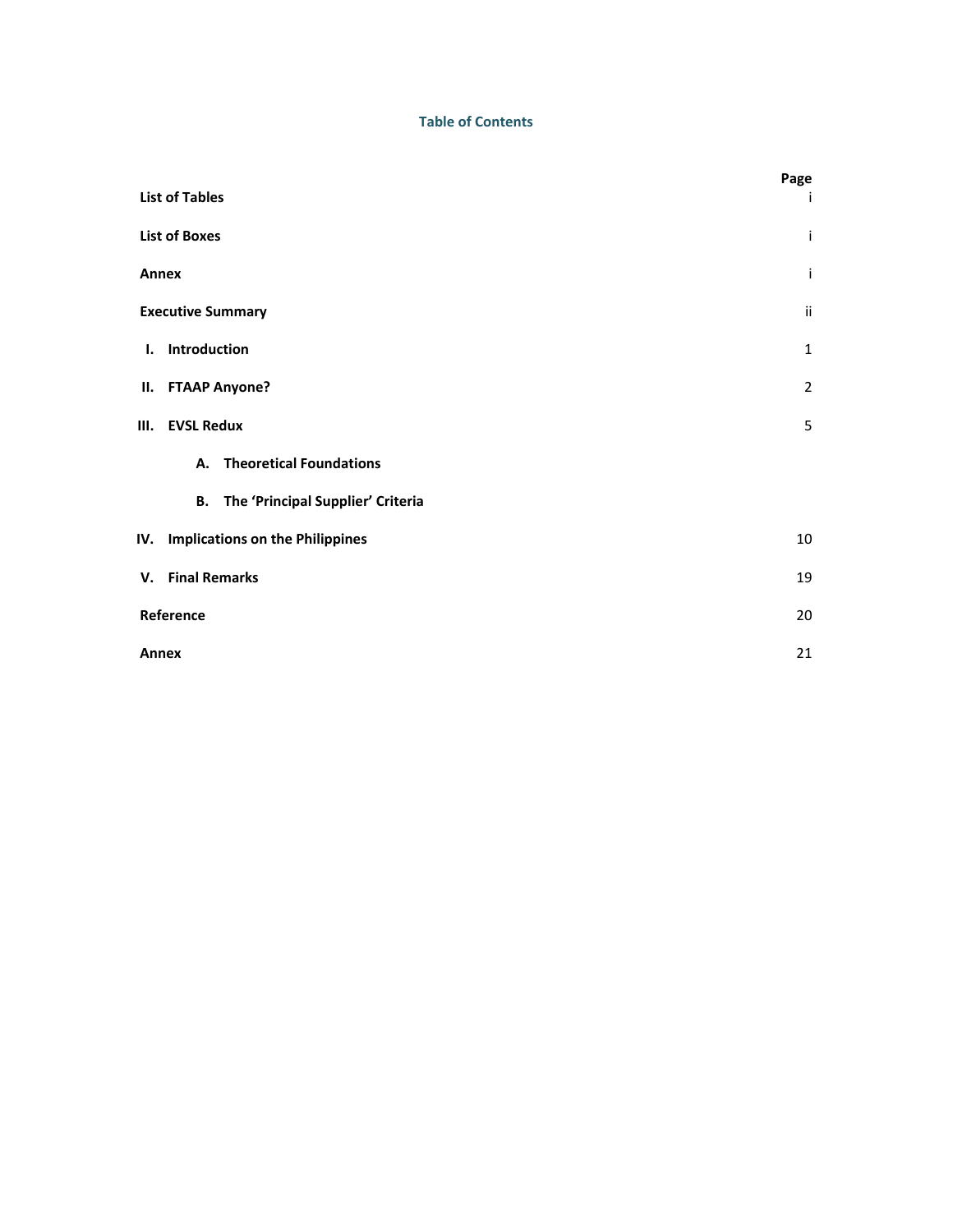## Table of Contents

| | Page |
|---|---|
| **List of Tables** | i |
| **List of Boxes** | i |
| **Annex** | i |
| **Executive Summary** | ii |
| **I. Introduction** | 1 |
| **II. FTAAP Anyone?** | 2 |
| **III. EVSL Redux** | 5 |
| **A. Theoretical Foundations** | |
| **B. The 'Principal Supplier' Criteria** | |
| **IV. Implications on the Philippines** | 10 |
| **V. Final Remarks** | 19 |
| **Reference** | 20 |
| **Annex** | 21 |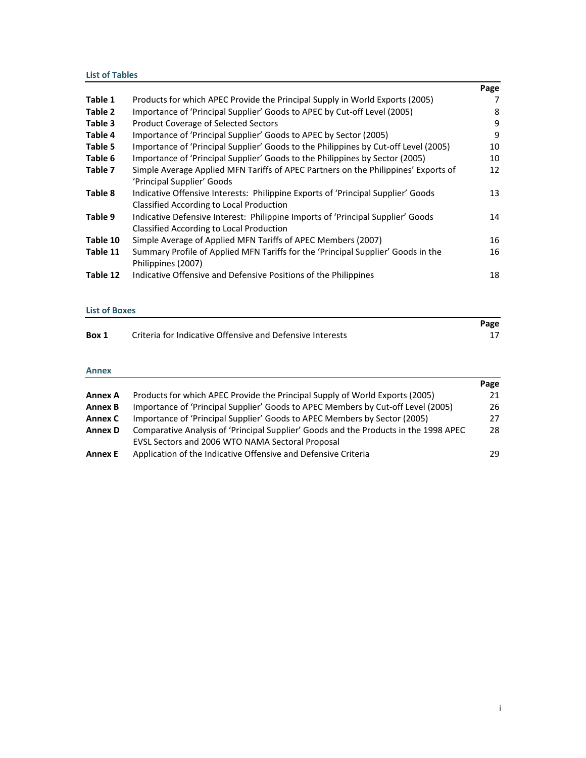## List of Tables

| | | Page |
|---|---|---|
| **Table 1** | Products for which APEC Provide the Principal Supply in World Exports (2005) | 7 |
| **Table 2** | Importance of 'Principal Supplier' Goods to APEC by Cut-off Level (2005) | 8 |
| **Table 3** | Product Coverage of Selected Sectors | 9 |
| **Table 4** | Importance of 'Principal Supplier' Goods to APEC by Sector (2005) | 9 |
| **Table 5** | Importance of 'Principal Supplier' Goods to the Philippines by Cut-off Level (2005) | 10 |
| **Table 6** | Importance of 'Principal Supplier' Goods to the Philippines by Sector (2005) | 10 |
| **Table 7** | Simple Average Applied MFN Tariffs of APEC Partners on the Philippines' Exports of 'Principal Supplier' Goods | 12 |
| **Table 8** | Indicative Offensive Interests: Philippine Exports of 'Principal Supplier' Goods Classified According to Local Production | 13 |
| **Table 9** | Indicative Defensive Interest: Philippine Imports of 'Principal Supplier' Goods Classified According to Local Production | 14 |
| **Table 10** | Simple Average of Applied MFN Tariffs of APEC Members (2007) | 16 |
| **Table 11** | Summary Profile of Applied MFN Tariffs for the 'Principal Supplier' Goods in the Philippines (2007) | 16 |
| **Table 12** | Indicative Offensive and Defensive Positions of the Philippines | 18 |

## List of Boxes

| | | Page |
|---|---|---|
| **Box 1** | Criteria for Indicative Offensive and Defensive Interests | 17 |

## Annex

| | | Page |
|---|---|---|
| **Annex A** | Products for which APEC Provide the Principal Supply of World Exports (2005) | 21 |
| **Annex B** | Importance of 'Principal Supplier' Goods to APEC Members by Cut-off Level (2005) | 26 |
| **Annex C** | Importance of 'Principal Supplier' Goods to APEC Members by Sector (2005) | 27 |
| **Annex D** | Comparative Analysis of 'Principal Supplier' Goods and the Products in the 1998 APEC EVSL Sectors and 2006 WTO NAMA Sectoral Proposal | 28 |
| **Annex E** | Application of the Indicative Offensive and Defensive Criteria | 29 |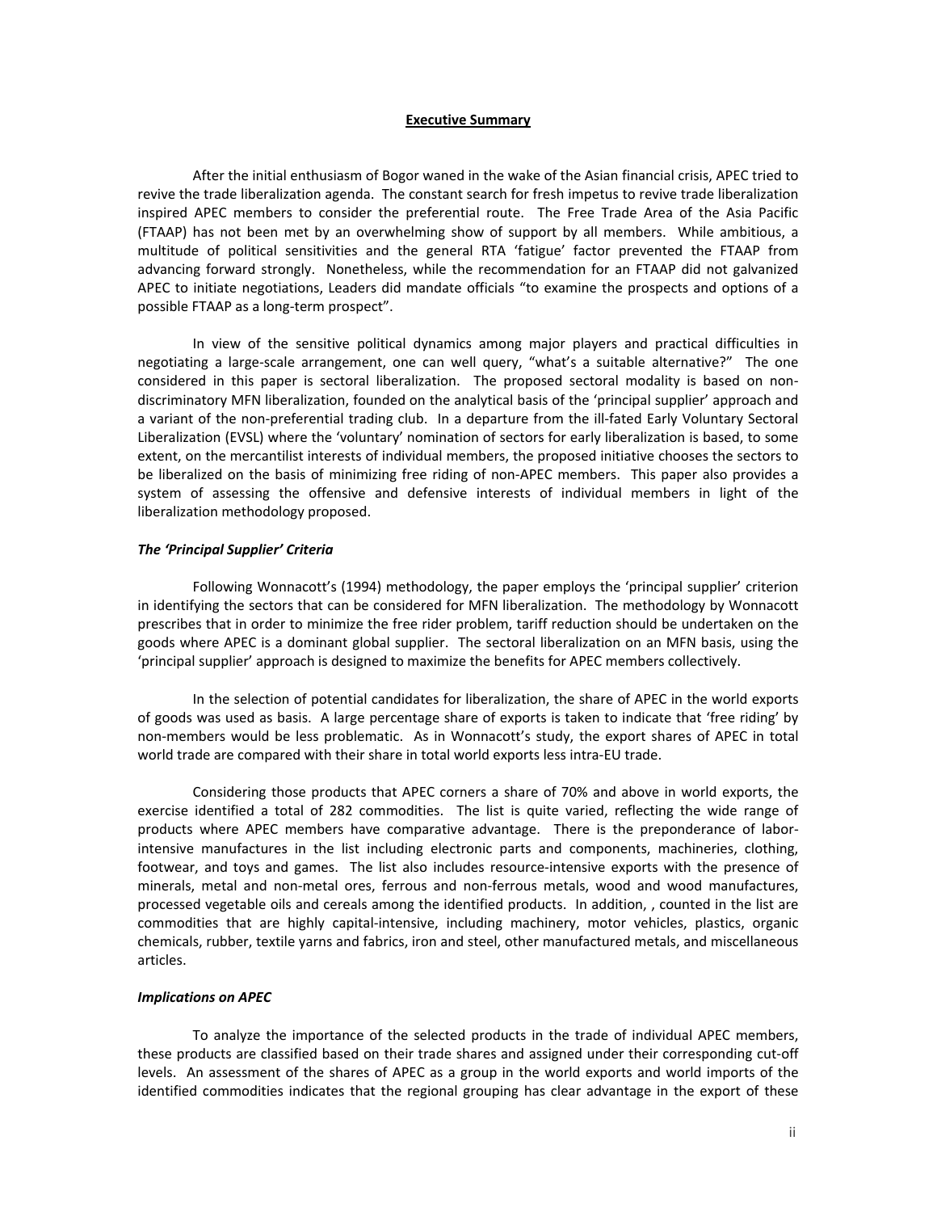## Executive Summary

After the initial enthusiasm of Bogor waned in the wake of the Asian financial crisis, APEC tried to revive the trade liberalization agenda. The constant search for fresh impetus to revive trade liberalization inspired APEC members to consider the preferential route. The Free Trade Area of the Asia Pacific (FTAAP) has not been met by an overwhelming show of support by all members. While ambitious, a multitude of political sensitivities and the general RTA 'fatigue' factor prevented the FTAAP from advancing forward strongly. Nonetheless, while the recommendation for an FTAAP did not galvanized APEC to initiate negotiations, Leaders did mandate officials "to examine the prospects and options of a possible FTAAP as a long-term prospect".

In view of the sensitive political dynamics among major players and practical difficulties in negotiating a large-scale arrangement, one can well query, "what's a suitable alternative?" The one considered in this paper is sectoral liberalization. The proposed sectoral modality is based on non-discriminatory MFN liberalization, founded on the analytical basis of the 'principal supplier' approach and a variant of the non-preferential trading club. In a departure from the ill-fated Early Voluntary Sectoral Liberalization (EVSL) where the 'voluntary' nomination of sectors for early liberalization is based, to some extent, on the mercantilist interests of individual members, the proposed initiative chooses the sectors to be liberalized on the basis of minimizing free riding of non-APEC members. This paper also provides a system of assessing the offensive and defensive interests of individual members in light of the liberalization methodology proposed.

### *The 'Principal Supplier' Criteria*

Following Wonnacott's (1994) methodology, the paper employs the 'principal supplier' criterion in identifying the sectors that can be considered for MFN liberalization. The methodology by Wonnacott prescribes that in order to minimize the free rider problem, tariff reduction should be undertaken on the goods where APEC is a dominant global supplier. The sectoral liberalization on an MFN basis, using the 'principal supplier' approach is designed to maximize the benefits for APEC members collectively.

In the selection of potential candidates for liberalization, the share of APEC in the world exports of goods was used as basis. A large percentage share of exports is taken to indicate that 'free riding' by non-members would be less problematic. As in Wonnacott's study, the export shares of APEC in total world trade are compared with their share in total world exports less intra-EU trade.

Considering those products that APEC corners a share of 70% and above in world exports, the exercise identified a total of 282 commodities. The list is quite varied, reflecting the wide range of products where APEC members have comparative advantage. There is the preponderance of labor-intensive manufactures in the list including electronic parts and components, machineries, clothing, footwear, and toys and games. The list also includes resource-intensive exports with the presence of minerals, metal and non-metal ores, ferrous and non-ferrous metals, wood and wood manufactures, processed vegetable oils and cereals among the identified products. In addition, , counted in the list are commodities that are highly capital-intensive, including machinery, motor vehicles, plastics, organic chemicals, rubber, textile yarns and fabrics, iron and steel, other manufactured metals, and miscellaneous articles.

### *Implications on APEC*

To analyze the importance of the selected products in the trade of individual APEC members, these products are classified based on their trade shares and assigned under their corresponding cut-off levels. An assessment of the shares of APEC as a group in the world exports and world imports of the identified commodities indicates that the regional grouping has clear advantage in the export of these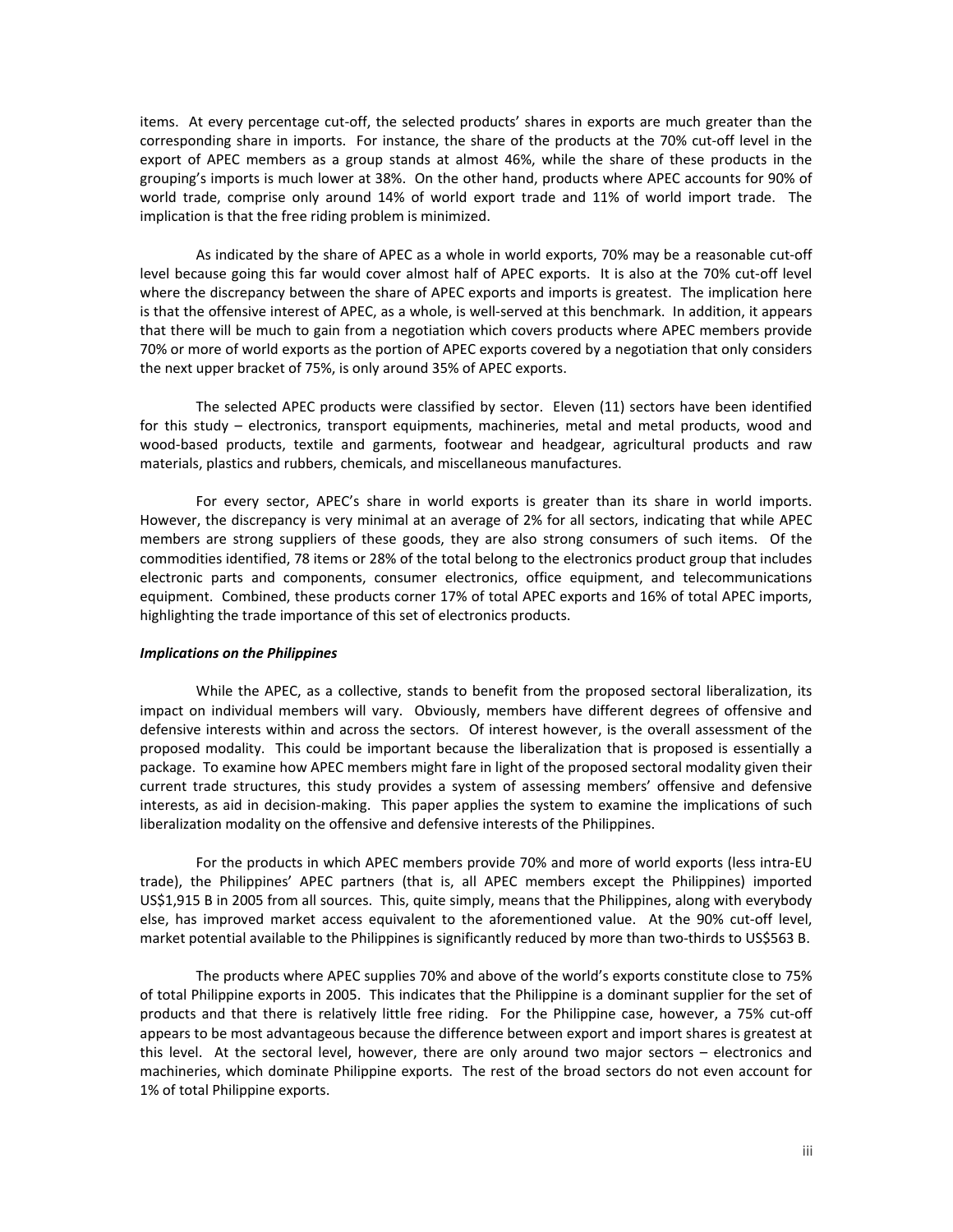items. At every percentage cut-off, the selected products' shares in exports are much greater than the corresponding share in imports. For instance, the share of the products at the 70% cut-off level in the export of APEC members as a group stands at almost 46%, while the share of these products in the grouping's imports is much lower at 38%. On the other hand, products where APEC accounts for 90% of world trade, comprise only around 14% of world export trade and 11% of world import trade. The implication is that the free riding problem is minimized.

As indicated by the share of APEC as a whole in world exports, 70% may be a reasonable cut-off level because going this far would cover almost half of APEC exports. It is also at the 70% cut-off level where the discrepancy between the share of APEC exports and imports is greatest. The implication here is that the offensive interest of APEC, as a whole, is well-served at this benchmark. In addition, it appears that there will be much to gain from a negotiation which covers products where APEC members provide 70% or more of world exports as the portion of APEC exports covered by a negotiation that only considers the next upper bracket of 75%, is only around 35% of APEC exports.

The selected APEC products were classified by sector. Eleven (11) sectors have been identified for this study – electronics, transport equipments, machineries, metal and metal products, wood and wood-based products, textile and garments, footwear and headgear, agricultural products and raw materials, plastics and rubbers, chemicals, and miscellaneous manufactures.

For every sector, APEC's share in world exports is greater than its share in world imports. However, the discrepancy is very minimal at an average of 2% for all sectors, indicating that while APEC members are strong suppliers of these goods, they are also strong consumers of such items. Of the commodities identified, 78 items or 28% of the total belong to the electronics product group that includes electronic parts and components, consumer electronics, office equipment, and telecommunications equipment. Combined, these products corner 17% of total APEC exports and 16% of total APEC imports, highlighting the trade importance of this set of electronics products.

***Implications on the Philippines***

While the APEC, as a collective, stands to benefit from the proposed sectoral liberalization, its impact on individual members will vary. Obviously, members have different degrees of offensive and defensive interests within and across the sectors. Of interest however, is the overall assessment of the proposed modality. This could be important because the liberalization that is proposed is essentially a package. To examine how APEC members might fare in light of the proposed sectoral modality given their current trade structures, this study provides a system of assessing members' offensive and defensive interests, as aid in decision-making. This paper applies the system to examine the implications of such liberalization modality on the offensive and defensive interests of the Philippines.

For the products in which APEC members provide 70% and more of world exports (less intra-EU trade), the Philippines' APEC partners (that is, all APEC members except the Philippines) imported US$1,915 B in 2005 from all sources. This, quite simply, means that the Philippines, along with everybody else, has improved market access equivalent to the aforementioned value. At the 90% cut-off level, market potential available to the Philippines is significantly reduced by more than two-thirds to US$563 B.

The products where APEC supplies 70% and above of the world's exports constitute close to 75% of total Philippine exports in 2005. This indicates that the Philippine is a dominant supplier for the set of products and that there is relatively little free riding. For the Philippine case, however, a 75% cut-off appears to be most advantageous because the difference between export and import shares is greatest at this level. At the sectoral level, however, there are only around two major sectors – electronics and machineries, which dominate Philippine exports. The rest of the broad sectors do not even account for 1% of total Philippine exports.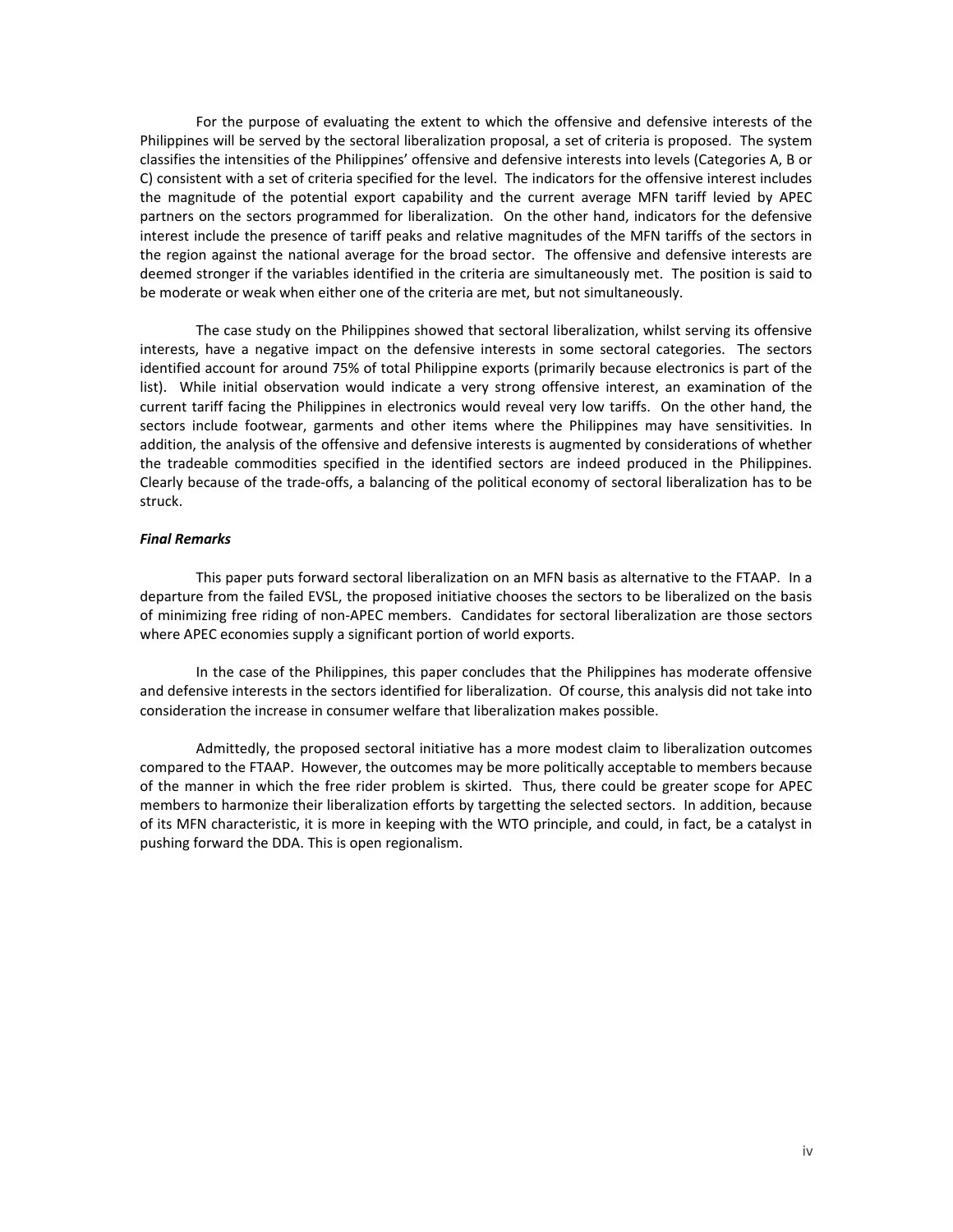For the purpose of evaluating the extent to which the offensive and defensive interests of the Philippines will be served by the sectoral liberalization proposal, a set of criteria is proposed. The system classifies the intensities of the Philippines' offensive and defensive interests into levels (Categories A, B or C) consistent with a set of criteria specified for the level. The indicators for the offensive interest includes the magnitude of the potential export capability and the current average MFN tariff levied by APEC partners on the sectors programmed for liberalization. On the other hand, indicators for the defensive interest include the presence of tariff peaks and relative magnitudes of the MFN tariffs of the sectors in the region against the national average for the broad sector. The offensive and defensive interests are deemed stronger if the variables identified in the criteria are simultaneously met. The position is said to be moderate or weak when either one of the criteria are met, but not simultaneously.

The case study on the Philippines showed that sectoral liberalization, whilst serving its offensive interests, have a negative impact on the defensive interests in some sectoral categories. The sectors identified account for around 75% of total Philippine exports (primarily because electronics is part of the list). While initial observation would indicate a very strong offensive interest, an examination of the current tariff facing the Philippines in electronics would reveal very low tariffs. On the other hand, the sectors include footwear, garments and other items where the Philippines may have sensitivities. In addition, the analysis of the offensive and defensive interests is augmented by considerations of whether the tradeable commodities specified in the identified sectors are indeed produced in the Philippines. Clearly because of the trade-offs, a balancing of the political economy of sectoral liberalization has to be struck.

***Final Remarks***

This paper puts forward sectoral liberalization on an MFN basis as alternative to the FTAAP. In a departure from the failed EVSL, the proposed initiative chooses the sectors to be liberalized on the basis of minimizing free riding of non-APEC members. Candidates for sectoral liberalization are those sectors where APEC economies supply a significant portion of world exports.

In the case of the Philippines, this paper concludes that the Philippines has moderate offensive and defensive interests in the sectors identified for liberalization. Of course, this analysis did not take into consideration the increase in consumer welfare that liberalization makes possible.

Admittedly, the proposed sectoral initiative has a more modest claim to liberalization outcomes compared to the FTAAP. However, the outcomes may be more politically acceptable to members because of the manner in which the free rider problem is skirted. Thus, there could be greater scope for APEC members to harmonize their liberalization efforts by targetting the selected sectors. In addition, because of its MFN characteristic, it is more in keeping with the WTO principle, and could, in fact, be a catalyst in pushing forward the DDA. This is open regionalism.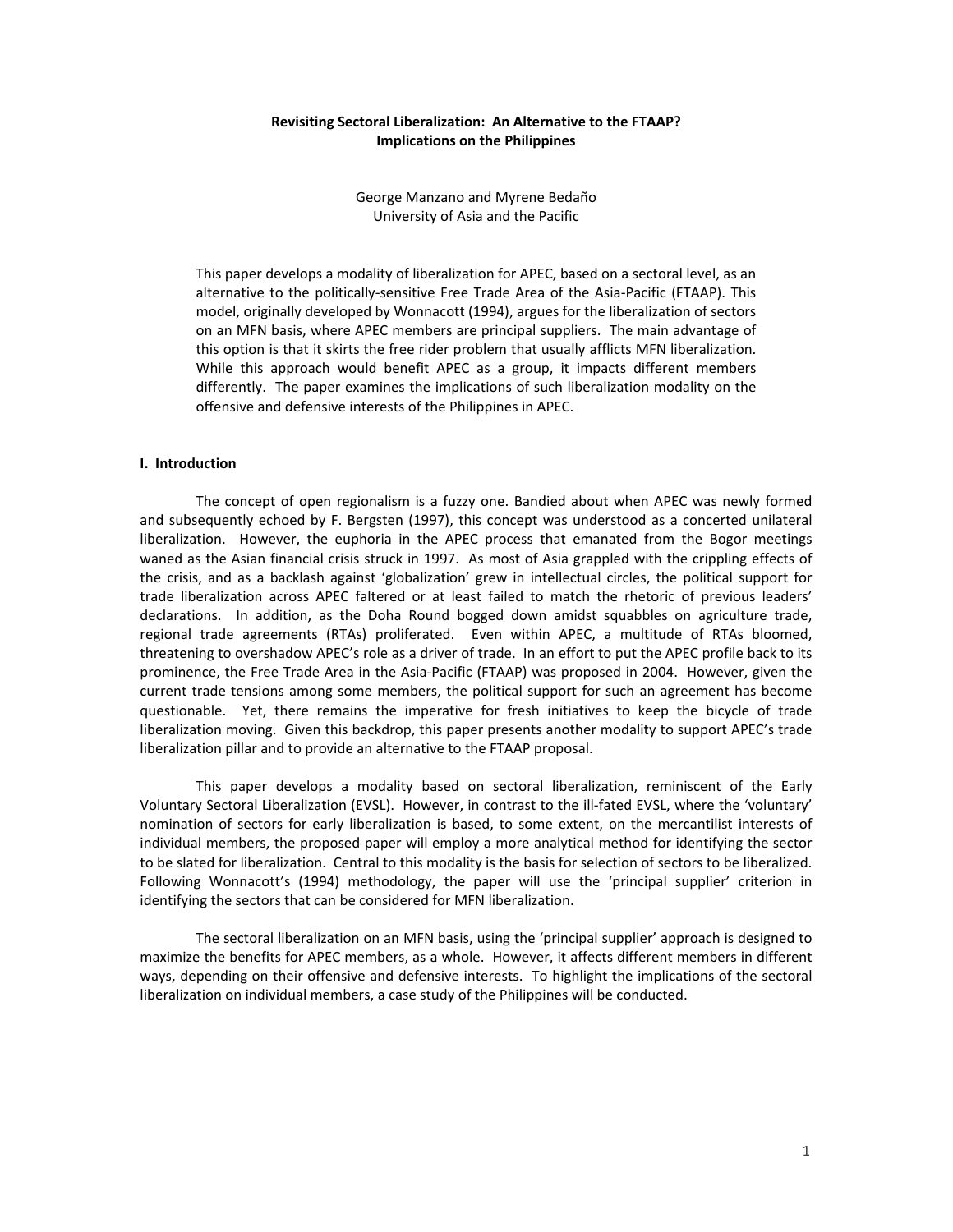**Revisiting Sectoral Liberalization: An Alternative to the FTAAP?**
**Implications on the Philippines**

George Manzano and Myrene Bedaño
University of Asia and the Pacific

This paper develops a modality of liberalization for APEC, based on a sectoral level, as an alternative to the politically-sensitive Free Trade Area of the Asia-Pacific (FTAAP). This model, originally developed by Wonnacott (1994), argues for the liberalization of sectors on an MFN basis, where APEC members are principal suppliers. The main advantage of this option is that it skirts the free rider problem that usually afflicts MFN liberalization. While this approach would benefit APEC as a group, it impacts different members differently. The paper examines the implications of such liberalization modality on the offensive and defensive interests of the Philippines in APEC.

## I. Introduction

The concept of open regionalism is a fuzzy one. Bandied about when APEC was newly formed and subsequently echoed by F. Bergsten (1997), this concept was understood as a concerted unilateral liberalization. However, the euphoria in the APEC process that emanated from the Bogor meetings waned as the Asian financial crisis struck in 1997. As most of Asia grappled with the crippling effects of the crisis, and as a backlash against 'globalization' grew in intellectual circles, the political support for trade liberalization across APEC faltered or at least failed to match the rhetoric of previous leaders' declarations. In addition, as the Doha Round bogged down amidst squabbles on agriculture trade, regional trade agreements (RTAs) proliferated. Even within APEC, a multitude of RTAs bloomed, threatening to overshadow APEC's role as a driver of trade. In an effort to put the APEC profile back to its prominence, the Free Trade Area in the Asia-Pacific (FTAAP) was proposed in 2004. However, given the current trade tensions among some members, the political support for such an agreement has become questionable. Yet, there remains the imperative for fresh initiatives to keep the bicycle of trade liberalization moving. Given this backdrop, this paper presents another modality to support APEC's trade liberalization pillar and to provide an alternative to the FTAAP proposal.

This paper develops a modality based on sectoral liberalization, reminiscent of the Early Voluntary Sectoral Liberalization (EVSL). However, in contrast to the ill-fated EVSL, where the 'voluntary' nomination of sectors for early liberalization is based, to some extent, on the mercantilist interests of individual members, the proposed paper will employ a more analytical method for identifying the sector to be slated for liberalization. Central to this modality is the basis for selection of sectors to be liberalized. Following Wonnacott's (1994) methodology, the paper will use the 'principal supplier' criterion in identifying the sectors that can be considered for MFN liberalization.

The sectoral liberalization on an MFN basis, using the 'principal supplier' approach is designed to maximize the benefits for APEC members, as a whole. However, it affects different members in different ways, depending on their offensive and defensive interests. To highlight the implications of the sectoral liberalization on individual members, a case study of the Philippines will be conducted.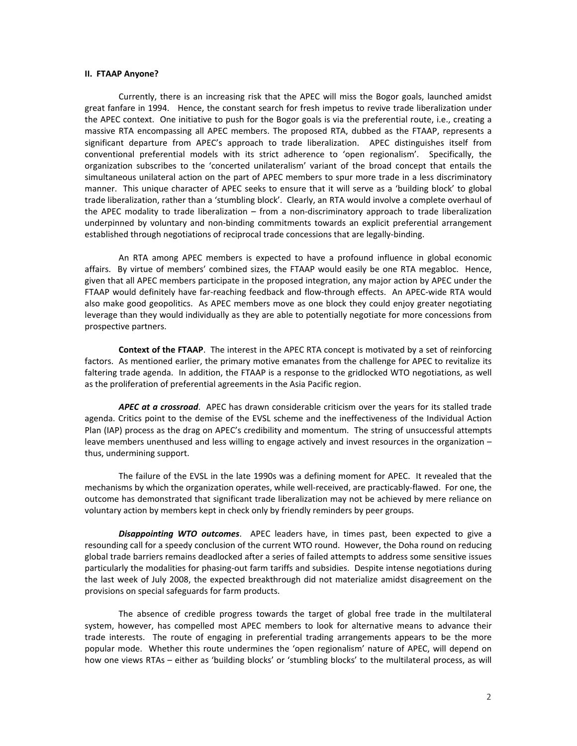## II. FTAAP Anyone?

Currently, there is an increasing risk that the APEC will miss the Bogor goals, launched amidst great fanfare in 1994. Hence, the constant search for fresh impetus to revive trade liberalization under the APEC context. One initiative to push for the Bogor goals is via the preferential route, i.e., creating a massive RTA encompassing all APEC members. The proposed RTA, dubbed as the FTAAP, represents a significant departure from APEC's approach to trade liberalization. APEC distinguishes itself from conventional preferential models with its strict adherence to 'open regionalism'. Specifically, the organization subscribes to the 'concerted unilateralism' variant of the broad concept that entails the simultaneous unilateral action on the part of APEC members to spur more trade in a less discriminatory manner. This unique character of APEC seeks to ensure that it will serve as a 'building block' to global trade liberalization, rather than a 'stumbling block'. Clearly, an RTA would involve a complete overhaul of the APEC modality to trade liberalization – from a non-discriminatory approach to trade liberalization underpinned by voluntary and non-binding commitments towards an explicit preferential arrangement established through negotiations of reciprocal trade concessions that are legally-binding.

An RTA among APEC members is expected to have a profound influence in global economic affairs. By virtue of members' combined sizes, the FTAAP would easily be one RTA megabloc. Hence, given that all APEC members participate in the proposed integration, any major action by APEC under the FTAAP would definitely have far-reaching feedback and flow-through effects. An APEC-wide RTA would also make good geopolitics. As APEC members move as one block they could enjoy greater negotiating leverage than they would individually as they are able to potentially negotiate for more concessions from prospective partners.

**Context of the FTAAP**. The interest in the APEC RTA concept is motivated by a set of reinforcing factors. As mentioned earlier, the primary motive emanates from the challenge for APEC to revitalize its faltering trade agenda. In addition, the FTAAP is a response to the gridlocked WTO negotiations, as well as the proliferation of preferential agreements in the Asia Pacific region.

***APEC at a crossroad***. APEC has drawn considerable criticism over the years for its stalled trade agenda. Critics point to the demise of the EVSL scheme and the ineffectiveness of the Individual Action Plan (IAP) process as the drag on APEC's credibility and momentum. The string of unsuccessful attempts leave members unenthused and less willing to engage actively and invest resources in the organization – thus, undermining support.

The failure of the EVSL in the late 1990s was a defining moment for APEC. It revealed that the mechanisms by which the organization operates, while well-received, are practicably-flawed. For one, the outcome has demonstrated that significant trade liberalization may not be achieved by mere reliance on voluntary action by members kept in check only by friendly reminders by peer groups.

***Disappointing WTO outcomes***. APEC leaders have, in times past, been expected to give a resounding call for a speedy conclusion of the current WTO round. However, the Doha round on reducing global trade barriers remains deadlocked after a series of failed attempts to address some sensitive issues particularly the modalities for phasing-out farm tariffs and subsidies. Despite intense negotiations during the last week of July 2008, the expected breakthrough did not materialize amidst disagreement on the provisions on special safeguards for farm products.

The absence of credible progress towards the target of global free trade in the multilateral system, however, has compelled most APEC members to look for alternative means to advance their trade interests. The route of engaging in preferential trading arrangements appears to be the more popular mode. Whether this route undermines the 'open regionalism' nature of APEC, will depend on how one views RTAs – either as 'building blocks' or 'stumbling blocks' to the multilateral process, as will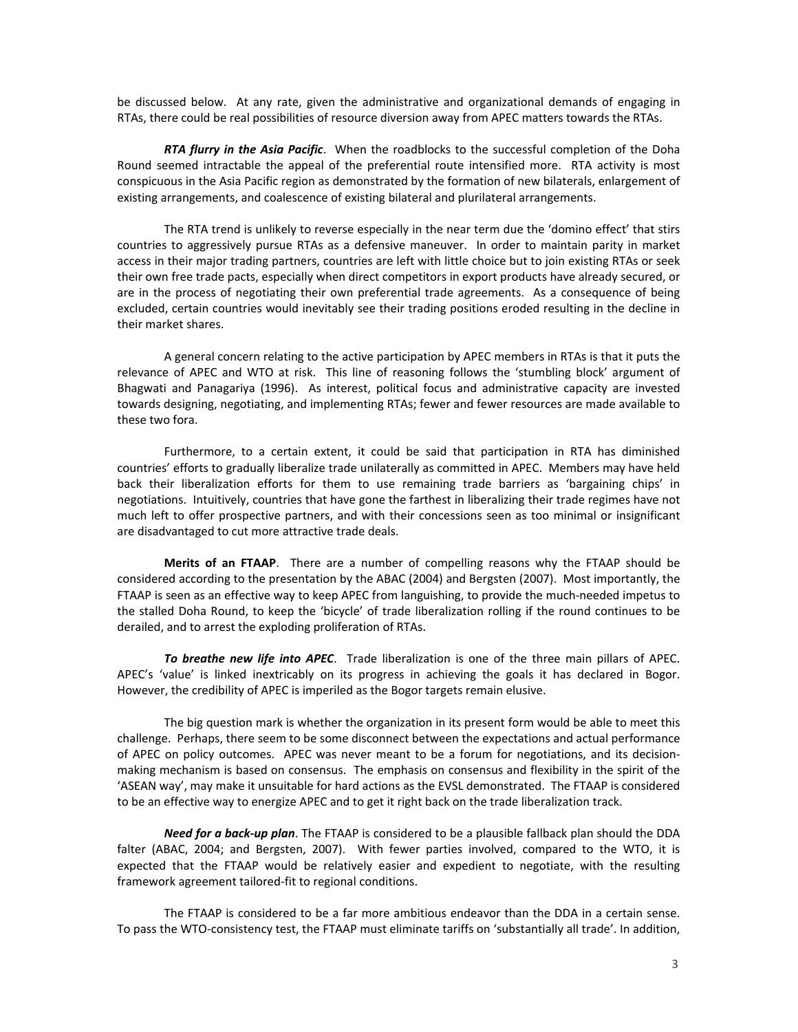be discussed below. At any rate, given the administrative and organizational demands of engaging in RTAs, there could be real possibilities of resource diversion away from APEC matters towards the RTAs.

***RTA flurry in the Asia Pacific***. When the roadblocks to the successful completion of the Doha Round seemed intractable the appeal of the preferential route intensified more. RTA activity is most conspicuous in the Asia Pacific region as demonstrated by the formation of new bilaterals, enlargement of existing arrangements, and coalescence of existing bilateral and plurilateral arrangements.

The RTA trend is unlikely to reverse especially in the near term due the 'domino effect' that stirs countries to aggressively pursue RTAs as a defensive maneuver. In order to maintain parity in market access in their major trading partners, countries are left with little choice but to join existing RTAs or seek their own free trade pacts, especially when direct competitors in export products have already secured, or are in the process of negotiating their own preferential trade agreements. As a consequence of being excluded, certain countries would inevitably see their trading positions eroded resulting in the decline in their market shares.

A general concern relating to the active participation by APEC members in RTAs is that it puts the relevance of APEC and WTO at risk. This line of reasoning follows the 'stumbling block' argument of Bhagwati and Panagariya (1996). As interest, political focus and administrative capacity are invested towards designing, negotiating, and implementing RTAs; fewer and fewer resources are made available to these two fora.

Furthermore, to a certain extent, it could be said that participation in RTA has diminished countries' efforts to gradually liberalize trade unilaterally as committed in APEC. Members may have held back their liberalization efforts for them to use remaining trade barriers as 'bargaining chips' in negotiations. Intuitively, countries that have gone the farthest in liberalizing their trade regimes have not much left to offer prospective partners, and with their concessions seen as too minimal or insignificant are disadvantaged to cut more attractive trade deals.

**Merits of an FTAAP**. There are a number of compelling reasons why the FTAAP should be considered according to the presentation by the ABAC (2004) and Bergsten (2007). Most importantly, the FTAAP is seen as an effective way to keep APEC from languishing, to provide the much-needed impetus to the stalled Doha Round, to keep the 'bicycle' of trade liberalization rolling if the round continues to be derailed, and to arrest the exploding proliferation of RTAs.

***To breathe new life into APEC***. Trade liberalization is one of the three main pillars of APEC. APEC's 'value' is linked inextricably on its progress in achieving the goals it has declared in Bogor. However, the credibility of APEC is imperiled as the Bogor targets remain elusive.

The big question mark is whether the organization in its present form would be able to meet this challenge. Perhaps, there seem to be some disconnect between the expectations and actual performance of APEC on policy outcomes. APEC was never meant to be a forum for negotiations, and its decision-making mechanism is based on consensus. The emphasis on consensus and flexibility in the spirit of the 'ASEAN way', may make it unsuitable for hard actions as the EVSL demonstrated. The FTAAP is considered to be an effective way to energize APEC and to get it right back on the trade liberalization track.

***Need for a back-up plan***. The FTAAP is considered to be a plausible fallback plan should the DDA falter (ABAC, 2004; and Bergsten, 2007). With fewer parties involved, compared to the WTO, it is expected that the FTAAP would be relatively easier and expedient to negotiate, with the resulting framework agreement tailored-fit to regional conditions.

The FTAAP is considered to be a far more ambitious endeavor than the DDA in a certain sense. To pass the WTO-consistency test, the FTAAP must eliminate tariffs on 'substantially all trade'. In addition,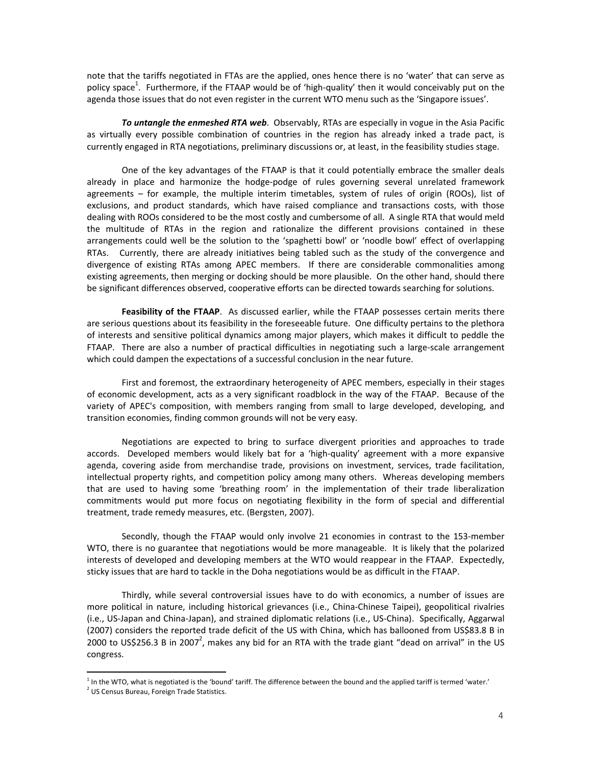note that the tariffs negotiated in FTAs are the applied, ones hence there is no 'water' that can serve as policy space[1]. Furthermore, if the FTAAP would be of 'high-quality' then it would conceivably put on the agenda those issues that do not even register in the current WTO menu such as the 'Singapore issues'.

***To untangle the enmeshed RTA web***. Observably, RTAs are especially in vogue in the Asia Pacific as virtually every possible combination of countries in the region has already inked a trade pact, is currently engaged in RTA negotiations, preliminary discussions or, at least, in the feasibility studies stage.

One of the key advantages of the FTAAP is that it could potentially embrace the smaller deals already in place and harmonize the hodge-podge of rules governing several unrelated framework agreements – for example, the multiple interim timetables, system of rules of origin (ROOs), list of exclusions, and product standards, which have raised compliance and transactions costs, with those dealing with ROOs considered to be the most costly and cumbersome of all. A single RTA that would meld the multitude of RTAs in the region and rationalize the different provisions contained in these arrangements could well be the solution to the 'spaghetti bowl' or 'noodle bowl' effect of overlapping RTAs. Currently, there are already initiatives being tabled such as the study of the convergence and divergence of existing RTAs among APEC members. If there are considerable commonalities among existing agreements, then merging or docking should be more plausible. On the other hand, should there be significant differences observed, cooperative efforts can be directed towards searching for solutions.

**Feasibility of the FTAAP**. As discussed earlier, while the FTAAP possesses certain merits there are serious questions about its feasibility in the foreseeable future. One difficulty pertains to the plethora of interests and sensitive political dynamics among major players, which makes it difficult to peddle the FTAAP. There are also a number of practical difficulties in negotiating such a large-scale arrangement which could dampen the expectations of a successful conclusion in the near future.

First and foremost, the extraordinary heterogeneity of APEC members, especially in their stages of economic development, acts as a very significant roadblock in the way of the FTAAP. Because of the variety of APEC's composition, with members ranging from small to large developed, developing, and transition economies, finding common grounds will not be very easy.

Negotiations are expected to bring to surface divergent priorities and approaches to trade accords. Developed members would likely bat for a 'high-quality' agreement with a more expansive agenda, covering aside from merchandise trade, provisions on investment, services, trade facilitation, intellectual property rights, and competition policy among many others. Whereas developing members that are used to having some 'breathing room' in the implementation of their trade liberalization commitments would put more focus on negotiating flexibility in the form of special and differential treatment, trade remedy measures, etc. (Bergsten, 2007).

Secondly, though the FTAAP would only involve 21 economies in contrast to the 153-member WTO, there is no guarantee that negotiations would be more manageable. It is likely that the polarized interests of developed and developing members at the WTO would reappear in the FTAAP. Expectedly, sticky issues that are hard to tackle in the Doha negotiations would be as difficult in the FTAAP.

Thirdly, while several controversial issues have to do with economics, a number of issues are more political in nature, including historical grievances (i.e., China-Chinese Taipei), geopolitical rivalries (i.e., US-Japan and China-Japan), and strained diplomatic relations (i.e., US-China). Specifically, Aggarwal (2007) considers the reported trade deficit of the US with China, which has ballooned from US$83.8 B in 2000 to US$256.3 B in 2007[2], makes any bid for an RTA with the trade giant "dead on arrival" in the US congress.

[1] In the WTO, what is negotiated is the 'bound' tariff. The difference between the bound and the applied tariff is termed 'water.'

[2] US Census Bureau, Foreign Trade Statistics.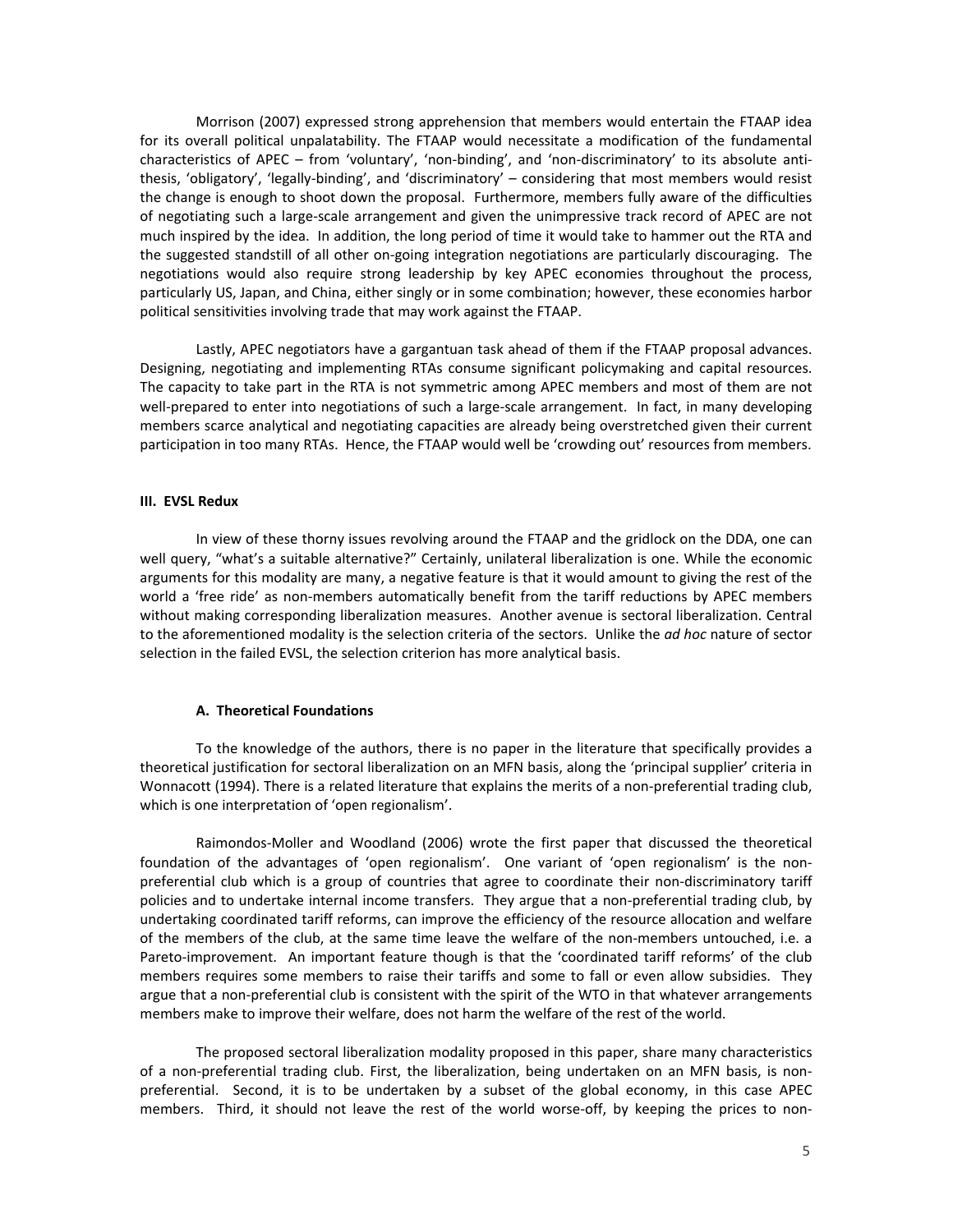Morrison (2007) expressed strong apprehension that members would entertain the FTAAP idea for its overall political unpalatability. The FTAAP would necessitate a modification of the fundamental characteristics of APEC – from 'voluntary', 'non-binding', and 'non-discriminatory' to its absolute antithesis, 'obligatory', 'legally-binding', and 'discriminatory' – considering that most members would resist the change is enough to shoot down the proposal. Furthermore, members fully aware of the difficulties of negotiating such a large-scale arrangement and given the unimpressive track record of APEC are not much inspired by the idea. In addition, the long period of time it would take to hammer out the RTA and the suggested standstill of all other on-going integration negotiations are particularly discouraging. The negotiations would also require strong leadership by key APEC economies throughout the process, particularly US, Japan, and China, either singly or in some combination; however, these economies harbor political sensitivities involving trade that may work against the FTAAP.

Lastly, APEC negotiators have a gargantuan task ahead of them if the FTAAP proposal advances. Designing, negotiating and implementing RTAs consume significant policymaking and capital resources. The capacity to take part in the RTA is not symmetric among APEC members and most of them are not well-prepared to enter into negotiations of such a large-scale arrangement. In fact, in many developing members scarce analytical and negotiating capacities are already being overstretched given their current participation in too many RTAs. Hence, the FTAAP would well be 'crowding out' resources from members.

## III. EVSL Redux

In view of these thorny issues revolving around the FTAAP and the gridlock on the DDA, one can well query, "what's a suitable alternative?" Certainly, unilateral liberalization is one. While the economic arguments for this modality are many, a negative feature is that it would amount to giving the rest of the world a 'free ride' as non-members automatically benefit from the tariff reductions by APEC members without making corresponding liberalization measures. Another avenue is sectoral liberalization. Central to the aforementioned modality is the selection criteria of the sectors. Unlike the *ad hoc* nature of sector selection in the failed EVSL, the selection criterion has more analytical basis.

### A. Theoretical Foundations

To the knowledge of the authors, there is no paper in the literature that specifically provides a theoretical justification for sectoral liberalization on an MFN basis, along the 'principal supplier' criteria in Wonnacott (1994). There is a related literature that explains the merits of a non-preferential trading club, which is one interpretation of 'open regionalism'.

Raimondos-Moller and Woodland (2006) wrote the first paper that discussed the theoretical foundation of the advantages of 'open regionalism'. One variant of 'open regionalism' is the non-preferential club which is a group of countries that agree to coordinate their non-discriminatory tariff policies and to undertake internal income transfers. They argue that a non-preferential trading club, by undertaking coordinated tariff reforms, can improve the efficiency of the resource allocation and welfare of the members of the club, at the same time leave the welfare of the non-members untouched, i.e. a Pareto-improvement. An important feature though is that the 'coordinated tariff reforms' of the club members requires some members to raise their tariffs and some to fall or even allow subsidies. They argue that a non-preferential club is consistent with the spirit of the WTO in that whatever arrangements members make to improve their welfare, does not harm the welfare of the rest of the world.

The proposed sectoral liberalization modality proposed in this paper, share many characteristics of a non-preferential trading club. First, the liberalization, being undertaken on an MFN basis, is non-preferential. Second, it is to be undertaken by a subset of the global economy, in this case APEC members. Third, it should not leave the rest of the world worse-off, by keeping the prices to non-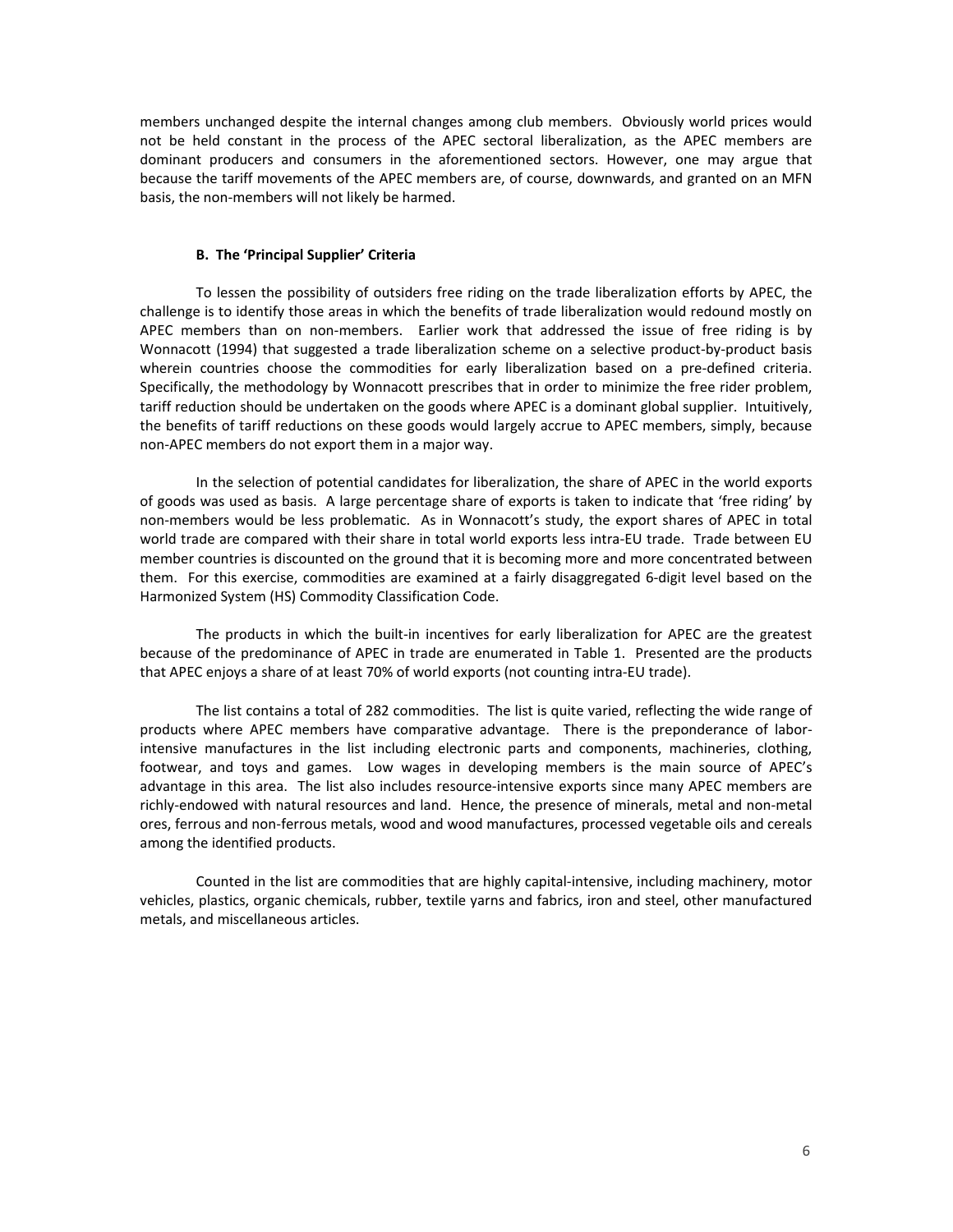members unchanged despite the internal changes among club members. Obviously world prices would not be held constant in the process of the APEC sectoral liberalization, as the APEC members are dominant producers and consumers in the aforementioned sectors. However, one may argue that because the tariff movements of the APEC members are, of course, downwards, and granted on an MFN basis, the non-members will not likely be harmed.

### B. The 'Principal Supplier' Criteria

To lessen the possibility of outsiders free riding on the trade liberalization efforts by APEC, the challenge is to identify those areas in which the benefits of trade liberalization would redound mostly on APEC members than on non-members. Earlier work that addressed the issue of free riding is by Wonnacott (1994) that suggested a trade liberalization scheme on a selective product-by-product basis wherein countries choose the commodities for early liberalization based on a pre-defined criteria. Specifically, the methodology by Wonnacott prescribes that in order to minimize the free rider problem, tariff reduction should be undertaken on the goods where APEC is a dominant global supplier. Intuitively, the benefits of tariff reductions on these goods would largely accrue to APEC members, simply, because non-APEC members do not export them in a major way.

In the selection of potential candidates for liberalization, the share of APEC in the world exports of goods was used as basis. A large percentage share of exports is taken to indicate that 'free riding' by non-members would be less problematic. As in Wonnacott's study, the export shares of APEC in total world trade are compared with their share in total world exports less intra-EU trade. Trade between EU member countries is discounted on the ground that it is becoming more and more concentrated between them. For this exercise, commodities are examined at a fairly disaggregated 6-digit level based on the Harmonized System (HS) Commodity Classification Code.

The products in which the built-in incentives for early liberalization for APEC are the greatest because of the predominance of APEC in trade are enumerated in Table 1. Presented are the products that APEC enjoys a share of at least 70% of world exports (not counting intra-EU trade).

The list contains a total of 282 commodities. The list is quite varied, reflecting the wide range of products where APEC members have comparative advantage. There is the preponderance of labor-intensive manufactures in the list including electronic parts and components, machineries, clothing, footwear, and toys and games. Low wages in developing members is the main source of APEC's advantage in this area. The list also includes resource-intensive exports since many APEC members are richly-endowed with natural resources and land. Hence, the presence of minerals, metal and non-metal ores, ferrous and non-ferrous metals, wood and wood manufactures, processed vegetable oils and cereals among the identified products.

Counted in the list are commodities that are highly capital-intensive, including machinery, motor vehicles, plastics, organic chemicals, rubber, textile yarns and fabrics, iron and steel, other manufactured metals, and miscellaneous articles.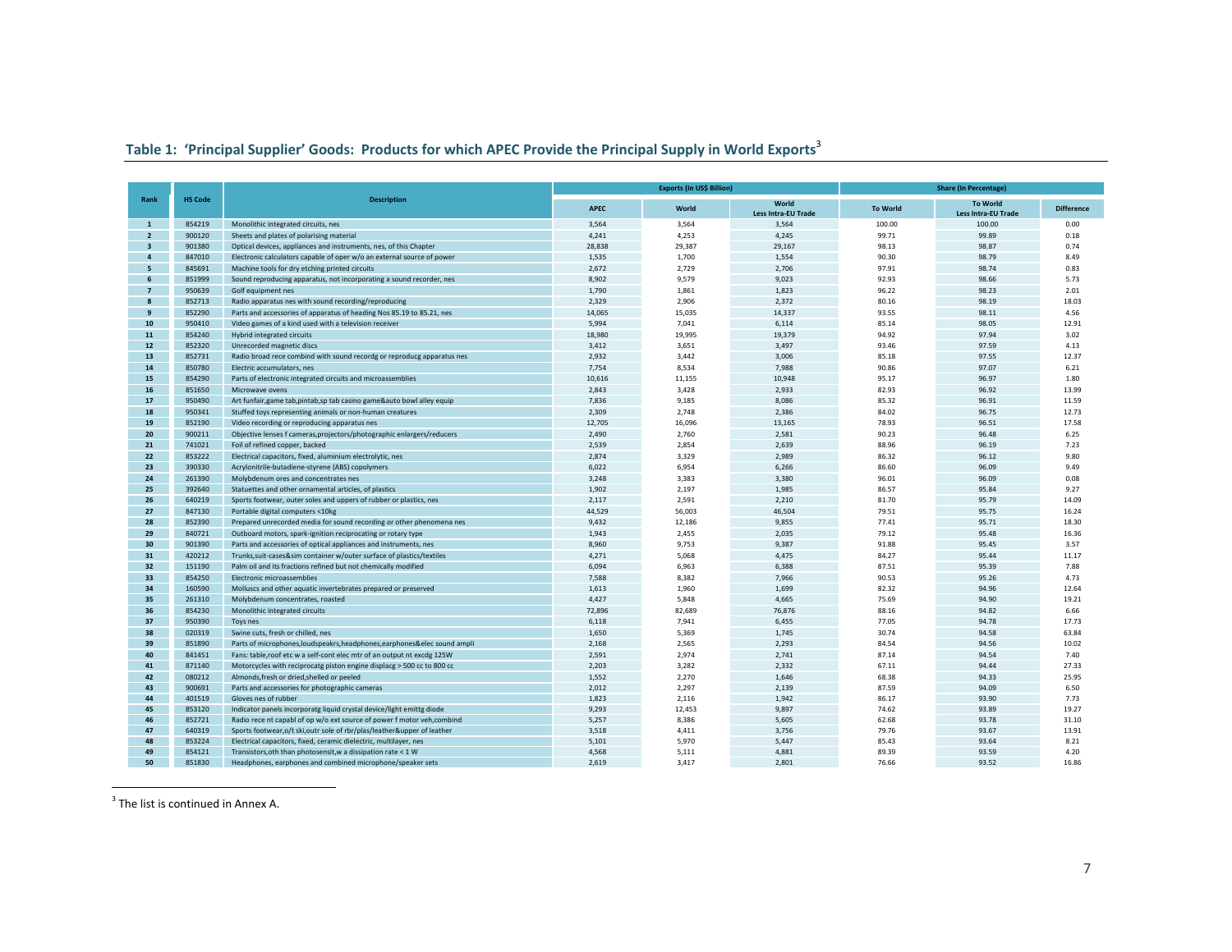## Table 1: 'Principal Supplier' Goods: Products for which APEC Provide the Principal Supply in World Exports[3]

| Rank | HS Code | Description | Exports (In US$ Billion) | | | Share (In Percentage) | | |
|---|---|---|---|---|---|---|---|---|
| | | | APEC | World | World Less Intra-EU Trade | To World | To World Less Intra-EU Trade | Difference |
| 1 | 854219 | Monolithic integrated circuits, nes | 3,564 | 3,564 | 3,564 | 100.00 | 100.00 | 0.00 |
| 2 | 900120 | Sheets and plates of polarising material | 4,241 | 4,253 | 4,245 | 99.71 | 99.89 | 0.18 |
| 3 | 901380 | Optical devices, appliances and instruments, nes, of this Chapter | 28,838 | 29,387 | 29,167 | 98.13 | 98.87 | 0.74 |
| 4 | 847010 | Electronic calculators capable of oper w/o an external source of power | 1,535 | 1,700 | 1,554 | 90.30 | 98.79 | 8.49 |
| 5 | 845691 | Machine tools for dry etching printed circuits | 2,672 | 2,729 | 2,706 | 97.91 | 98.74 | 0.83 |
| 6 | 851999 | Sound reproducing apparatus, not incorporating a sound recorder, nes | 8,902 | 9,579 | 9,023 | 92.93 | 98.66 | 5.73 |
| 7 | 950639 | Golf equipment nes | 1,790 | 1,861 | 1,823 | 96.22 | 98.23 | 2.01 |
| 8 | 852713 | Radio apparatus nes with sound recording/reproducing | 2,329 | 2,906 | 2,372 | 80.16 | 98.19 | 18.03 |
| 9 | 852290 | Parts and accessories of apparatus of heading Nos 85.19 to 85.21, nes | 14,065 | 15,035 | 14,337 | 93.55 | 98.11 | 4.56 |
| 10 | 950410 | Video games of a kind used with a television receiver | 5,994 | 7,041 | 6,114 | 85.14 | 98.05 | 12.91 |
| 11 | 854240 | Hybrid integrated circuits | 18,980 | 19,995 | 19,379 | 94.92 | 97.94 | 3.02 |
| 12 | 852320 | Unrecorded magnetic discs | 3,412 | 3,651 | 3,497 | 93.46 | 97.59 | 4.13 |
| 13 | 852731 | Radio broad rece combind with sound recordg or reproducg apparatus nes | 2,932 | 3,442 | 3,006 | 85.18 | 97.55 | 12.37 |
| 14 | 850780 | Electric accumulators, nes | 7,754 | 8,534 | 7,988 | 90.86 | 97.07 | 6.21 |
| 15 | 854290 | Parts of electronic integrated circuits and microassemblies | 10,616 | 11,155 | 10,948 | 95.17 | 96.97 | 1.80 |
| 16 | 851650 | Microwave ovens | 2,843 | 3,428 | 2,933 | 82.93 | 96.92 | 13.99 |
| 17 | 950490 | Art funfair,game tab,pintab,sp tab casino game&auto bowl alley equip | 7,836 | 9,185 | 8,086 | 85.32 | 96.91 | 11.59 |
| 18 | 950341 | Stuffed toys representing animals or non-human creatures | 2,309 | 2,748 | 2,386 | 84.02 | 96.75 | 12.73 |
| 19 | 852190 | Video recording or reproducing apparatus nes | 12,705 | 16,096 | 13,165 | 78.93 | 96.51 | 17.58 |
| 20 | 900211 | Objective lenses f cameras,projectors/photographic enlargers/reducers | 2,490 | 2,760 | 2,581 | 90.23 | 96.48 | 6.25 |
| 21 | 741021 | Foil of refined copper, backed | 2,539 | 2,854 | 2,639 | 88.96 | 96.19 | 7.23 |
| 22 | 853222 | Electrical capacitors, fixed, aluminium electrolytic, nes | 2,874 | 3,329 | 2,989 | 86.32 | 96.12 | 9.80 |
| 23 | 390330 | Acrylonitrile-butadiene-styrene (ABS) copolymers | 6,022 | 6,954 | 6,266 | 86.60 | 96.09 | 9.49 |
| 24 | 261390 | Molybdenum ores and concentrates nes | 3,248 | 3,383 | 3,380 | 96.01 | 96.09 | 0.08 |
| 25 | 392640 | Statuettes and other ornamental articles, of plastics | 1,902 | 2,197 | 1,985 | 86.57 | 95.84 | 9.27 |
| 26 | 640219 | Sports footwear, outer soles and uppers of rubber or plastics, nes | 2,117 | 2,591 | 2,210 | 81.70 | 95.79 | 14.09 |
| 27 | 847130 | Portable digital computers <10kg | 44,529 | 56,003 | 46,504 | 79.51 | 95.75 | 16.24 |
| 28 | 852390 | Prepared unrecorded media for sound recording or other phenomena nes | 9,432 | 12,186 | 9,855 | 77.41 | 95.71 | 18.30 |
| 29 | 840721 | Outboard motors, spark-ignition reciprocating or rotary type | 1,943 | 2,455 | 2,035 | 79.12 | 95.48 | 16.36 |
| 30 | 901390 | Parts and accessories of optical appliances and instruments, nes | 8,960 | 9,753 | 9,387 | 91.88 | 95.45 | 3.57 |
| 31 | 420212 | Trunks,suit-cases&sim container w/outer surface of plastics/textiles | 4,271 | 5,068 | 4,475 | 84.27 | 95.44 | 11.17 |
| 32 | 151190 | Palm oil and its fractions refined but not chemically modified | 6,094 | 6,963 | 6,388 | 87.51 | 95.39 | 7.88 |
| 33 | 854250 | Electronic microassemblies | 7,588 | 8,382 | 7,966 | 90.53 | 95.26 | 4.73 |
| 34 | 160590 | Molluscs and other aquatic invertebrates prepared or preserved | 1,613 | 1,960 | 1,699 | 82.32 | 94.96 | 12.64 |
| 35 | 261310 | Molybdenum concentrates, roasted | 4,427 | 5,848 | 4,665 | 75.69 | 94.90 | 19.21 |
| 36 | 854230 | Monolithic integrated circuits | 72,896 | 82,689 | 76,876 | 88.16 | 94.82 | 6.66 |
| 37 | 950390 | Toys nes | 6,118 | 7,941 | 6,455 | 77.05 | 94.78 | 17.73 |
| 38 | 020319 | Swine cuts, fresh or chilled, nes | 1,650 | 5,369 | 1,745 | 30.74 | 94.58 | 63.84 |
| 39 | 851890 | Parts of microphones,loudspeakrs,headphones,earphones&elec sound ampli | 2,168 | 2,565 | 2,293 | 84.54 | 94.56 | 10.02 |
| 40 | 841451 | Fans: table,roof etc w a self-cont elec mtr of an output nt excdg 125W | 2,591 | 2,974 | 2,741 | 87.14 | 94.54 | 7.40 |
| 41 | 871140 | Motorcycles with reciprocatg piston engine displacg > 500 cc to 800 cc | 2,203 | 3,282 | 2,332 | 67.11 | 94.44 | 27.33 |
| 42 | 080212 | Almonds,fresh or dried,shelled or peeled | 1,552 | 2,270 | 1,646 | 68.38 | 94.33 | 25.95 |
| 43 | 900691 | Parts and accessories for photographic cameras | 2,012 | 2,297 | 2,139 | 87.59 | 94.09 | 6.50 |
| 44 | 401519 | Gloves nes of rubber | 1,823 | 2,116 | 1,942 | 86.17 | 93.90 | 7.73 |
| 45 | 853120 | Indicator panels incorporatg liquid crystal device/light emittg diode | 9,293 | 12,453 | 9,897 | 74.62 | 93.89 | 19.27 |
| 46 | 852721 | Radio rece nt capabl of op w/o ext source of power f motor veh,combind | 5,257 | 8,386 | 5,605 | 62.68 | 93.78 | 31.10 |
| 47 | 640319 | Sports footwear,o/t ski,outr sole of rbr/plas/leather&upper of leather | 3,518 | 4,411 | 3,756 | 79.76 | 93.67 | 13.91 |
| 48 | 853224 | Electrical capacitors, fixed, ceramic dielectric, multilayer, nes | 5,101 | 5,970 | 5,447 | 85.43 | 93.64 | 8.21 |
| 49 | 854121 | Transistors,oth than photosensit,w a dissipation rate < 1 W | 4,568 | 5,111 | 4,881 | 89.39 | 93.59 | 4.20 |
| 50 | 851830 | Headphones, earphones and combined microphone/speaker sets | 2,619 | 3,417 | 2,801 | 76.66 | 93.52 | 16.86 |

[3] The list is continued in Annex A.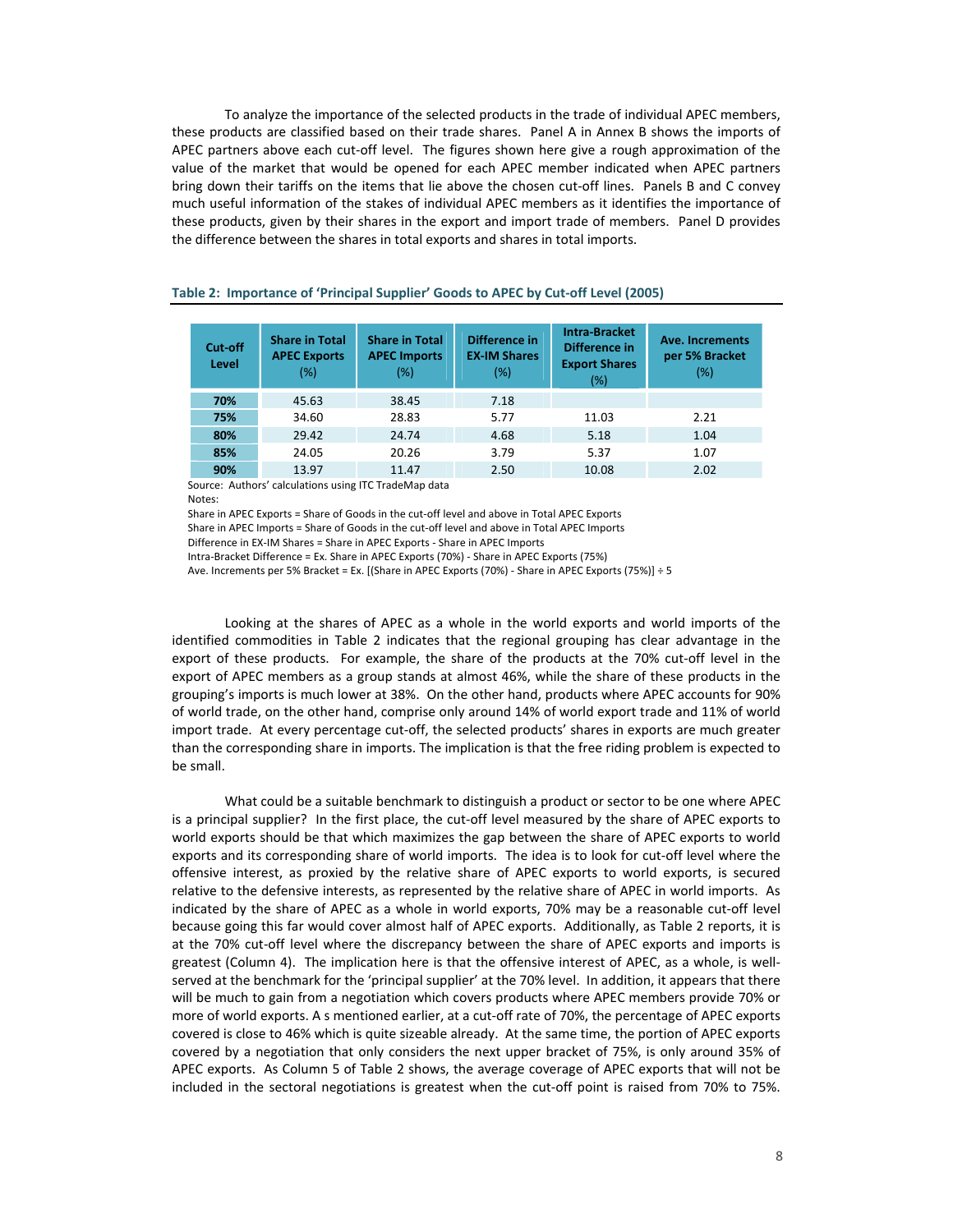To analyze the importance of the selected products in the trade of individual APEC members, these products are classified based on their trade shares. Panel A in Annex B shows the imports of APEC partners above each cut-off level. The figures shown here give a rough approximation of the value of the market that would be opened for each APEC member indicated when APEC partners bring down their tariffs on the items that lie above the chosen cut-off lines. Panels B and C convey much useful information of the stakes of individual APEC members as it identifies the importance of these products, given by their shares in the export and import trade of members. Panel D provides the difference between the shares in total exports and shares in total imports.

**Table 2: Importance of 'Principal Supplier' Goods to APEC by Cut-off Level (2005)**

| Cut-off Level | Share in Total APEC Exports (%) | Share in Total APEC Imports (%) | Difference in EX-IM Shares (%) | Intra-Bracket Difference in Export Shares (%) | Ave. Increments per 5% Bracket (%) |
|---|---|---|---|---|---|
| **70%** | 45.63 | 38.45 | 7.18 | | |
| **75%** | 34.60 | 28.83 | 5.77 | 11.03 | 2.21 |
| **80%** | 29.42 | 24.74 | 4.68 | 5.18 | 1.04 |
| **85%** | 24.05 | 20.26 | 3.79 | 5.37 | 1.07 |
| **90%** | 13.97 | 11.47 | 2.50 | 10.08 | 2.02 |

Source: Authors' calculations using ITC TradeMap data

Notes:

Share in APEC Exports = Share of Goods in the cut-off level and above in Total APEC Exports

Share in APEC Imports = Share of Goods in the cut-off level and above in Total APEC Imports

Difference in EX-IM Shares = Share in APEC Exports - Share in APEC Imports

Intra-Bracket Difference = Ex. Share in APEC Exports (70%) - Share in APEC Exports (75%)

Ave. Increments per 5% Bracket = Ex. [(Share in APEC Exports (70%) - Share in APEC Exports (75%)] ÷ 5

Looking at the shares of APEC as a whole in the world exports and world imports of the identified commodities in Table 2 indicates that the regional grouping has clear advantage in the export of these products. For example, the share of the products at the 70% cut-off level in the export of APEC members as a group stands at almost 46%, while the share of these products in the grouping's imports is much lower at 38%. On the other hand, products where APEC accounts for 90% of world trade, on the other hand, comprise only around 14% of world export trade and 11% of world import trade. At every percentage cut-off, the selected products' shares in exports are much greater than the corresponding share in imports. The implication is that the free riding problem is expected to be small.

What could be a suitable benchmark to distinguish a product or sector to be one where APEC is a principal supplier? In the first place, the cut-off level measured by the share of APEC exports to world exports should be that which maximizes the gap between the share of APEC exports to world exports and its corresponding share of world imports. The idea is to look for cut-off level where the offensive interest, as proxied by the relative share of APEC exports to world exports, is secured relative to the defensive interests, as represented by the relative share of APEC in world imports. As indicated by the share of APEC as a whole in world exports, 70% may be a reasonable cut-off level because going this far would cover almost half of APEC exports. Additionally, as Table 2 reports, it is at the 70% cut-off level where the discrepancy between the share of APEC exports and imports is greatest (Column 4). The implication here is that the offensive interest of APEC, as a whole, is well-served at the benchmark for the 'principal supplier' at the 70% level. In addition, it appears that there will be much to gain from a negotiation which covers products where APEC members provide 70% or more of world exports. A s mentioned earlier, at a cut-off rate of 70%, the percentage of APEC exports covered is close to 46% which is quite sizeable already. At the same time, the portion of APEC exports covered by a negotiation that only considers the next upper bracket of 75%, is only around 35% of APEC exports. As Column 5 of Table 2 shows, the average coverage of APEC exports that will not be included in the sectoral negotiations is greatest when the cut-off point is raised from 70% to 75%.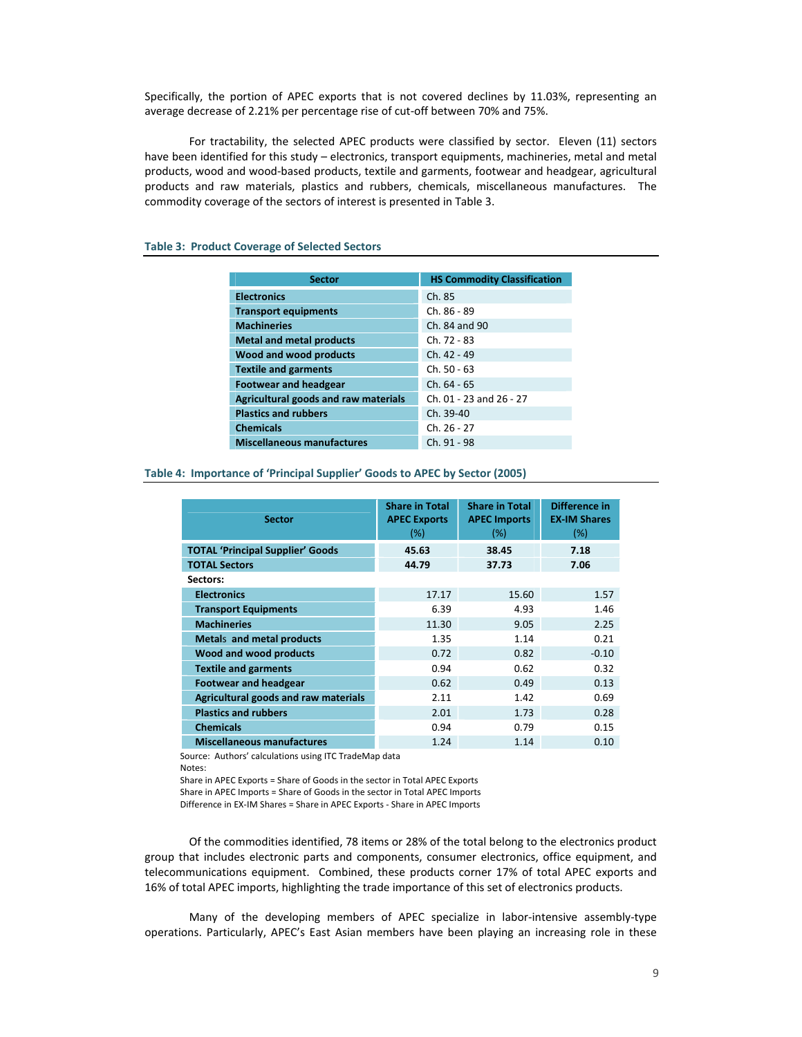Specifically, the portion of APEC exports that is not covered declines by 11.03%, representing an average decrease of 2.21% per percentage rise of cut-off between 70% and 75%.

For tractability, the selected APEC products were classified by sector. Eleven (11) sectors have been identified for this study – electronics, transport equipments, machineries, metal and metal products, wood and wood-based products, textile and garments, footwear and headgear, agricultural products and raw materials, plastics and rubbers, chemicals, miscellaneous manufactures. The commodity coverage of the sectors of interest is presented in Table 3.

**Table 3: Product Coverage of Selected Sectors**

| Sector | HS Commodity Classification |
|---|---|
| **Electronics** | Ch. 85 |
| **Transport equipments** | Ch. 86 - 89 |
| **Machineries** | Ch. 84 and 90 |
| **Metal and metal products** | Ch. 72 - 83 |
| **Wood and wood products** | Ch. 42 - 49 |
| **Textile and garments** | Ch. 50 - 63 |
| **Footwear and headgear** | Ch. 64 - 65 |
| **Agricultural goods and raw materials** | Ch. 01 - 23 and 26 - 27 |
| **Plastics and rubbers** | Ch. 39-40 |
| **Chemicals** | Ch. 26 - 27 |
| **Miscellaneous manufactures** | Ch. 91 - 98 |

**Table 4: Importance of 'Principal Supplier' Goods to APEC by Sector (2005)**

| Sector | Share in Total APEC Exports (%) | Share in Total APEC Imports (%) | Difference in EX-IM Shares (%) |
|---|---|---|---|
| **TOTAL 'Principal Supplier' Goods** | **45.63** | **38.45** | **7.18** |
| **TOTAL Sectors** | **44.79** | **37.73** | **7.06** |
| **Sectors:** | | | |
| **Electronics** | 17.17 | 15.60 | 1.57 |
| **Transport Equipments** | 6.39 | 4.93 | 1.46 |
| **Machineries** | 11.30 | 9.05 | 2.25 |
| **Metals and metal products** | 1.35 | 1.14 | 0.21 |
| **Wood and wood products** | 0.72 | 0.82 | -0.10 |
| **Textile and garments** | 0.94 | 0.62 | 0.32 |
| **Footwear and headgear** | 0.62 | 0.49 | 0.13 |
| **Agricultural goods and raw materials** | 2.11 | 1.42 | 0.69 |
| **Plastics and rubbers** | 2.01 | 1.73 | 0.28 |
| **Chemicals** | 0.94 | 0.79 | 0.15 |
| **Miscellaneous manufactures** | 1.24 | 1.14 | 0.10 |

Source: Authors' calculations using ITC TradeMap data

Notes:

Share in APEC Exports = Share of Goods in the sector in Total APEC Exports

Share in APEC Imports = Share of Goods in the sector in Total APEC Imports

Difference in EX-IM Shares = Share in APEC Exports - Share in APEC Imports

Of the commodities identified, 78 items or 28% of the total belong to the electronics product group that includes electronic parts and components, consumer electronics, office equipment, and telecommunications equipment. Combined, these products corner 17% of total APEC exports and 16% of total APEC imports, highlighting the trade importance of this set of electronics products.

Many of the developing members of APEC specialize in labor-intensive assembly-type operations. Particularly, APEC's East Asian members have been playing an increasing role in these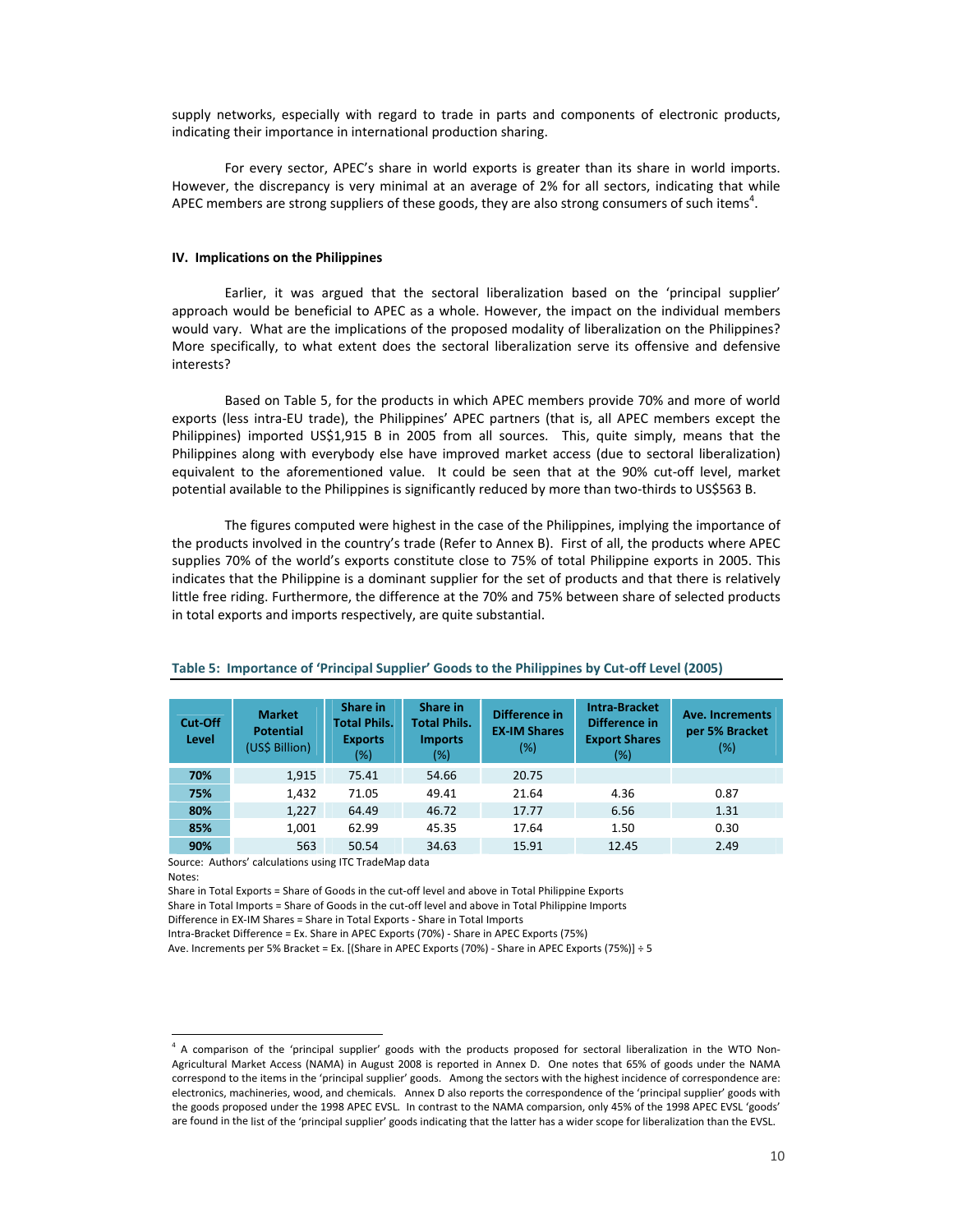supply networks, especially with regard to trade in parts and components of electronic products, indicating their importance in international production sharing.

For every sector, APEC's share in world exports is greater than its share in world imports. However, the discrepancy is very minimal at an average of 2% for all sectors, indicating that while APEC members are strong suppliers of these goods, they are also strong consumers of such items[4].

**IV. Implications on the Philippines**

Earlier, it was argued that the sectoral liberalization based on the 'principal supplier' approach would be beneficial to APEC as a whole. However, the impact on the individual members would vary. What are the implications of the proposed modality of liberalization on the Philippines? More specifically, to what extent does the sectoral liberalization serve its offensive and defensive interests?

Based on Table 5, for the products in which APEC members provide 70% and more of world exports (less intra-EU trade), the Philippines' APEC partners (that is, all APEC members except the Philippines) imported US$1,915 B in 2005 from all sources. This, quite simply, means that the Philippines along with everybody else have improved market access (due to sectoral liberalization) equivalent to the aforementioned value. It could be seen that at the 90% cut-off level, market potential available to the Philippines is significantly reduced by more than two-thirds to US$563 B.

The figures computed were highest in the case of the Philippines, implying the importance of the products involved in the country's trade (Refer to Annex B). First of all, the products where APEC supplies 70% of the world's exports constitute close to 75% of total Philippine exports in 2005. This indicates that the Philippine is a dominant supplier for the set of products and that there is relatively little free riding. Furthermore, the difference at the 70% and 75% between share of selected products in total exports and imports respectively, are quite substantial.

**Table 5: Importance of 'Principal Supplier' Goods to the Philippines by Cut-off Level (2005)**

| Cut-Off Level | Market Potential (US$ Billion) | Share in Total Phils. Exports (%) | Share in Total Phils. Imports (%) | Difference in EX-IM Shares (%) | Intra-Bracket Difference in Export Shares (%) | Ave. Increments per 5% Bracket (%) |
|---|---|---|---|---|---|---|
| **70%** | 1,915 | 75.41 | 54.66 | 20.75 | | |
| **75%** | 1,432 | 71.05 | 49.41 | 21.64 | 4.36 | 0.87 |
| **80%** | 1,227 | 64.49 | 46.72 | 17.77 | 6.56 | 1.31 |
| **85%** | 1,001 | 62.99 | 45.35 | 17.64 | 1.50 | 0.30 |
| **90%** | 563 | 50.54 | 34.63 | 15.91 | 12.45 | 2.49 |

Source: Authors' calculations using ITC TradeMap data

Notes:

Share in Total Exports = Share of Goods in the cut-off level and above in Total Philippine Exports

Share in Total Imports = Share of Goods in the cut-off level and above in Total Philippine Imports

Difference in EX-IM Shares = Share in Total Exports - Share in Total Imports

Intra-Bracket Difference = Ex. Share in APEC Exports (70%) - Share in APEC Exports (75%)

Ave. Increments per 5% Bracket = Ex. [(Share in APEC Exports (70%) - Share in APEC Exports (75%)] ÷ 5

---

[4] A comparison of the 'principal supplier' goods with the products proposed for sectoral liberalization in the WTO Non-Agricultural Market Access (NAMA) in August 2008 is reported in Annex D. One notes that 65% of goods under the NAMA correspond to the items in the 'principal supplier' goods. Among the sectors with the highest incidence of correspondence are: electronics, machineries, wood, and chemicals. Annex D also reports the correspondence of the 'principal supplier' goods with the goods proposed under the 1998 APEC EVSL. In contrast to the NAMA comparsion, only 45% of the 1998 APEC EVSL 'goods' are found in the list of the 'principal supplier' goods indicating that the latter has a wider scope for liberalization than the EVSL.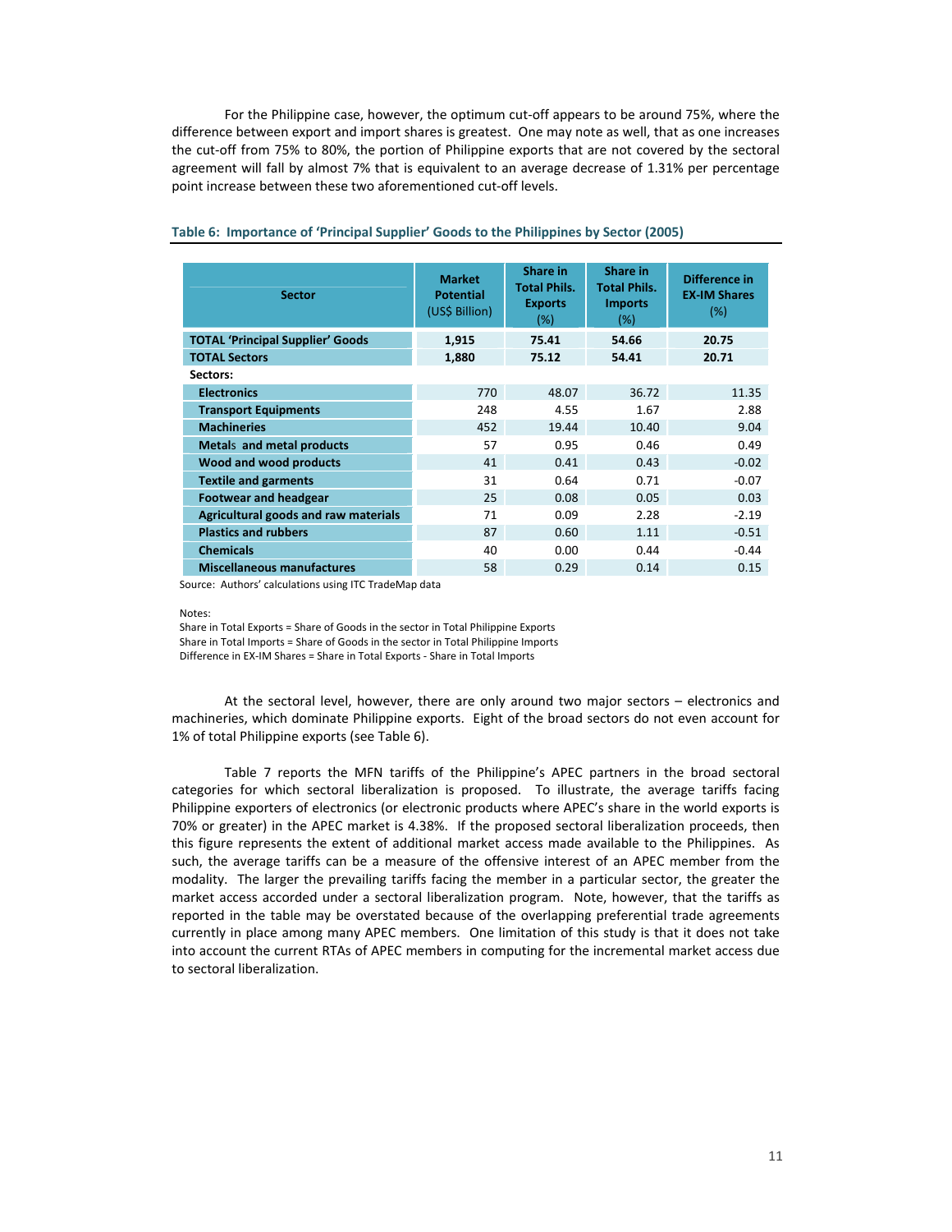For the Philippine case, however, the optimum cut-off appears to be around 75%, where the difference between export and import shares is greatest. One may note as well, that as one increases the cut-off from 75% to 80%, the portion of Philippine exports that are not covered by the sectoral agreement will fall by almost 7% that is equivalent to an average decrease of 1.31% per percentage point increase between these two aforementioned cut-off levels.

**Table 6: Importance of 'Principal Supplier' Goods to the Philippines by Sector (2005)**

| Sector | Market Potential (US$ Billion) | Share in Total Phils. Exports (%) | Share in Total Phils. Imports (%) | Difference in EX-IM Shares (%) |
|---|---|---|---|---|
| **TOTAL 'Principal Supplier' Goods** | **1,915** | **75.41** | **54.66** | **20.75** |
| **TOTAL Sectors** | **1,880** | **75.12** | **54.41** | **20.71** |
| **Sectors:** | | | | |
| **Electronics** | 770 | 48.07 | 36.72 | 11.35 |
| **Transport Equipments** | 248 | 4.55 | 1.67 | 2.88 |
| **Machineries** | 452 | 19.44 | 10.40 | 9.04 |
| **Metals and metal products** | 57 | 0.95 | 0.46 | 0.49 |
| **Wood and wood products** | 41 | 0.41 | 0.43 | -0.02 |
| **Textile and garments** | 31 | 0.64 | 0.71 | -0.07 |
| **Footwear and headgear** | 25 | 0.08 | 0.05 | 0.03 |
| **Agricultural goods and raw materials** | 71 | 0.09 | 2.28 | -2.19 |
| **Plastics and rubbers** | 87 | 0.60 | 1.11 | -0.51 |
| **Chemicals** | 40 | 0.00 | 0.44 | -0.44 |
| **Miscellaneous manufactures** | 58 | 0.29 | 0.14 | 0.15 |

Source: Authors' calculations using ITC TradeMap data

Notes:
Share in Total Exports = Share of Goods in the sector in Total Philippine Exports
Share in Total Imports = Share of Goods in the sector in Total Philippine Imports
Difference in EX-IM Shares = Share in Total Exports - Share in Total Imports

At the sectoral level, however, there are only around two major sectors – electronics and machineries, which dominate Philippine exports. Eight of the broad sectors do not even account for 1% of total Philippine exports (see Table 6).

Table 7 reports the MFN tariffs of the Philippine's APEC partners in the broad sectoral categories for which sectoral liberalization is proposed. To illustrate, the average tariffs facing Philippine exporters of electronics (or electronic products where APEC's share in the world exports is 70% or greater) in the APEC market is 4.38%. If the proposed sectoral liberalization proceeds, then this figure represents the extent of additional market access made available to the Philippines. As such, the average tariffs can be a measure of the offensive interest of an APEC member from the modality. The larger the prevailing tariffs facing the member in a particular sector, the greater the market access accorded under a sectoral liberalization program. Note, however, that the tariffs as reported in the table may be overstated because of the overlapping preferential trade agreements currently in place among many APEC members. One limitation of this study is that it does not take into account the current RTAs of APEC members in computing for the incremental market access due to sectoral liberalization.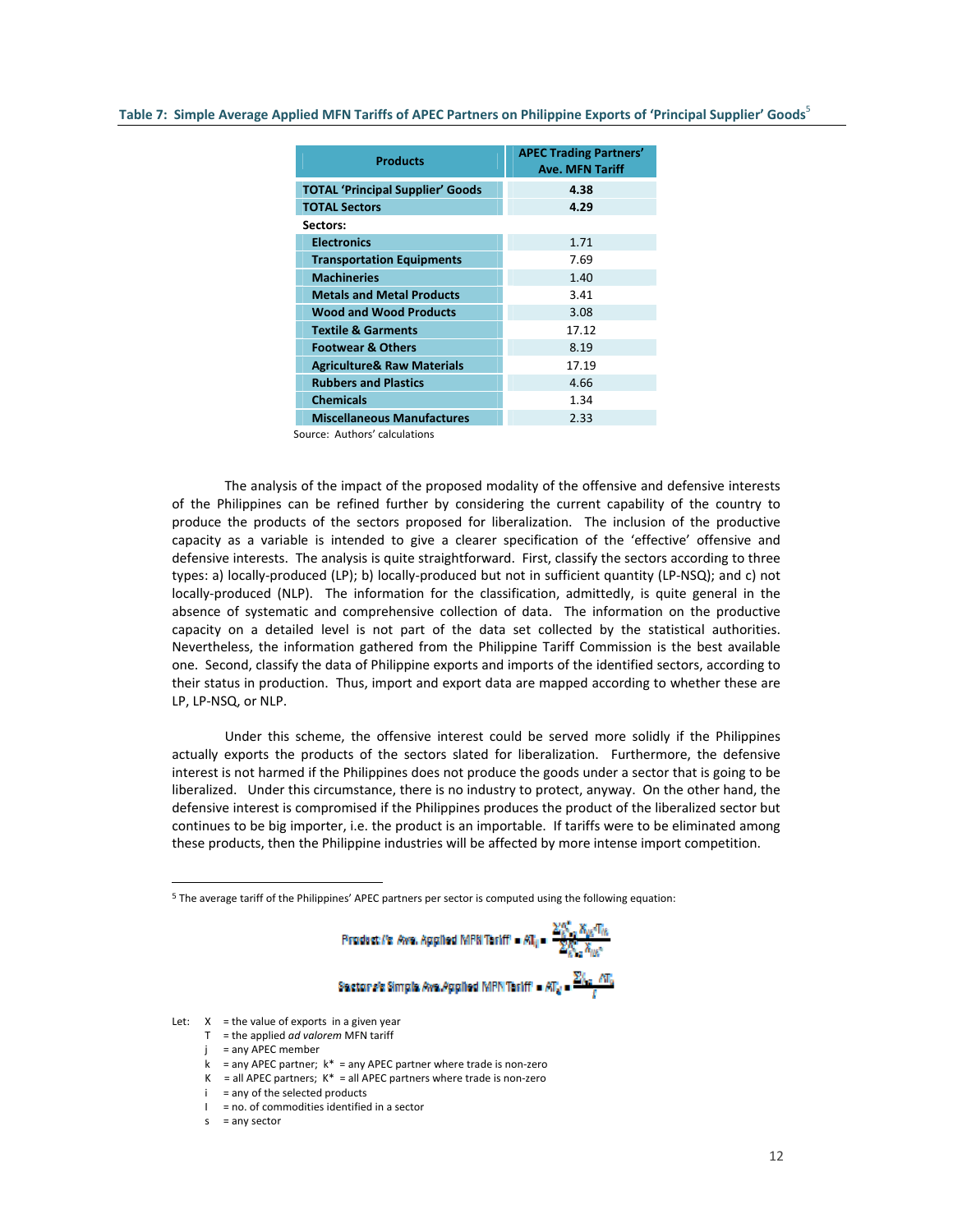Table 7: Simple Average Applied MFN Tariffs of APEC Partners on Philippine Exports of 'Principal Supplier' Goods[5]

| Products | APEC Trading Partners' Ave. MFN Tariff |
|---|---|
| **TOTAL 'Principal Supplier' Goods** | **4.38** |
| **TOTAL Sectors** | **4.29** |
| **Sectors:** | |
| **Electronics** | 1.71 |
| **Transportation Equipments** | 7.69 |
| **Machineries** | 1.40 |
| **Metals and Metal Products** | 3.41 |
| **Wood and Wood Products** | 3.08 |
| **Textile & Garments** | 17.12 |
| **Footwear & Others** | 8.19 |
| **Agriculture& Raw Materials** | 17.19 |
| **Rubbers and Plastics** | 4.66 |
| **Chemicals** | 1.34 |
| **Miscellaneous Manufactures** | 2.33 |

Source: Authors' calculations

The analysis of the impact of the proposed modality of the offensive and defensive interests of the Philippines can be refined further by considering the current capability of the country to produce the products of the sectors proposed for liberalization. The inclusion of the productive capacity as a variable is intended to give a clearer specification of the 'effective' offensive and defensive interests. The analysis is quite straightforward. First, classify the sectors according to three types: a) locally-produced (LP); b) locally-produced but not in sufficient quantity (LP-NSQ); and c) not locally-produced (NLP). The information for the classification, admittedly, is quite general in the absence of systematic and comprehensive collection of data. The information on the productive capacity on a detailed level is not part of the data set collected by the statistical authorities. Nevertheless, the information gathered from the Philippine Tariff Commission is the best available one. Second, classify the data of Philippine exports and imports of the identified sectors, according to their status in production. Thus, import and export data are mapped according to whether these are LP, LP-NSQ, or NLP.

Under this scheme, the offensive interest could be served more solidly if the Philippines actually exports the products of the sectors slated for liberalization. Furthermore, the defensive interest is not harmed if the Philippines does not produce the goods under a sector that is going to be liberalized. Under this circumstance, there is no industry to protect, anyway. On the other hand, the defensive interest is compromised if the Philippines produces the product of the liberalized sector but continues to be big importer, i.e. the product is an importable. If tariffs were to be eliminated among these products, then the Philippine industries will be affected by more intense import competition.

---

[5] The average tariff of the Philippines' APEC partners per sector is computed using the following equation:

$$\text{Product } i\text{'s Ave. Applied MFN Tariff} = AT_{ij} = \frac{\sum_{k\neq j}^{K^*} X_{ik} T_{ik}}{\sum_{k\neq j}^{K^*} X_{ik^*}}$$

$$\text{Sector } s\text{'s Simple Ave. Applied MFN Tariff} = AT_{s} = \frac{\sum_{i\in s} AT_{i}}{I}$$

Let:
- $X$ = the value of exports in a given year
- $T$ = the applied *ad valorem* MFN tariff
- $j$ = any APEC member
- $k$ = any APEC partner; $k^*$ = any APEC partner where trade is non-zero
- $K$ = all APEC partners; $K^*$ = all APEC partners where trade is non-zero
- $i$ = any of the selected products
- $I$ = no. of commodities identified in a sector
- $s$ = any sector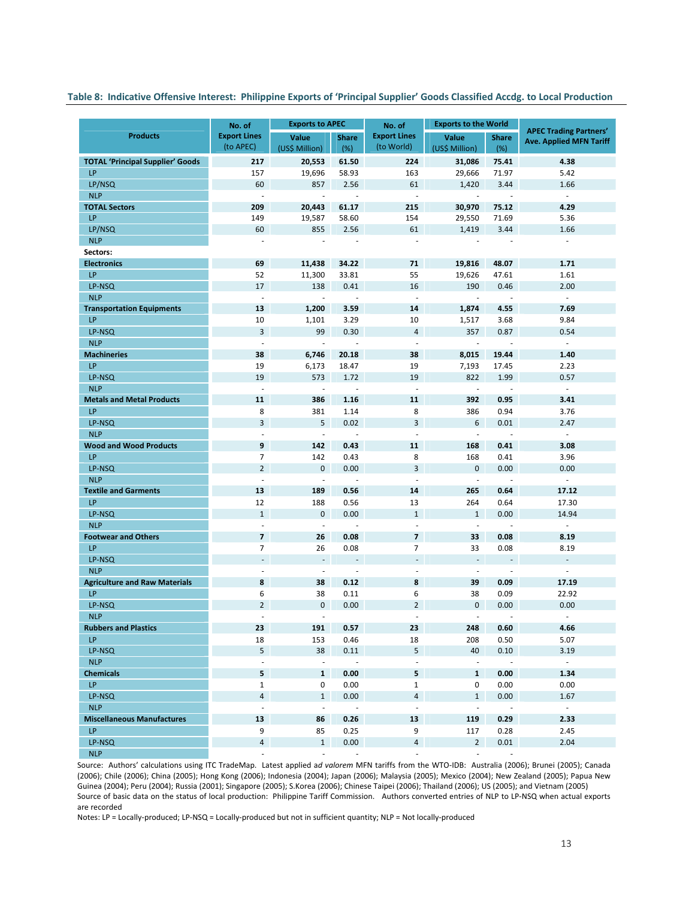**Table 8: Indicative Offensive Interest: Philippine Exports of 'Principal Supplier' Goods Classified Accdg. to Local Production**

| Products | No. of Export Lines (to APEC) | Exports to APEC | | No. of Export Lines (to World) | Exports to the World | | APEC Trading Partners' Ave. Applied MFN Tariff |
|---|---|---|---|---|---|---|---|
| | | Value (US$ Million) | Share (%) | | Value (US$ Million) | Share (%) | |
| **TOTAL 'Principal Supplier' Goods** | **217** | **20,553** | **61.50** | **224** | **31,086** | **75.41** | **4.38** |
| LP | 157 | 19,696 | 58.93 | 163 | 29,666 | 71.97 | 5.42 |
| LP/NSQ | 60 | 857 | 2.56 | 61 | 1,420 | 3.44 | 1.66 |
| NLP | - | - | - | - | - | - | - |
| **TOTAL Sectors** | **209** | **20,443** | **61.17** | **215** | **30,970** | **75.12** | **4.29** |
| LP | 149 | 19,587 | 58.60 | 154 | 29,550 | 71.69 | 5.36 |
| LP/NSQ | 60 | 855 | 2.56 | 61 | 1,419 | 3.44 | 1.66 |
| NLP | - | - | - | - | - | - | - |
| **Sectors:** | | | | | | | |
| **Electronics** | **69** | **11,438** | **34.22** | **71** | **19,816** | **48.07** | **1.71** |
| LP | 52 | 11,300 | 33.81 | 55 | 19,626 | 47.61 | 1.61 |
| LP-NSQ | 17 | 138 | 0.41 | 16 | 190 | 0.46 | 2.00 |
| NLP | - | - | - | - | - | - | - |
| **Transportation Equipments** | **13** | **1,200** | **3.59** | **14** | **1,874** | **4.55** | **7.69** |
| LP | 10 | 1,101 | 3.29 | 10 | 1,517 | 3.68 | 9.84 |
| LP-NSQ | 3 | 99 | 0.30 | 4 | 357 | 0.87 | 0.54 |
| NLP | - | - | - | - | - | - | - |
| **Machineries** | **38** | **6,746** | **20.18** | **38** | **8,015** | **19.44** | **1.40** |
| LP | 19 | 6,173 | 18.47 | 19 | 7,193 | 17.45 | 2.23 |
| LP-NSQ | 19 | 573 | 1.72 | 19 | 822 | 1.99 | 0.57 |
| NLP | - | - | - | - | - | - | - |
| **Metals and Metal Products** | **11** | **386** | **1.16** | **11** | **392** | **0.95** | **3.41** |
| LP | 8 | 381 | 1.14 | 8 | 386 | 0.94 | 3.76 |
| LP-NSQ | 3 | 5 | 0.02 | 3 | 6 | 0.01 | 2.47 |
| NLP | - | - | - | - | - | - | - |
| **Wood and Wood Products** | **9** | **142** | **0.43** | **11** | **168** | **0.41** | **3.08** |
| LP | 7 | 142 | 0.43 | 8 | 168 | 0.41 | 3.96 |
| LP-NSQ | 2 | 0 | 0.00 | 3 | 0 | 0.00 | 0.00 |
| NLP | - | - | - | - | - | - | - |
| **Textile and Garments** | **13** | **189** | **0.56** | **14** | **265** | **0.64** | **17.12** |
| LP | 12 | 188 | 0.56 | 13 | 264 | 0.64 | 17.30 |
| LP-NSQ | 1 | 0 | 0.00 | 1 | 1 | 0.00 | 14.94 |
| NLP | - | - | - | - | - | - | - |
| **Footwear and Others** | **7** | **26** | **0.08** | **7** | **33** | **0.08** | **8.19** |
| LP | 7 | 26 | 0.08 | 7 | 33 | 0.08 | 8.19 |
| LP-NSQ | - | - | - | - | - | - | - |
| NLP | - | - | - | - | - | - | - |
| **Agriculture and Raw Materials** | **8** | **38** | **0.12** | **8** | **39** | **0.09** | **17.19** |
| LP | 6 | 38 | 0.11 | 6 | 38 | 0.09 | 22.92 |
| LP-NSQ | 2 | 0 | 0.00 | 2 | 0 | 0.00 | 0.00 |
| NLP | - | - | | - | - | - | - |
| **Rubbers and Plastics** | **23** | **191** | **0.57** | **23** | **248** | **0.60** | **4.66** |
| LP | 18 | 153 | 0.46 | 18 | 208 | 0.50 | 5.07 |
| LP-NSQ | 5 | 38 | 0.11 | 5 | 40 | 0.10 | 3.19 |
| NLP | - | - | - | - | - | - | - |
| **Chemicals** | **5** | **1** | **0.00** | **5** | **1** | **0.00** | **1.34** |
| LP | 1 | 0 | 0.00 | 1 | 0 | 0.00 | 0.00 |
| LP-NSQ | 4 | 1 | 0.00 | 4 | 1 | 0.00 | 1.67 |
| NLP | - | - | - | - | - | - | - |
| **Miscellaneous Manufactures** | **13** | **86** | **0.26** | **13** | **119** | **0.29** | **2.33** |
| LP | 9 | 85 | 0.25 | 9 | 117 | 0.28 | 2.45 |
| LP-NSQ | 4 | 1 | 0.00 | 4 | 2 | 0.01 | 2.04 |
| NLP | - | - | - | - | - | - | |

Source: Authors' calculations using ITC TradeMap. Latest applied a*d valorem* MFN tariffs from the WTO-IDB: Australia (2006); Brunei (2005); Canada (2006); Chile (2006); China (2005); Hong Kong (2006); Indonesia (2004); Japan (2006); Malaysia (2005); Mexico (2004); New Zealand (2005); Papua New Guinea (2004); Peru (2004); Russia (2001); Singapore (2005); S.Korea (2006); Chinese Taipei (2006); Thailand (2006); US (2005); and Vietnam (2005)
Source of basic data on the status of local production: Philippine Tariff Commission. Authors converted entries of NLP to LP-NSQ when actual exports are recorded

Notes: LP = Locally-produced; LP-NSQ = Locally-produced but not in sufficient quantity; NLP = Not locally-produced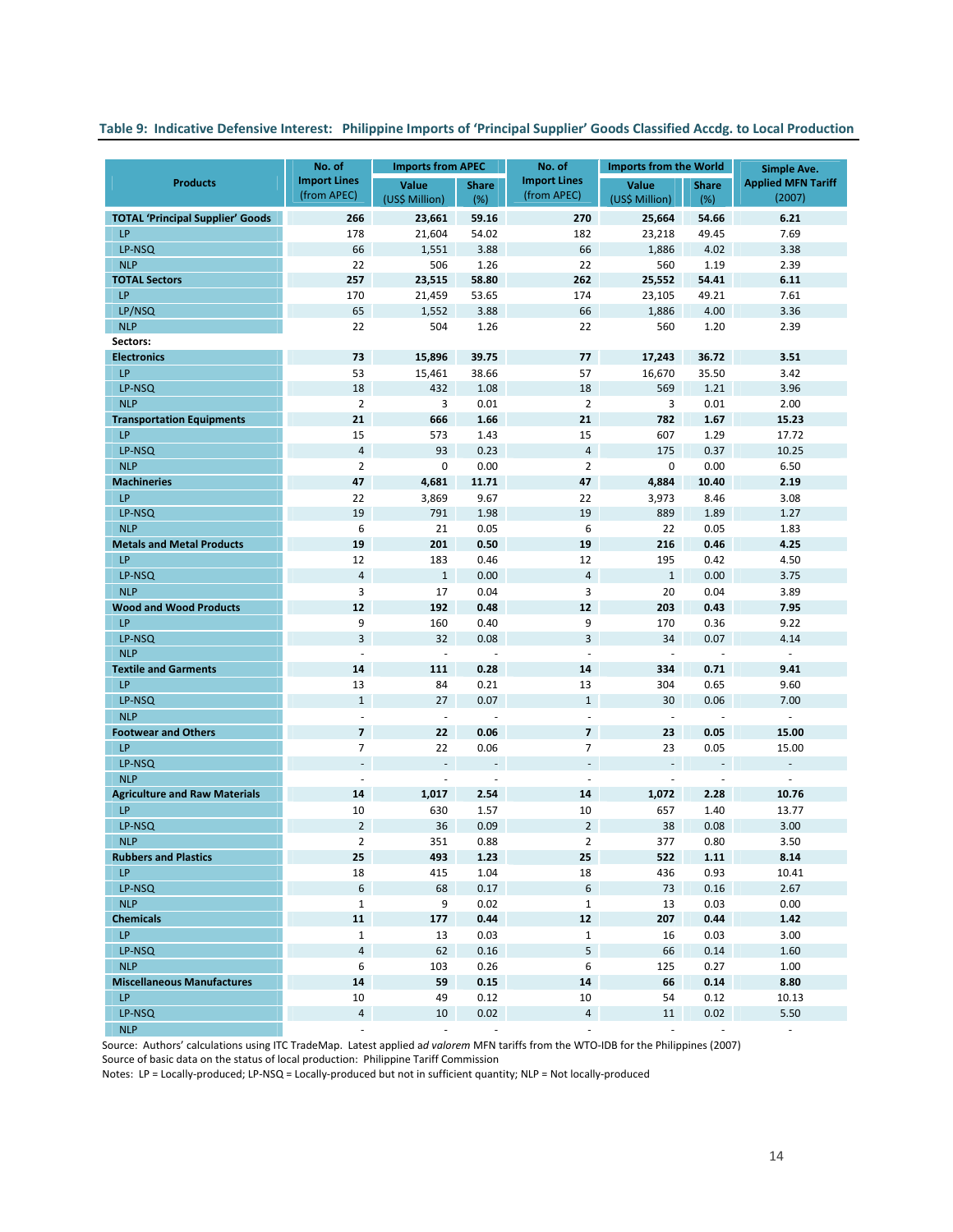**Table 9: Indicative Defensive Interest: Philippine Imports of 'Principal Supplier' Goods Classified Accdg. to Local Production**

| Products | No. of Import Lines (from APEC) | Imports from APEC | | No. of Import Lines (from APEC) | Imports from the World | | Simple Ave. Applied MFN Tariff (2007) |
|---|---|---|---|---|---|---|---|
| | | Value (US$ Million) | Share (%) | | Value (US$ Million) | Share (%) | |
| **TOTAL 'Principal Supplier' Goods** | **266** | **23,661** | **59.16** | **270** | **25,664** | **54.66** | **6.21** |
| LP | 178 | 21,604 | 54.02 | 182 | 23,218 | 49.45 | 7.69 |
| LP-NSQ | 66 | 1,551 | 3.88 | 66 | 1,886 | 4.02 | 3.38 |
| NLP | 22 | 506 | 1.26 | 22 | 560 | 1.19 | 2.39 |
| **TOTAL Sectors** | **257** | **23,515** | **58.80** | **262** | **25,552** | **54.41** | **6.11** |
| LP | 170 | 21,459 | 53.65 | 174 | 23,105 | 49.21 | 7.61 |
| LP/NSQ | 65 | 1,552 | 3.88 | 66 | 1,886 | 4.00 | 3.36 |
| NLP | 22 | 504 | 1.26 | 22 | 560 | 1.20 | 2.39 |
| **Sectors:** | | | | | | | |
| **Electronics** | **73** | **15,896** | **39.75** | **77** | **17,243** | **36.72** | **3.51** |
| LP | 53 | 15,461 | 38.66 | 57 | 16,670 | 35.50 | 3.42 |
| LP-NSQ | 18 | 432 | 1.08 | 18 | 569 | 1.21 | 3.96 |
| NLP | 2 | 3 | 0.01 | 2 | 3 | 0.01 | 2.00 |
| **Transportation Equipments** | **21** | **666** | **1.66** | **21** | **782** | **1.67** | **15.23** |
| LP | 15 | 573 | 1.43 | 15 | 607 | 1.29 | 17.72 |
| LP-NSQ | 4 | 93 | 0.23 | 4 | 175 | 0.37 | 10.25 |
| NLP | 2 | 0 | 0.00 | 2 | 0 | 0.00 | 6.50 |
| **Machineries** | **47** | **4,681** | **11.71** | **47** | **4,884** | **10.40** | **2.19** |
| LP | 22 | 3,869 | 9.67 | 22 | 3,973 | 8.46 | 3.08 |
| LP-NSQ | 19 | 791 | 1.98 | 19 | 889 | 1.89 | 1.27 |
| NLP | 6 | 21 | 0.05 | 6 | 22 | 0.05 | 1.83 |
| **Metals and Metal Products** | **19** | **201** | **0.50** | **19** | **216** | **0.46** | **4.25** |
| LP | 12 | 183 | 0.46 | 12 | 195 | 0.42 | 4.50 |
| LP-NSQ | 4 | 1 | 0.00 | 4 | 1 | 0.00 | 3.75 |
| NLP | 3 | 17 | 0.04 | 3 | 20 | 0.04 | 3.89 |
| **Wood and Wood Products** | **12** | **192** | **0.48** | **12** | **203** | **0.43** | **7.95** |
| LP | 9 | 160 | 0.40 | 9 | 170 | 0.36 | 9.22 |
| LP-NSQ | 3 | 32 | 0.08 | 3 | 34 | 0.07 | 4.14 |
| NLP | - | - | - | - | - | - | - |
| **Textile and Garments** | **14** | **111** | **0.28** | **14** | **334** | **0.71** | **9.41** |
| LP | 13 | 84 | 0.21 | 13 | 304 | 0.65 | 9.60 |
| LP-NSQ | 1 | 27 | 0.07 | 1 | 30 | 0.06 | 7.00 |
| NLP | - | - | - | - | - | - | - |
| **Footwear and Others** | **7** | **22** | **0.06** | **7** | **23** | **0.05** | **15.00** |
| LP | 7 | 22 | 0.06 | 7 | 23 | 0.05 | 15.00 |
| LP-NSQ | - | - | - | - | - | - | - |
| NLP | - | - | - | - | - | - | - |
| **Agriculture and Raw Materials** | **14** | **1,017** | **2.54** | **14** | **1,072** | **2.28** | **10.76** |
| LP | 10 | 630 | 1.57 | 10 | 657 | 1.40 | 13.77 |
| LP-NSQ | 2 | 36 | 0.09 | 2 | 38 | 0.08 | 3.00 |
| NLP | 2 | 351 | 0.88 | 2 | 377 | 0.80 | 3.50 |
| **Rubbers and Plastics** | **25** | **493** | **1.23** | **25** | **522** | **1.11** | **8.14** |
| LP | 18 | 415 | 1.04 | 18 | 436 | 0.93 | 10.41 |
| LP-NSQ | 6 | 68 | 0.17 | 6 | 73 | 0.16 | 2.67 |
| NLP | 1 | 9 | 0.02 | 1 | 13 | 0.03 | 0.00 |
| **Chemicals** | **11** | **177** | **0.44** | **12** | **207** | **0.44** | **1.42** |
| LP | 1 | 13 | 0.03 | 1 | 16 | 0.03 | 3.00 |
| LP-NSQ | 4 | 62 | 0.16 | 5 | 66 | 0.14 | 1.60 |
| NLP | 6 | 103 | 0.26 | 6 | 125 | 0.27 | 1.00 |
| **Miscellaneous Manufactures** | **14** | **59** | **0.15** | **14** | **66** | **0.14** | **8.80** |
| LP | 10 | 49 | 0.12 | 10 | 54 | 0.12 | 10.13 |
| LP-NSQ | 4 | 10 | 0.02 | 4 | 11 | 0.02 | 5.50 |
| NLP | - | - | - | - | - | - | - |

Source: Authors' calculations using ITC TradeMap. Latest applied *ad valorem* MFN tariffs from the WTO-IDB for the Philippines (2007)
Source of basic data on the status of local production: Philippine Tariff Commission
Notes: LP = Locally-produced; LP-NSQ = Locally-produced but not in sufficient quantity; NLP = Not locally-produced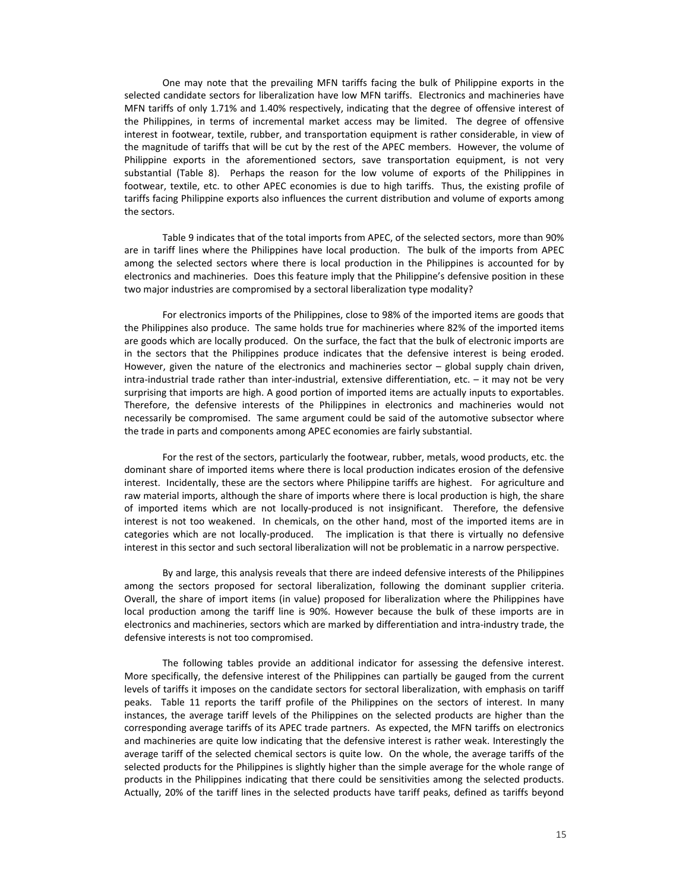One may note that the prevailing MFN tariffs facing the bulk of Philippine exports in the selected candidate sectors for liberalization have low MFN tariffs. Electronics and machineries have MFN tariffs of only 1.71% and 1.40% respectively, indicating that the degree of offensive interest of the Philippines, in terms of incremental market access may be limited. The degree of offensive interest in footwear, textile, rubber, and transportation equipment is rather considerable, in view of the magnitude of tariffs that will be cut by the rest of the APEC members. However, the volume of Philippine exports in the aforementioned sectors, save transportation equipment, is not very substantial (Table 8). Perhaps the reason for the low volume of exports of the Philippines in footwear, textile, etc. to other APEC economies is due to high tariffs. Thus, the existing profile of tariffs facing Philippine exports also influences the current distribution and volume of exports among the sectors.

Table 9 indicates that of the total imports from APEC, of the selected sectors, more than 90% are in tariff lines where the Philippines have local production. The bulk of the imports from APEC among the selected sectors where there is local production in the Philippines is accounted for by electronics and machineries. Does this feature imply that the Philippine's defensive position in these two major industries are compromised by a sectoral liberalization type modality?

For electronics imports of the Philippines, close to 98% of the imported items are goods that the Philippines also produce. The same holds true for machineries where 82% of the imported items are goods which are locally produced. On the surface, the fact that the bulk of electronic imports are in the sectors that the Philippines produce indicates that the defensive interest is being eroded. However, given the nature of the electronics and machineries sector – global supply chain driven, intra-industrial trade rather than inter-industrial, extensive differentiation, etc. – it may not be very surprising that imports are high. A good portion of imported items are actually inputs to exportables. Therefore, the defensive interests of the Philippines in electronics and machineries would not necessarily be compromised. The same argument could be said of the automotive subsector where the trade in parts and components among APEC economies are fairly substantial.

For the rest of the sectors, particularly the footwear, rubber, metals, wood products, etc. the dominant share of imported items where there is local production indicates erosion of the defensive interest. Incidentally, these are the sectors where Philippine tariffs are highest. For agriculture and raw material imports, although the share of imports where there is local production is high, the share of imported items which are not locally-produced is not insignificant. Therefore, the defensive interest is not too weakened. In chemicals, on the other hand, most of the imported items are in categories which are not locally-produced. The implication is that there is virtually no defensive interest in this sector and such sectoral liberalization will not be problematic in a narrow perspective.

By and large, this analysis reveals that there are indeed defensive interests of the Philippines among the sectors proposed for sectoral liberalization, following the dominant supplier criteria. Overall, the share of import items (in value) proposed for liberalization where the Philippines have local production among the tariff line is 90%. However because the bulk of these imports are in electronics and machineries, sectors which are marked by differentiation and intra-industry trade, the defensive interests is not too compromised.

The following tables provide an additional indicator for assessing the defensive interest. More specifically, the defensive interest of the Philippines can partially be gauged from the current levels of tariffs it imposes on the candidate sectors for sectoral liberalization, with emphasis on tariff peaks. Table 11 reports the tariff profile of the Philippines on the sectors of interest. In many instances, the average tariff levels of the Philippines on the selected products are higher than the corresponding average tariffs of its APEC trade partners. As expected, the MFN tariffs on electronics and machineries are quite low indicating that the defensive interest is rather weak. Interestingly the average tariff of the selected chemical sectors is quite low. On the whole, the average tariffs of the selected products for the Philippines is slightly higher than the simple average for the whole range of products in the Philippines indicating that there could be sensitivities among the selected products. Actually, 20% of the tariff lines in the selected products have tariff peaks, defined as tariffs beyond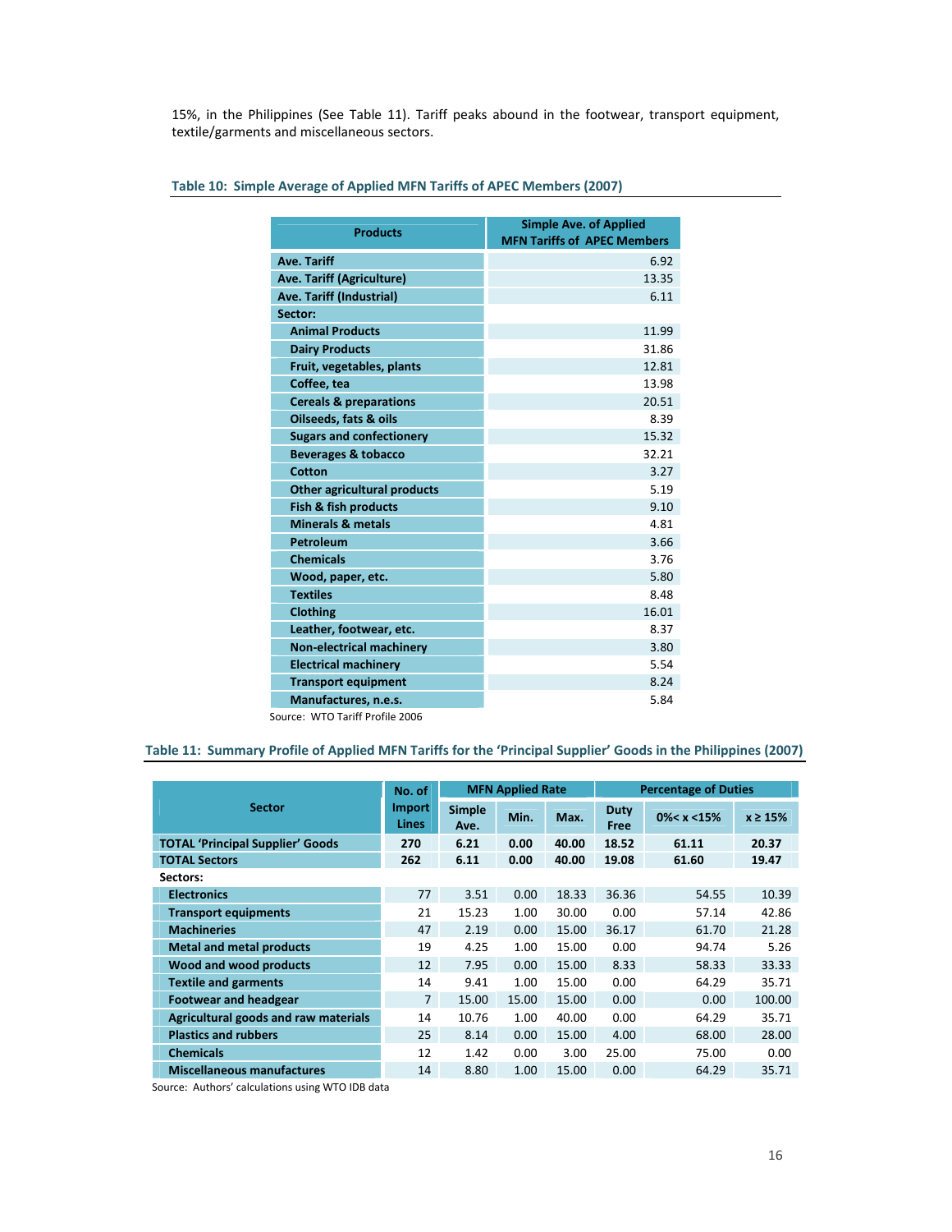15%, in the Philippines (See Table 11). Tariff peaks abound in the footwear, transport equipment, textile/garments and miscellaneous sectors.

**Table 10: Simple Average of Applied MFN Tariffs of APEC Members (2007)**

| Products | Simple Ave. of Applied MFN Tariffs of APEC Members |
|---|---|
| **Ave. Tariff** | 6.92 |
| **Ave. Tariff (Agriculture)** | 13.35 |
| **Ave. Tariff (Industrial)** | 6.11 |
| **Sector:** | |
| **Animal Products** | 11.99 |
| **Dairy Products** | 31.86 |
| **Fruit, vegetables, plants** | 12.81 |
| **Coffee, tea** | 13.98 |
| **Cereals & preparations** | 20.51 |
| **Oilseeds, fats & oils** | 8.39 |
| **Sugars and confectionery** | 15.32 |
| **Beverages & tobacco** | 32.21 |
| **Cotton** | 3.27 |
| **Other agricultural products** | 5.19 |
| **Fish & fish products** | 9.10 |
| **Minerals & metals** | 4.81 |
| **Petroleum** | 3.66 |
| **Chemicals** | 3.76 |
| **Wood, paper, etc.** | 5.80 |
| **Textiles** | 8.48 |
| **Clothing** | 16.01 |
| **Leather, footwear, etc.** | 8.37 |
| **Non-electrical machinery** | 3.80 |
| **Electrical machinery** | 5.54 |
| **Transport equipment** | 8.24 |
| **Manufactures, n.e.s.** | 5.84 |

Source: WTO Tariff Profile 2006

**Table 11: Summary Profile of Applied MFN Tariffs for the 'Principal Supplier' Goods in the Philippines (2007)**

| Sector | No. of Import Lines | MFN Applied Rate | | | Percentage of Duties | | |
|---|---|---|---|---|---|---|---|
| | | Simple Ave. | Min. | Max. | Duty Free | 0%< x <15% | x ≥ 15% |
| **TOTAL 'Principal Supplier' Goods** | **270** | **6.21** | **0.00** | **40.00** | **18.52** | **61.11** | **20.37** |
| **TOTAL Sectors** | **262** | **6.11** | **0.00** | **40.00** | **19.08** | **61.60** | **19.47** |
| **Sectors:** | | | | | | | |
| **Electronics** | 77 | 3.51 | 0.00 | 18.33 | 36.36 | 54.55 | 10.39 |
| **Transport equipments** | 21 | 15.23 | 1.00 | 30.00 | 0.00 | 57.14 | 42.86 |
| **Machineries** | 47 | 2.19 | 0.00 | 15.00 | 36.17 | 61.70 | 21.28 |
| **Metal and metal products** | 19 | 4.25 | 1.00 | 15.00 | 0.00 | 94.74 | 5.26 |
| **Wood and wood products** | 12 | 7.95 | 0.00 | 15.00 | 8.33 | 58.33 | 33.33 |
| **Textile and garments** | 14 | 9.41 | 1.00 | 15.00 | 0.00 | 64.29 | 35.71 |
| **Footwear and headgear** | 7 | 15.00 | 15.00 | 15.00 | 0.00 | 0.00 | 100.00 |
| **Agricultural goods and raw materials** | 14 | 10.76 | 1.00 | 40.00 | 0.00 | 64.29 | 35.71 |
| **Plastics and rubbers** | 25 | 8.14 | 0.00 | 15.00 | 4.00 | 68.00 | 28.00 |
| **Chemicals** | 12 | 1.42 | 0.00 | 3.00 | 25.00 | 75.00 | 0.00 |
| **Miscellaneous manufactures** | 14 | 8.80 | 1.00 | 15.00 | 0.00 | 64.29 | 35.71 |

Source: Authors' calculations using WTO IDB data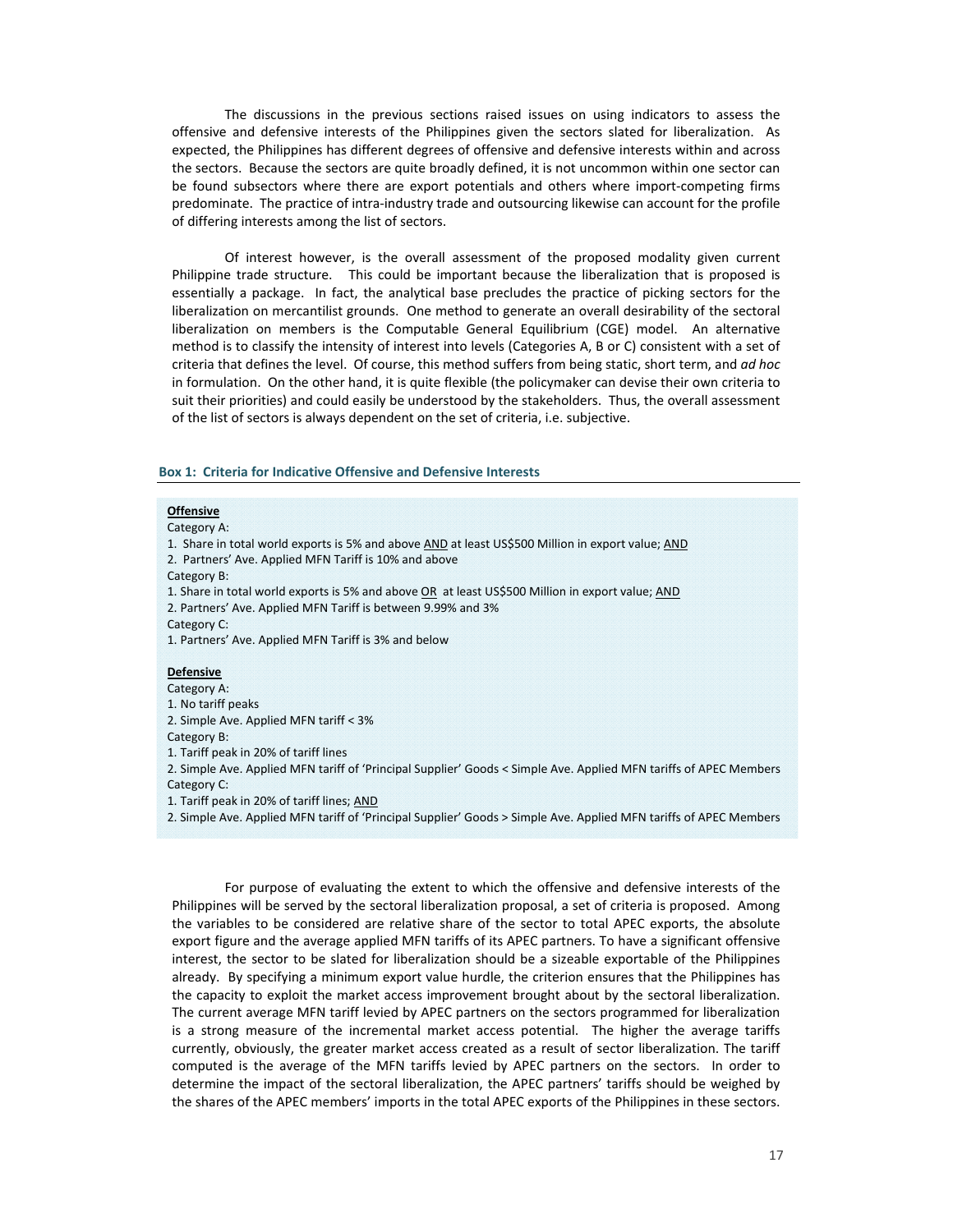The discussions in the previous sections raised issues on using indicators to assess the offensive and defensive interests of the Philippines given the sectors slated for liberalization. As expected, the Philippines has different degrees of offensive and defensive interests within and across the sectors. Because the sectors are quite broadly defined, it is not uncommon within one sector can be found subsectors where there are export potentials and others where import-competing firms predominate. The practice of intra-industry trade and outsourcing likewise can account for the profile of differing interests among the list of sectors.

Of interest however, is the overall assessment of the proposed modality given current Philippine trade structure. This could be important because the liberalization that is proposed is essentially a package. In fact, the analytical base precludes the practice of picking sectors for the liberalization on mercantilist grounds. One method to generate an overall desirability of the sectoral liberalization on members is the Computable General Equilibrium (CGE) model. An alternative method is to classify the intensity of interest into levels (Categories A, B or C) consistent with a set of criteria that defines the level. Of course, this method suffers from being static, short term, and *ad hoc* in formulation. On the other hand, it is quite flexible (the policymaker can devise their own criteria to suit their priorities) and could easily be understood by the stakeholders. Thus, the overall assessment of the list of sectors is always dependent on the set of criteria, i.e. subjective.

**Box 1: Criteria for Indicative Offensive and Defensive Interests**

**Offensive**

Category A:
1. Share in total world exports is 5% and above AND at least US$500 Million in export value; AND
2. Partners' Ave. Applied MFN Tariff is 10% and above

Category B:
1. Share in total world exports is 5% and above OR at least US$500 Million in export value; AND
2. Partners' Ave. Applied MFN Tariff is between 9.99% and 3%

Category C:
1. Partners' Ave. Applied MFN Tariff is 3% and below

**Defensive**

Category A:
1. No tariff peaks
2. Simple Ave. Applied MFN tariff < 3%

Category B:
1. Tariff peak in 20% of tariff lines
2. Simple Ave. Applied MFN tariff of 'Principal Supplier' Goods < Simple Ave. Applied MFN tariffs of APEC Members

Category C:
1. Tariff peak in 20% of tariff lines; AND
2. Simple Ave. Applied MFN tariff of 'Principal Supplier' Goods > Simple Ave. Applied MFN tariffs of APEC Members

For purpose of evaluating the extent to which the offensive and defensive interests of the Philippines will be served by the sectoral liberalization proposal, a set of criteria is proposed. Among the variables to be considered are relative share of the sector to total APEC exports, the absolute export figure and the average applied MFN tariffs of its APEC partners. To have a significant offensive interest, the sector to be slated for liberalization should be a sizeable exportable of the Philippines already. By specifying a minimum export value hurdle, the criterion ensures that the Philippines has the capacity to exploit the market access improvement brought about by the sectoral liberalization. The current average MFN tariff levied by APEC partners on the sectors programmed for liberalization is a strong measure of the incremental market access potential. The higher the average tariffs currently, obviously, the greater market access created as a result of sector liberalization. The tariff computed is the average of the MFN tariffs levied by APEC partners on the sectors. In order to determine the impact of the sectoral liberalization, the APEC partners' tariffs should be weighed by the shares of the APEC members' imports in the total APEC exports of the Philippines in these sectors.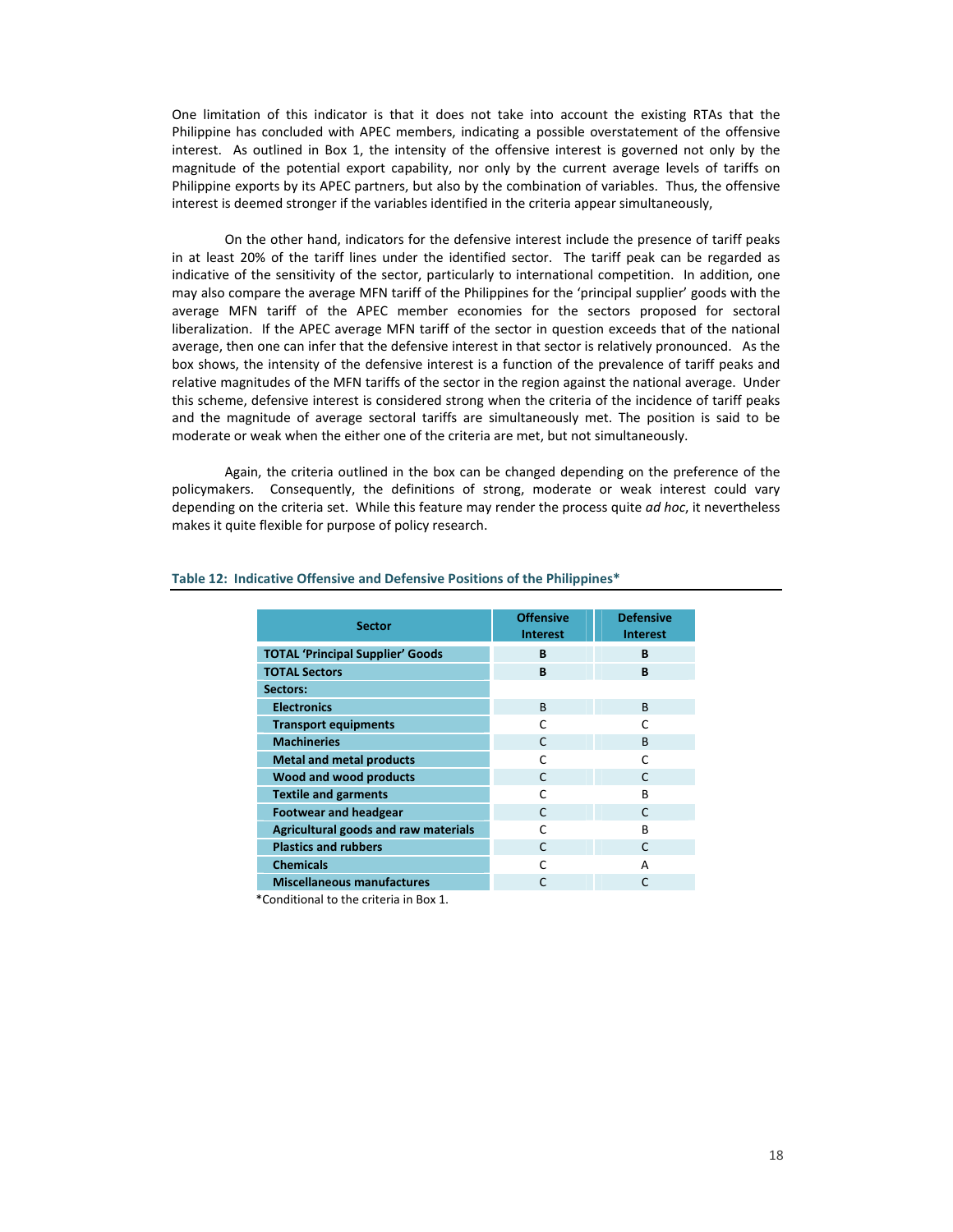One limitation of this indicator is that it does not take into account the existing RTAs that the Philippine has concluded with APEC members, indicating a possible overstatement of the offensive interest. As outlined in Box 1, the intensity of the offensive interest is governed not only by the magnitude of the potential export capability, nor only by the current average levels of tariffs on Philippine exports by its APEC partners, but also by the combination of variables. Thus, the offensive interest is deemed stronger if the variables identified in the criteria appear simultaneously,

On the other hand, indicators for the defensive interest include the presence of tariff peaks in at least 20% of the tariff lines under the identified sector. The tariff peak can be regarded as indicative of the sensitivity of the sector, particularly to international competition. In addition, one may also compare the average MFN tariff of the Philippines for the 'principal supplier' goods with the average MFN tariff of the APEC member economies for the sectors proposed for sectoral liberalization. If the APEC average MFN tariff of the sector in question exceeds that of the national average, then one can infer that the defensive interest in that sector is relatively pronounced. As the box shows, the intensity of the defensive interest is a function of the prevalence of tariff peaks and relative magnitudes of the MFN tariffs of the sector in the region against the national average. Under this scheme, defensive interest is considered strong when the criteria of the incidence of tariff peaks and the magnitude of average sectoral tariffs are simultaneously met. The position is said to be moderate or weak when the either one of the criteria are met, but not simultaneously.

Again, the criteria outlined in the box can be changed depending on the preference of the policymakers. Consequently, the definitions of strong, moderate or weak interest could vary depending on the criteria set. While this feature may render the process quite *ad hoc*, it nevertheless makes it quite flexible for purpose of policy research.

**Table 12: Indicative Offensive and Defensive Positions of the Philippines***

| Sector | Offensive Interest | Defensive Interest |
|---|---|---|
| **TOTAL 'Principal Supplier' Goods** | **B** | **B** |
| **TOTAL Sectors** | **B** | **B** |
| **Sectors:** | | |
| **Electronics** | B | B |
| **Transport equipments** | C | C |
| **Machineries** | C | B |
| **Metal and metal products** | C | C |
| **Wood and wood products** | C | C |
| **Textile and garments** | C | B |
| **Footwear and headgear** | C | C |
| **Agricultural goods and raw materials** | C | B |
| **Plastics and rubbers** | C | C |
| **Chemicals** | C | A |
| **Miscellaneous manufactures** | C | C |

*Conditional to the criteria in Box 1.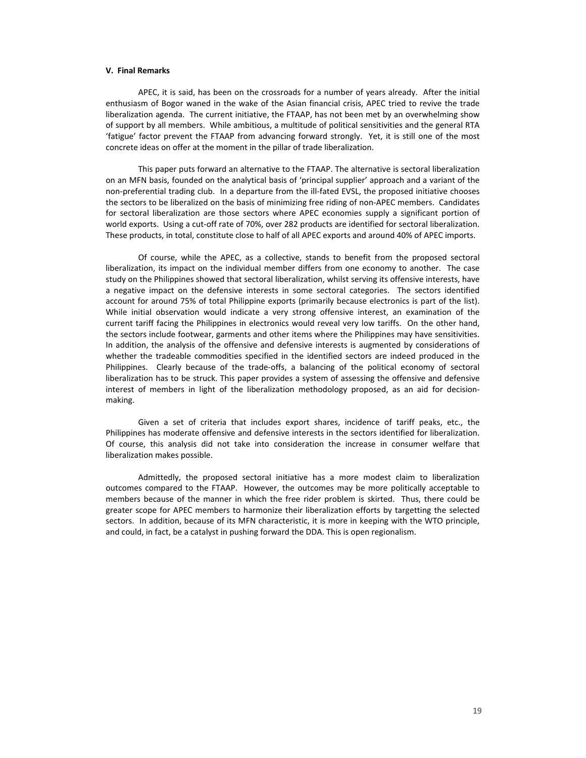## V. Final Remarks

APEC, it is said, has been on the crossroads for a number of years already. After the initial enthusiasm of Bogor waned in the wake of the Asian financial crisis, APEC tried to revive the trade liberalization agenda. The current initiative, the FTAAP, has not been met by an overwhelming show of support by all members. While ambitious, a multitude of political sensitivities and the general RTA 'fatigue' factor prevent the FTAAP from advancing forward strongly. Yet, it is still one of the most concrete ideas on offer at the moment in the pillar of trade liberalization.

This paper puts forward an alternative to the FTAAP. The alternative is sectoral liberalization on an MFN basis, founded on the analytical basis of 'principal supplier' approach and a variant of the non-preferential trading club. In a departure from the ill-fated EVSL, the proposed initiative chooses the sectors to be liberalized on the basis of minimizing free riding of non-APEC members. Candidates for sectoral liberalization are those sectors where APEC economies supply a significant portion of world exports. Using a cut-off rate of 70%, over 282 products are identified for sectoral liberalization. These products, in total, constitute close to half of all APEC exports and around 40% of APEC imports.

Of course, while the APEC, as a collective, stands to benefit from the proposed sectoral liberalization, its impact on the individual member differs from one economy to another. The case study on the Philippines showed that sectoral liberalization, whilst serving its offensive interests, have a negative impact on the defensive interests in some sectoral categories. The sectors identified account for around 75% of total Philippine exports (primarily because electronics is part of the list). While initial observation would indicate a very strong offensive interest, an examination of the current tariff facing the Philippines in electronics would reveal very low tariffs. On the other hand, the sectors include footwear, garments and other items where the Philippines may have sensitivities. In addition, the analysis of the offensive and defensive interests is augmented by considerations of whether the tradeable commodities specified in the identified sectors are indeed produced in the Philippines. Clearly because of the trade-offs, a balancing of the political economy of sectoral liberalization has to be struck. This paper provides a system of assessing the offensive and defensive interest of members in light of the liberalization methodology proposed, as an aid for decision-making.

Given a set of criteria that includes export shares, incidence of tariff peaks, etc., the Philippines has moderate offensive and defensive interests in the sectors identified for liberalization. Of course, this analysis did not take into consideration the increase in consumer welfare that liberalization makes possible.

Admittedly, the proposed sectoral initiative has a more modest claim to liberalization outcomes compared to the FTAAP. However, the outcomes may be more politically acceptable to members because of the manner in which the free rider problem is skirted. Thus, there could be greater scope for APEC members to harmonize their liberalization efforts by targetting the selected sectors. In addition, because of its MFN characteristic, it is more in keeping with the WTO principle, and could, in fact, be a catalyst in pushing forward the DDA. This is open regionalism.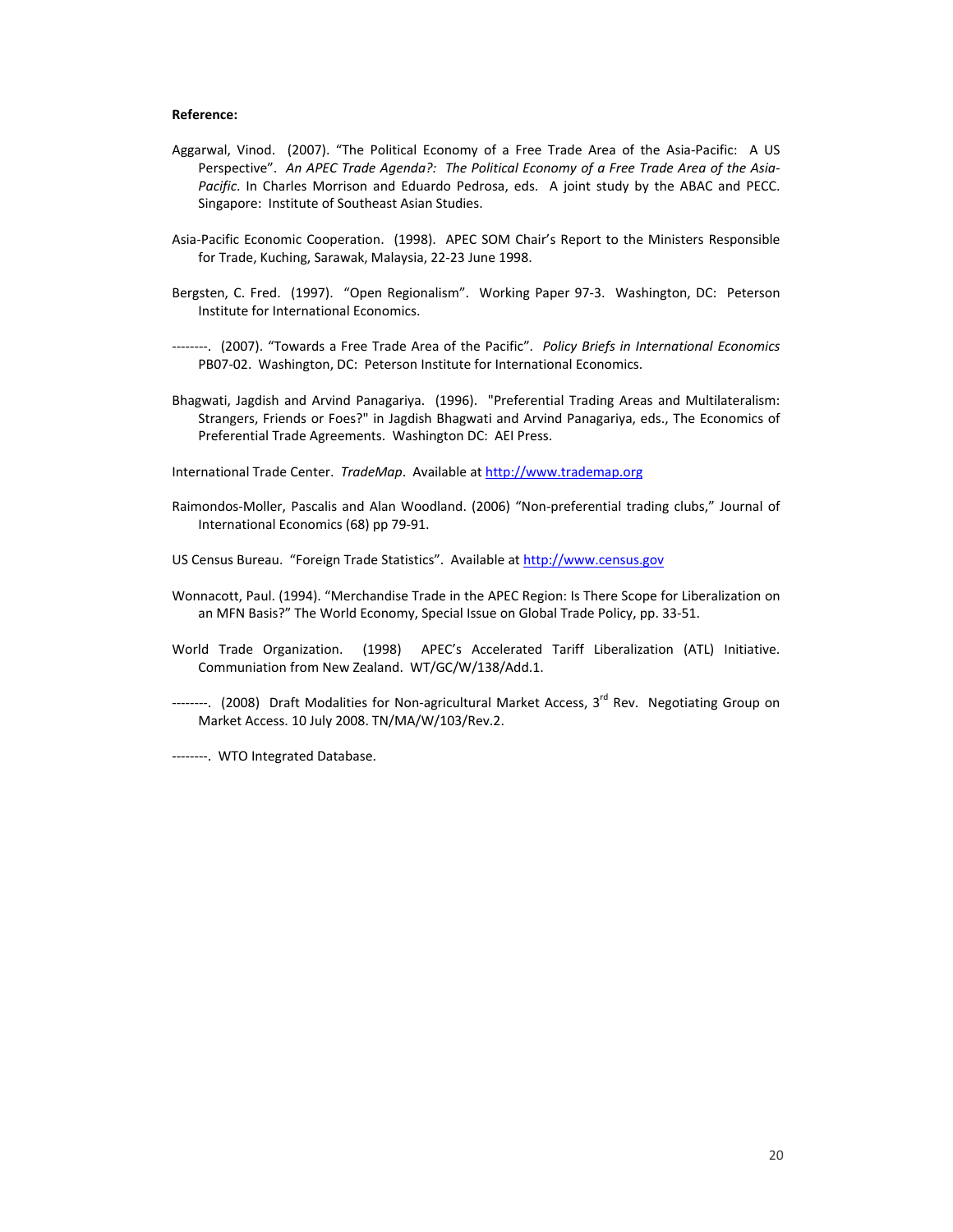**Reference:**

Aggarwal, Vinod. (2007). “The Political Economy of a Free Trade Area of the Asia-Pacific: A US Perspective”. *An APEC Trade Agenda?: The Political Economy of a Free Trade Area of the Asia-Pacific*. In Charles Morrison and Eduardo Pedrosa, eds. A joint study by the ABAC and PECC. Singapore: Institute of Southeast Asian Studies.

Asia-Pacific Economic Cooperation. (1998). APEC SOM Chair’s Report to the Ministers Responsible for Trade, Kuching, Sarawak, Malaysia, 22-23 June 1998.

Bergsten, C. Fred. (1997). “Open Regionalism”. Working Paper 97-3. Washington, DC: Peterson Institute for International Economics.

--------. (2007). “Towards a Free Trade Area of the Pacific”. *Policy Briefs in International Economics* PB07-02. Washington, DC: Peterson Institute for International Economics.

Bhagwati, Jagdish and Arvind Panagariya. (1996). "Preferential Trading Areas and Multilateralism: Strangers, Friends or Foes?" in Jagdish Bhagwati and Arvind Panagariya, eds., The Economics of Preferential Trade Agreements. Washington DC: AEI Press.

International Trade Center. *TradeMap*. Available at http://www.trademap.org

Raimondos-Moller, Pascalis and Alan Woodland. (2006) “Non-preferential trading clubs,” Journal of International Economics (68) pp 79-91.

US Census Bureau. “Foreign Trade Statistics”. Available at http://www.census.gov

Wonnacott, Paul. (1994). “Merchandise Trade in the APEC Region: Is There Scope for Liberalization on an MFN Basis?” The World Economy, Special Issue on Global Trade Policy, pp. 33-51.

World Trade Organization. (1998) APEC’s Accelerated Tariff Liberalization (ATL) Initiative. Communiation from New Zealand. WT/GC/W/138/Add.1.

--------. (2008) Draft Modalities for Non-agricultural Market Access, 3rd Rev. Negotiating Group on Market Access. 10 July 2008. TN/MA/W/103/Rev.2.

--------. WTO Integrated Database.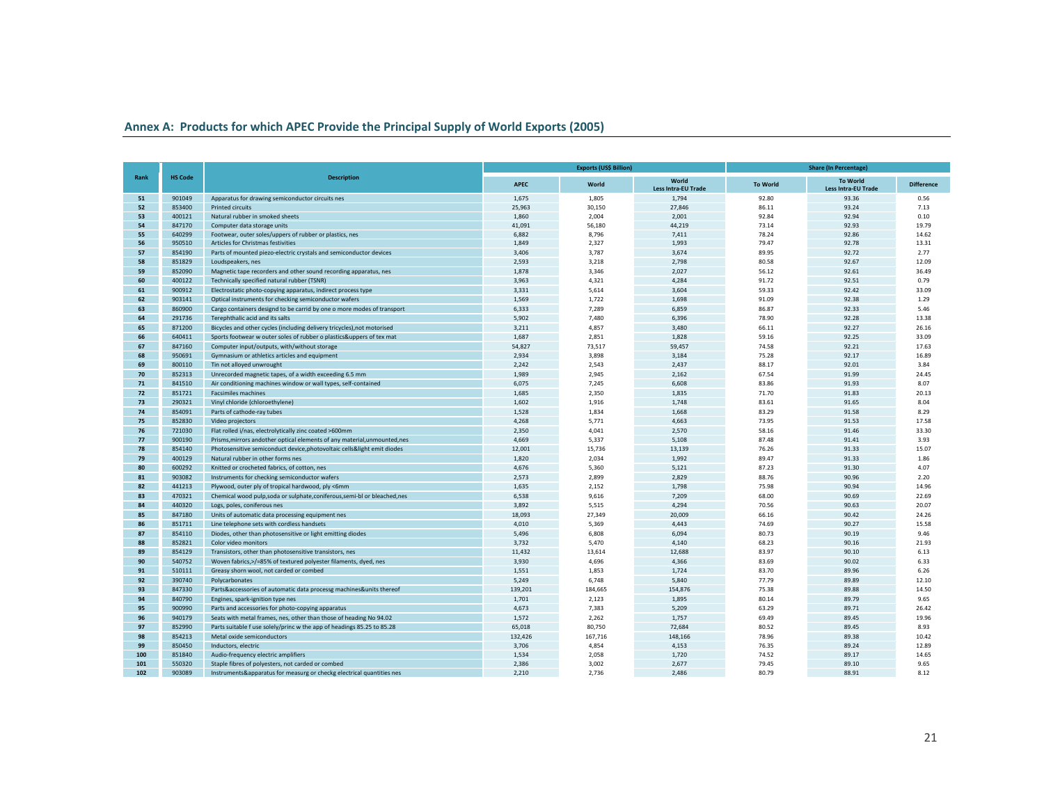## Annex A: Products for which APEC Provide the Principal Supply of World Exports (2005)

| Rank | HS Code | Description | Exports (US$ Billion) | | | Share (In Percentage) | | |
|---|---|---|---|---|---|---|---|---|
| | | | APEC | World | World Less Intra-EU Trade | To World | To World Less Intra-EU Trade | Difference |
| 51 | 901049 | Apparatus for drawing semiconductor circuits nes | 1,675 | 1,805 | 1,794 | 92.80 | 93.36 | 0.56 |
| 52 | 853400 | Printed circuits | 25,963 | 30,150 | 27,846 | 86.11 | 93.24 | 7.13 |
| 53 | 400121 | Natural rubber in smoked sheets | 1,860 | 2,004 | 2,001 | 92.84 | 92.94 | 0.10 |
| 54 | 847170 | Computer data storage units | 41,091 | 56,180 | 44,219 | 73.14 | 92.93 | 19.79 |
| 55 | 640299 | Footwear, outer soles/uppers of rubber or plastics, nes | 6,882 | 8,796 | 7,411 | 78.24 | 92.86 | 14.62 |
| 56 | 950510 | Articles for Christmas festivities | 1,849 | 2,327 | 1,993 | 79.47 | 92.78 | 13.31 |
| 57 | 854190 | Parts of mounted piezo-electric crystals and semiconductor devices | 3,406 | 3,787 | 3,674 | 89.95 | 92.72 | 2.77 |
| 58 | 851829 | Loudspeakers, nes | 2,593 | 3,218 | 2,798 | 80.58 | 92.67 | 12.09 |
| 59 | 852090 | Magnetic tape recorders and other sound recording apparatus, nes | 1,878 | 3,346 | 2,027 | 56.12 | 92.61 | 36.49 |
| 60 | 400122 | Technically specified natural rubber (TSNR) | 3,963 | 4,321 | 4,284 | 91.72 | 92.51 | 0.79 |
| 61 | 900912 | Electrostatic photo-copying apparatus, indirect process type | 3,331 | 5,614 | 3,604 | 59.33 | 92.42 | 33.09 |
| 62 | 903141 | Optical instruments for checking semiconductor wafers | 1,569 | 1,722 | 1,698 | 91.09 | 92.38 | 1.29 |
| 63 | 860900 | Cargo containers designd to be carrid by one o more modes of transport | 6,333 | 7,289 | 6,859 | 86.87 | 92.33 | 5.46 |
| 64 | 291736 | Terephthalic acid and its salts | 5,902 | 7,480 | 6,396 | 78.90 | 92.28 | 13.38 |
| 65 | 871200 | Bicycles and other cycles (including delivery tricycles),not motorised | 3,211 | 4,857 | 3,480 | 66.11 | 92.27 | 26.16 |
| 66 | 640411 | Sports footwear w outer soles of rubber o plastics&uppers of tex mat | 1,687 | 2,851 | 1,828 | 59.16 | 92.25 | 33.09 |
| 67 | 847160 | Computer input/outputs, with/without storage | 54,827 | 73,517 | 59,457 | 74.58 | 92.21 | 17.63 |
| 68 | 950691 | Gymnasium or athletics articles and equipment | 2,934 | 3,898 | 3,184 | 75.28 | 92.17 | 16.89 |
| 69 | 800110 | Tin not alloyed unwrought | 2,242 | 2,543 | 2,437 | 88.17 | 92.01 | 3.84 |
| 70 | 852313 | Unrecorded magnetic tapes, of a width exceeding 6.5 mm | 1,989 | 2,945 | 2,162 | 67.54 | 91.99 | 24.45 |
| 71 | 841510 | Air conditioning machines window or wall types, self-contained | 6,075 | 7,245 | 6,608 | 83.86 | 91.93 | 8.07 |
| 72 | 851721 | Facsimiles machines | 1,685 | 2,350 | 1,835 | 71.70 | 91.83 | 20.13 |
| 73 | 290321 | Vinyl chloride (chloroethylene) | 1,602 | 1,916 | 1,748 | 83.61 | 91.65 | 8.04 |
| 74 | 854091 | Parts of cathode-ray tubes | 1,528 | 1,834 | 1,668 | 83.29 | 91.58 | 8.29 |
| 75 | 852830 | Video projectors | 4,268 | 5,771 | 4,663 | 73.95 | 91.53 | 17.58 |
| 76 | 721030 | Flat rolled i/nas, electrolytically zinc coated >600mm | 2,350 | 4,041 | 2,570 | 58.16 | 91.46 | 33.30 |
| 77 | 900190 | Prisms,mirrors andother optical elements of any material,unmounted,nes | 4,669 | 5,337 | 5,108 | 87.48 | 91.41 | 3.93 |
| 78 | 854140 | Photosensitive semiconduct device,photovoltaic cells&light emit diodes | 12,001 | 15,736 | 13,139 | 76.26 | 91.33 | 15.07 |
| 79 | 400129 | Natural rubber in other forms nes | 1,820 | 2,034 | 1,992 | 89.47 | 91.33 | 1.86 |
| 80 | 600292 | Knitted or crocheted fabrics, of cotton, nes | 4,676 | 5,360 | 5,121 | 87.23 | 91.30 | 4.07 |
| 81 | 903082 | Instruments for checking semiconductor wafers | 2,573 | 2,899 | 2,829 | 88.76 | 90.96 | 2.20 |
| 82 | 441213 | Plywood, outer ply of tropical hardwood, ply <6mm | 1,635 | 2,152 | 1,798 | 75.98 | 90.94 | 14.96 |
| 83 | 470321 | Chemical wood pulp,soda or sulphate,coniferous,semi-bl or bleached,nes | 6,538 | 9,616 | 7,209 | 68.00 | 90.69 | 22.69 |
| 84 | 440320 | Logs, poles, coniferous nes | 3,892 | 5,515 | 4,294 | 70.56 | 90.63 | 20.07 |
| 85 | 847180 | Units of automatic data processing equipment nes | 18,093 | 27,349 | 20,009 | 66.16 | 90.42 | 24.26 |
| 86 | 851711 | Line telephone sets with cordless handsets | 4,010 | 5,369 | 4,443 | 74.69 | 90.27 | 15.58 |
| 87 | 854110 | Diodes, other than photosensitive or light emitting diodes | 5,496 | 6,808 | 6,094 | 80.73 | 90.19 | 9.46 |
| 88 | 852821 | Color video monitors | 3,732 | 5,470 | 4,140 | 68.23 | 90.16 | 21.93 |
| 89 | 854129 | Transistors, other than photosensitive transistors, nes | 11,432 | 13,614 | 12,688 | 83.97 | 90.10 | 6.13 |
| 90 | 540752 | Woven fabrics,>/=85% of textured polyester filaments, dyed, nes | 3,930 | 4,696 | 4,366 | 83.69 | 90.02 | 6.33 |
| 91 | 510111 | Greasy shorn wool, not carded or combed | 1,551 | 1,853 | 1,724 | 83.70 | 89.96 | 6.26 |
| 92 | 390740 | Polycarbonates | 5,249 | 6,748 | 5,840 | 77.79 | 89.89 | 12.10 |
| 93 | 847330 | Parts&accessories of automatic data processg machines&units thereof | 139,201 | 184,665 | 154,876 | 75.38 | 89.88 | 14.50 |
| 94 | 840790 | Engines, spark-ignition type nes | 1,701 | 2,123 | 1,895 | 80.14 | 89.79 | 9.65 |
| 95 | 900990 | Parts and accessories for photo-copying apparatus | 4,673 | 7,383 | 5,209 | 63.29 | 89.71 | 26.42 |
| 96 | 940179 | Seats with metal frames, nes, other than those of heading No 94.02 | 1,572 | 2,262 | 1,757 | 69.49 | 89.45 | 19.96 |
| 97 | 852990 | Parts suitable f use solely/princ w the app of headings 85.25 to 85.28 | 65,018 | 80,750 | 72,684 | 80.52 | 89.45 | 8.93 |
| 98 | 854213 | Metal oxide semiconductors | 132,426 | 167,716 | 148,166 | 78.96 | 89.38 | 10.42 |
| 99 | 850450 | Inductors, electric | 3,706 | 4,854 | 4,153 | 76.35 | 89.24 | 12.89 |
| 100 | 851840 | Audio-frequency electric amplifiers | 1,534 | 2,058 | 1,720 | 74.52 | 89.17 | 14.65 |
| 101 | 550320 | Staple fibres of polyesters, not carded or combed | 2,386 | 3,002 | 2,677 | 79.45 | 89.10 | 9.65 |
| 102 | 903089 | Instruments&apparatus for measurg or checkg electrical quantities nes | 2,210 | 2,736 | 2,486 | 80.79 | 88.91 | 8.12 |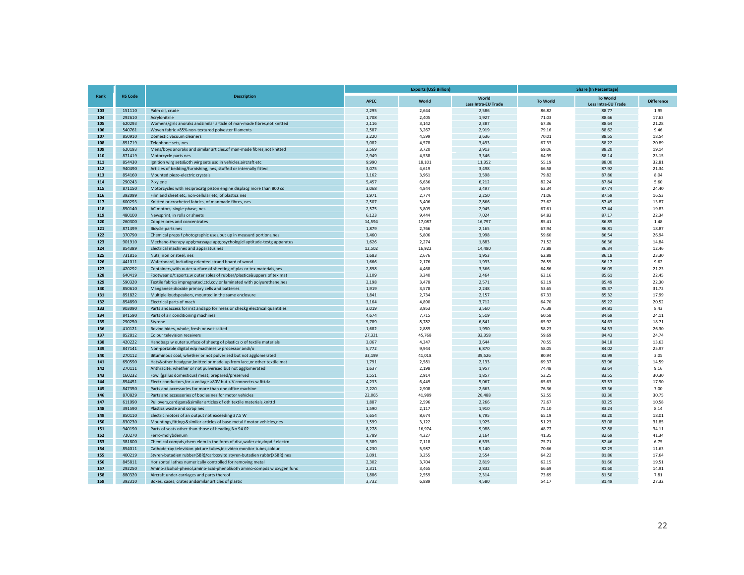| Rank | HS Code | Description | Exports (US$ Billion) | | | Share (In Percentage) | | |
|---|---|---|---|---|---|---|---|---|
| | | | APEC | World | World Less Intra-EU Trade | To World | To World Less Intra-EU Trade | Difference |
| 103 | 151110 | Palm oil, crude | 2,295 | 2,644 | 2,586 | 86.82 | 88.77 | 1.95 |
| 104 | 292610 | Acrylonitrile | 1,708 | 2,405 | 1,927 | 71.03 | 88.66 | 17.63 |
| 105 | 620293 | Womens/girls anoraks andsimilar article of man-made fibres,not knitted | 2,116 | 3,142 | 2,387 | 67.36 | 88.64 | 21.28 |
| 106 | 540761 | Woven fabric >85% non-textured polyester filaments | 2,587 | 3,267 | 2,919 | 79.16 | 88.62 | 9.46 |
| 107 | 850910 | Domestic vacuum cleaners | 3,220 | 4,599 | 3,636 | 70.01 | 88.55 | 18.54 |
| 108 | 851719 | Telephone sets, nes | 3,082 | 4,578 | 3,493 | 67.33 | 88.22 | 20.89 |
| 109 | 620193 | Mens/boys anoraks and similar articles,of man-made fibres,not knitted | 2,569 | 3,720 | 2,913 | 69.06 | 88.20 | 19.14 |
| 110 | 871419 | Motorcycle parts nes | 2,949 | 4,538 | 3,346 | 64.99 | 88.14 | 23.15 |
| 111 | 854430 | Ignition wirg sets&oth wirg sets usd in vehicles,aircraft etc | 9,990 | 18,101 | 11,352 | 55.19 | 88.00 | 32.81 |
| 112 | 940490 | Articles of bedding/furnishing, nes, stuffed or internally fitted | 3,075 | 4,619 | 3,498 | 66.58 | 87.92 | 21.34 |
| 113 | 854160 | Mounted piezo-electric crystals | 3,162 | 3,961 | 3,598 | 79.82 | 87.86 | 8.04 |
| 114 | 290243 | P-xylene | 5,457 | 6,636 | 6,212 | 82.24 | 87.84 | 5.60 |
| 115 | 871150 | Motorcycles with reciprocatg piston engine displacg more than 800 cc | 3,068 | 4,844 | 3,497 | 63.34 | 87.74 | 24.40 |
| 116 | 392099 | Film and sheet etc, non-cellular etc, of plastics nes | 1,971 | 2,774 | 2,250 | 71.06 | 87.59 | 16.53 |
| 117 | 600293 | Knitted or crocheted fabrics, of manmade fibres, nes | 2,507 | 3,406 | 2,866 | 73.62 | 87.49 | 13.87 |
| 118 | 850140 | AC motors, single-phase, nes | 2,575 | 3,809 | 2,945 | 67.61 | 87.44 | 19.83 |
| 119 | 480100 | Newsprint, in rolls or sheets | 6,123 | 9,444 | 7,024 | 64.83 | 87.17 | 22.34 |
| 120 | 260300 | Copper ores and concentrates | 14,594 | 17,087 | 16,797 | 85.41 | 86.89 | 1.48 |
| 121 | 871499 | Bicycle parts nes | 1,879 | 2,766 | 2,165 | 67.94 | 86.81 | 18.87 |
| 122 | 370790 | Chemical preps f photographic uses,put up in measurd portions,nes | 3,460 | 5,806 | 3,998 | 59.60 | 86.54 | 26.94 |
| 123 | 901910 | Mechano-therapy appl;massage app;psychologicl aptitude-testg apparatus | 1,626 | 2,274 | 1,883 | 71.52 | 86.36 | 14.84 |
| 124 | 854389 | Electrical machines and apparatus nes | 12,502 | 16,922 | 14,480 | 73.88 | 86.34 | 12.46 |
| 125 | 731816 | Nuts, iron or steel, nes | 1,683 | 2,676 | 1,953 | 62.88 | 86.18 | 23.30 |
| 126 | 441011 | Waferboard, including oriented strand board of wood | 1,666 | 2,176 | 1,933 | 76.55 | 86.17 | 9.62 |
| 127 | 420292 | Containers,with outer surface of sheeting of plas or tex materials,nes | 2,898 | 4,468 | 3,366 | 64.86 | 86.09 | 21.23 |
| 128 | 640419 | Footwear o/t sports,w outer soles of rubber/plastics&uppers of tex mat | 2,109 | 3,340 | 2,464 | 63.16 | 85.61 | 22.45 |
| 129 | 590320 | Textile fabrics impregnated,ctd,cov,or laminated with polyurethane,nes | 2,198 | 3,478 | 2,571 | 63.19 | 85.49 | 22.30 |
| 130 | 850610 | Manganese dioxide primary cells and batteries | 1,919 | 3,578 | 2,248 | 53.65 | 85.37 | 31.72 |
| 131 | 851822 | Multiple loudspeakers, mounted in the same enclosure | 1,841 | 2,734 | 2,157 | 67.33 | 85.32 | 17.99 |
| 132 | 854890 | Electrical parts of mach | 3,164 | 4,890 | 3,712 | 64.70 | 85.22 | 20.52 |
| 133 | 903090 | Parts andaccess for inst andapp for meas or checkg electrical quantities | 3,019 | 3,953 | 3,560 | 76.38 | 84.81 | 8.43 |
| 134 | 841590 | Parts of air conditioning machines | 4,674 | 7,715 | 5,519 | 60.58 | 84.69 | 24.11 |
| 135 | 290250 | Styrene | 5,789 | 8,782 | 6,841 | 65.92 | 84.63 | 18.71 |
| 136 | 410121 | Bovine hides, whole, fresh or wet-salted | 1,682 | 2,889 | 1,990 | 58.23 | 84.53 | 26.30 |
| 137 | 852812 | Colour television receivers | 27,321 | 45,768 | 32,358 | 59.69 | 84.43 | 24.74 |
| 138 | 420222 | Handbags w outer surface of sheetg of plastics o of textile materials | 3,067 | 4,347 | 3,644 | 70.55 | 84.18 | 13.63 |
| 139 | 847141 | Non-portable digital edp machines w processor andi/o | 5,772 | 9,944 | 6,870 | 58.05 | 84.02 | 25.97 |
| 140 | 270112 | Bituminous coal, whether or not pulverised but not agglomerated | 33,199 | 41,018 | 39,526 | 80.94 | 83.99 | 3.05 |
| 141 | 650590 | Hats&other headgear,knitted or made up from lace,or other textile mat | 1,791 | 2,581 | 2,133 | 69.37 | 83.96 | 14.59 |
| 142 | 270111 | Anthracite, whether or not pulverised but not agglomerated | 1,637 | 2,198 | 1,957 | 74.48 | 83.64 | 9.16 |
| 143 | 160232 | Fowl (gallus domesticus) meat, prepared/preserved | 1,551 | 2,914 | 1,857 | 53.25 | 83.55 | 30.30 |
| 144 | 854451 | Electr conductors,for a voltage >80V but < V connectrs w fittd> | 4,233 | 6,449 | 5,067 | 65.63 | 83.53 | 17.90 |
| 145 | 847350 | Parts and accessories for more than one office machine | 2,220 | 2,908 | 2,663 | 76.36 | 83.36 | 7.00 |
| 146 | 870829 | Parts and accessories of bodies nes for motor vehicles | 22,065 | 41,989 | 26,488 | 52.55 | 83.30 | 30.75 |
| 147 | 611090 | Pullovers,cardigans&similar articles of oth textile materials,knittd | 1,887 | 2,596 | 2,266 | 72.67 | 83.25 | 10.58 |
| 148 | 391590 | Plastics waste and scrap nes | 1,590 | 2,117 | 1,910 | 75.10 | 83.24 | 8.14 |
| 149 | 850110 | Electric motors of an output not exceeding 37.5 W | 5,654 | 8,674 | 6,795 | 65.19 | 83.20 | 18.01 |
| 150 | 830230 | Mountings,fittings&similar articles of base metal f motor vehicles,nes | 1,599 | 3,122 | 1,925 | 51.23 | 83.08 | 31.85 |
| 151 | 940190 | Parts of seats other than those of heading No 94.02 | 8,278 | 16,974 | 9,988 | 48.77 | 82.88 | 34.11 |
| 152 | 720270 | Ferro-molybdenum | 1,789 | 4,327 | 2,164 | 41.35 | 82.69 | 41.34 |
| 153 | 381800 | Chemical compds,chem elem in the form of disc,wafer etc,dopd f electrn | 5,389 | 7,118 | 6,535 | 75.71 | 82.46 | 6.75 |
| 154 | 854011 | Cathode-ray television picture tubes,inc video monitor tubes,colour | 4,230 | 5,987 | 5,140 | 70.66 | 82.29 | 11.63 |
| 155 | 400219 | Styren-butadien rubber(SBR)/carboxyltd styren-butadien rubbr(XSBR) nes | 2,091 | 3,255 | 2,554 | 64.22 | 81.86 | 17.64 |
| 156 | 845811 | Horizontal lathes numerically controlled for removing metal | 2,302 | 3,704 | 2,819 | 62.15 | 81.66 | 19.51 |
| 157 | 292250 | Amino-alcohol-phenol,amino-acid-phenol&oth amino-compds w oxygen func | 2,311 | 3,465 | 2,832 | 66.69 | 81.60 | 14.91 |
| 158 | 880320 | Aircraft under-carriages and parts thereof | 1,886 | 2,559 | 2,314 | 73.69 | 81.50 | 7.81 |
| 159 | 392310 | Boxes, cases, crates andsimilar articles of plastic | 3,732 | 6,889 | 4,580 | 54.17 | 81.49 | 27.32 |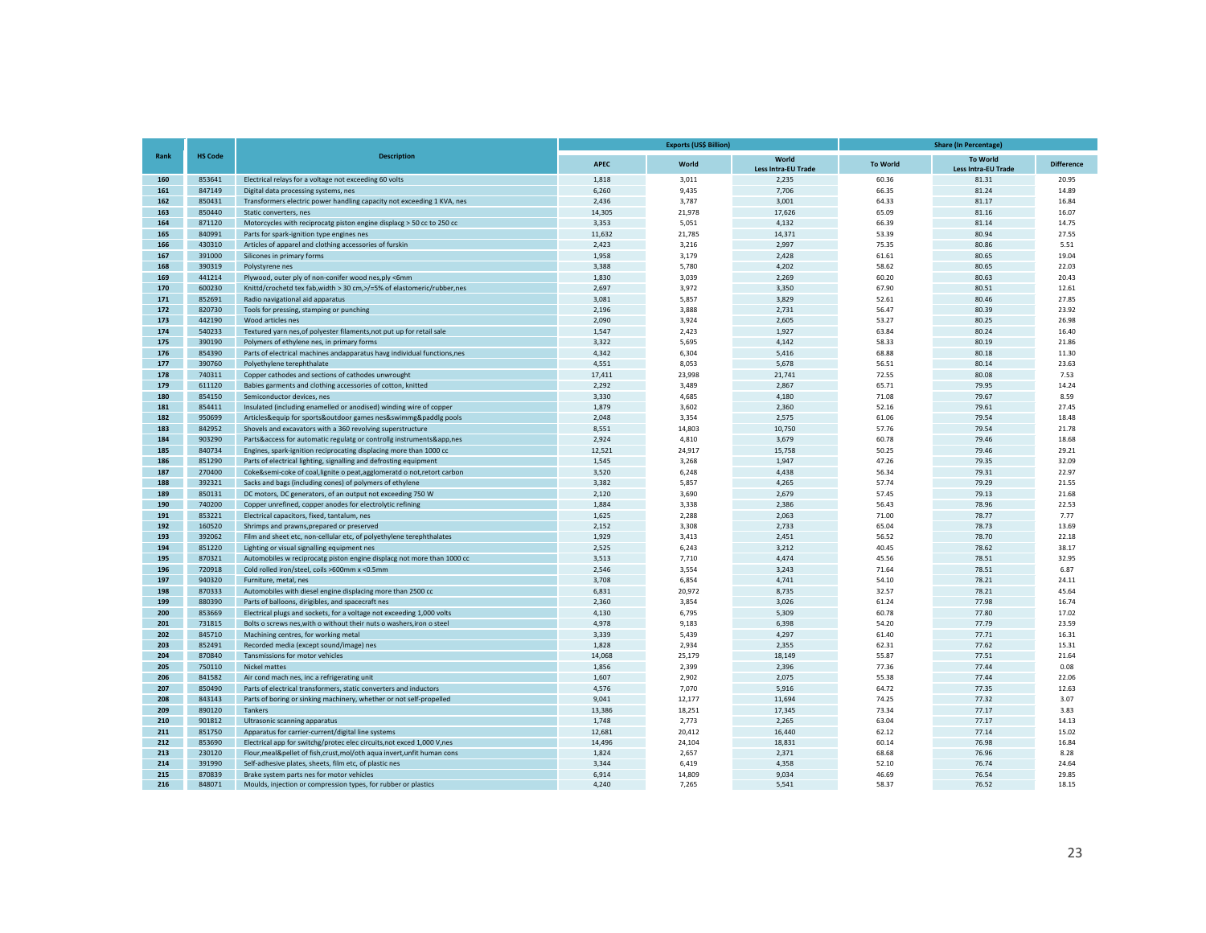| Rank | HS Code | Description | Exports (US$ Billion) | | | Share (In Percentage) | | |
|---|---|---|---|---|---|---|---|---|
| | | | APEC | World | World Less Intra-EU Trade | To World | To World Less Intra-EU Trade | Difference |
| 160 | 853641 | Electrical relays for a voltage not exceeding 60 volts | 1,818 | 3,011 | 2,235 | 60.36 | 81.31 | 20.95 |
| 161 | 847149 | Digital data processing systems, nes | 6,260 | 9,435 | 7,706 | 66.35 | 81.24 | 14.89 |
| 162 | 850431 | Transformers electric power handling capacity not exceeding 1 KVA, nes | 2,436 | 3,787 | 3,001 | 64.33 | 81.17 | 16.84 |
| 163 | 850440 | Static converters, nes | 14,305 | 21,978 | 17,626 | 65.09 | 81.16 | 16.07 |
| 164 | 871120 | Motorcycles with reciprocatg piston engine displacg > 50 cc to 250 cc | 3,353 | 5,051 | 4,132 | 66.39 | 81.14 | 14.75 |
| 165 | 840991 | Parts for spark-ignition type engines nes | 11,632 | 21,785 | 14,371 | 53.39 | 80.94 | 27.55 |
| 166 | 430310 | Articles of apparel and clothing accessories of furskin | 2,423 | 3,216 | 2,997 | 75.35 | 80.86 | 5.51 |
| 167 | 391000 | Silicones in primary forms | 1,958 | 3,179 | 2,428 | 61.61 | 80.65 | 19.04 |
| 168 | 390319 | Polystyrene nes | 3,388 | 5,780 | 4,202 | 58.62 | 80.65 | 22.03 |
| 169 | 441214 | Plywood, outer ply of non-conifer wood nes,ply <6mm | 1,830 | 3,039 | 2,269 | 60.20 | 80.63 | 20.43 |
| 170 | 600230 | Knittd/crochetd tex fab,width > 30 cm,>/=5% of elastomeric/rubber,nes | 2,697 | 3,972 | 3,350 | 67.90 | 80.51 | 12.61 |
| 171 | 852691 | Radio navigational aid apparatus | 3,081 | 5,857 | 3,829 | 52.61 | 80.46 | 27.85 |
| 172 | 820730 | Tools for pressing, stamping or punching | 2,196 | 3,888 | 2,731 | 56.47 | 80.39 | 23.92 |
| 173 | 442190 | Wood articles nes | 2,090 | 3,924 | 2,605 | 53.27 | 80.25 | 26.98 |
| 174 | 540233 | Textured yarn nes,of polyester filaments,not put up for retail sale | 1,547 | 2,423 | 1,927 | 63.84 | 80.24 | 16.40 |
| 175 | 390190 | Polymers of ethylene nes, in primary forms | 3,322 | 5,695 | 4,142 | 58.33 | 80.19 | 21.86 |
| 176 | 854390 | Parts of electrical machines andapparatus havg individual functions,nes | 4,342 | 6,304 | 5,416 | 68.88 | 80.18 | 11.30 |
| 177 | 390760 | Polyethylene terephthalate | 4,551 | 8,053 | 5,678 | 56.51 | 80.14 | 23.63 |
| 178 | 740311 | Copper cathodes and sections of cathodes unwrought | 17,411 | 23,998 | 21,741 | 72.55 | 80.08 | 7.53 |
| 179 | 611120 | Babies garments and clothing accessories of cotton, knitted | 2,292 | 3,489 | 2,867 | 65.71 | 79.95 | 14.24 |
| 180 | 854150 | Semiconductor devices, nes | 3,330 | 4,685 | 4,180 | 71.08 | 79.67 | 8.59 |
| 181 | 854411 | Insulated (including enamelled or anodised) winding wire of copper | 1,879 | 3,602 | 2,360 | 52.16 | 79.61 | 27.45 |
| 182 | 950699 | Articles&equip for sports&outdoor games nes&swimmg&paddlg pools | 2,048 | 3,354 | 2,575 | 61.06 | 79.54 | 18.48 |
| 183 | 842952 | Shovels and excavators with a 360 revolving superstructure | 8,551 | 14,803 | 10,750 | 57.76 | 79.54 | 21.78 |
| 184 | 903290 | Parts&access for automatic regulatg or controllg instruments&app,nes | 2,924 | 4,810 | 3,679 | 60.78 | 79.46 | 18.68 |
| 185 | 840734 | Engines, spark-ignition reciprocating displacing more than 1000 cc | 12,521 | 24,917 | 15,758 | 50.25 | 79.46 | 29.21 |
| 186 | 851290 | Parts of electrical lighting, signalling and defrosting equipment | 1,545 | 3,268 | 1,947 | 47.26 | 79.35 | 32.09 |
| 187 | 270400 | Coke&semi-coke of coal,lignite o peat,agglomeratd o not,retort carbon | 3,520 | 6,248 | 4,438 | 56.34 | 79.31 | 22.97 |
| 188 | 392321 | Sacks and bags (including cones) of polymers of ethylene | 3,382 | 5,857 | 4,265 | 57.74 | 79.29 | 21.55 |
| 189 | 850131 | DC motors, DC generators, of an output not exceeding 750 W | 2,120 | 3,690 | 2,679 | 57.45 | 79.13 | 21.68 |
| 190 | 740200 | Copper unrefined, copper anodes for electrolytic refining | 1,884 | 3,338 | 2,386 | 56.43 | 78.96 | 22.53 |
| 191 | 853221 | Electrical capacitors, fixed, tantalum, nes | 1,625 | 2,288 | 2,063 | 71.00 | 78.77 | 7.77 |
| 192 | 160520 | Shrimps and prawns,prepared or preserved | 2,152 | 3,308 | 2,733 | 65.04 | 78.73 | 13.69 |
| 193 | 392062 | Film and sheet etc, non-cellular etc, of polyethylene terephthalates | 1,929 | 3,413 | 2,451 | 56.52 | 78.70 | 22.18 |
| 194 | 851220 | Lighting or visual signalling equipment nes | 2,525 | 6,243 | 3,212 | 40.45 | 78.62 | 38.17 |
| 195 | 870321 | Automobiles w reciprocatg piston engine displacg not more than 1000 cc | 3,513 | 7,710 | 4,474 | 45.56 | 78.51 | 32.95 |
| 196 | 720918 | Cold rolled iron/steel, coils >600mm x <0.5mm | 2,546 | 3,554 | 3,243 | 71.64 | 78.51 | 6.87 |
| 197 | 940320 | Furniture, metal, nes | 3,708 | 6,854 | 4,741 | 54.10 | 78.21 | 24.11 |
| 198 | 870333 | Automobiles with diesel engine displacing more than 2500 cc | 6,831 | 20,972 | 8,735 | 32.57 | 78.21 | 45.64 |
| 199 | 880390 | Parts of balloons, dirigibles, and spacecraft nes | 2,360 | 3,854 | 3,026 | 61.24 | 77.98 | 16.74 |
| 200 | 853669 | Electrical plugs and sockets, for a voltage not exceeding 1,000 volts | 4,130 | 6,795 | 5,309 | 60.78 | 77.80 | 17.02 |
| 201 | 731815 | Bolts o screws nes,with o without their nuts o washers,iron o steel | 4,978 | 9,183 | 6,398 | 54.20 | 77.79 | 23.59 |
| 202 | 845710 | Machining centres, for working metal | 3,339 | 5,439 | 4,297 | 61.40 | 77.71 | 16.31 |
| 203 | 852491 | Recorded media (except sound/image) nes | 1,828 | 2,934 | 2,355 | 62.31 | 77.62 | 15.31 |
| 204 | 870840 | Tansmissions for motor vehicles | 14,068 | 25,179 | 18,149 | 55.87 | 77.51 | 21.64 |
| 205 | 750110 | Nickel mattes | 1,856 | 2,399 | 2,396 | 77.36 | 77.44 | 0.08 |
| 206 | 841582 | Air cond mach nes, inc a refrigerating unit | 1,607 | 2,902 | 2,075 | 55.38 | 77.44 | 22.06 |
| 207 | 850490 | Parts of electrical transformers, static converters and inductors | 4,576 | 7,070 | 5,916 | 64.72 | 77.35 | 12.63 |
| 208 | 843143 | Parts of boring or sinking machinery, whether or not self-propelled | 9,041 | 12,177 | 11,694 | 74.25 | 77.32 | 3.07 |
| 209 | 890120 | Tankers | 13,386 | 18,251 | 17,345 | 73.34 | 77.17 | 3.83 |
| 210 | 901812 | Ultrasonic scanning apparatus | 1,748 | 2,773 | 2,265 | 63.04 | 77.17 | 14.13 |
| 211 | 851750 | Apparatus for carrier-current/digital line systems | 12,681 | 20,412 | 16,440 | 62.12 | 77.14 | 15.02 |
| 212 | 853690 | Electrical app for switchg/protec elec circuits,not exced 1,000 V,nes | 14,496 | 24,104 | 18,831 | 60.14 | 76.98 | 16.84 |
| 213 | 230120 | Flour,meal&pellet of fish,crust,mol/oth aqua invert,unfit human cons | 1,824 | 2,657 | 2,371 | 68.68 | 76.96 | 8.28 |
| 214 | 391990 | Self-adhesive plates, sheets, film etc, of plastic nes | 3,344 | 6,419 | 4,358 | 52.10 | 76.74 | 24.64 |
| 215 | 870839 | Brake system parts nes for motor vehicles | 6,914 | 14,809 | 9,034 | 46.69 | 76.54 | 29.85 |
| 216 | 848071 | Moulds, injection or compression types, for rubber or plastics | 4,240 | 7,265 | 5,541 | 58.37 | 76.52 | 18.15 |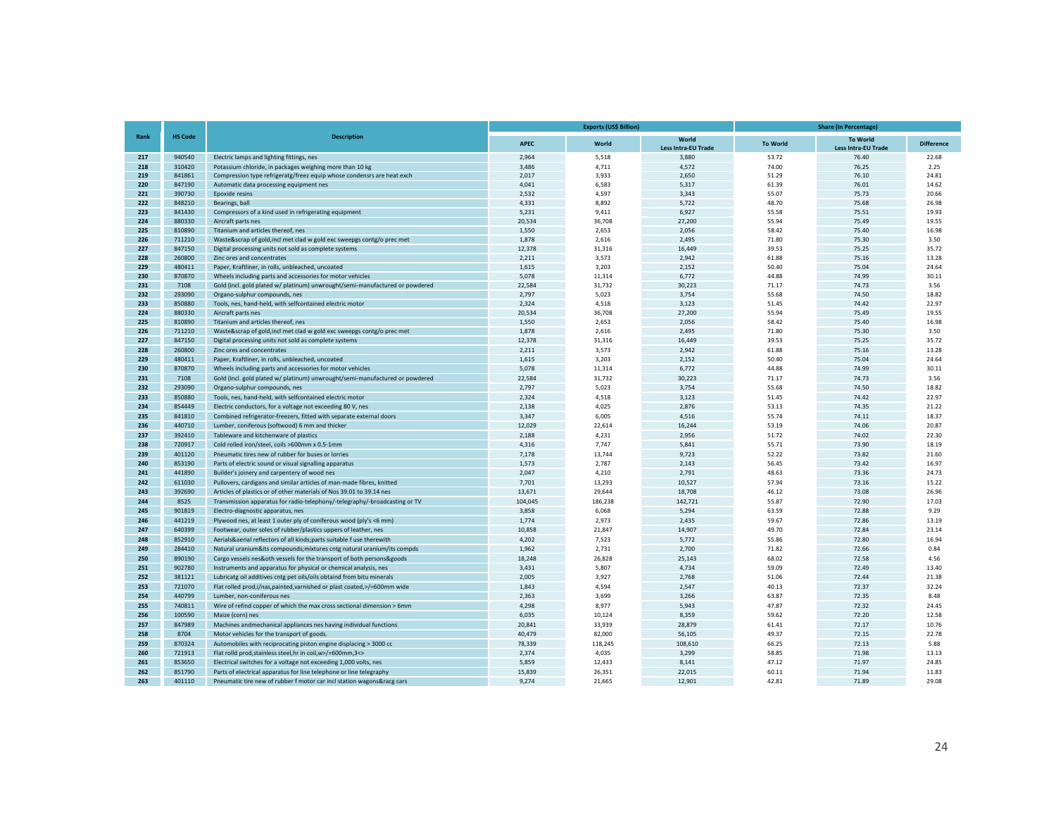| Rank | HS Code | Description | Exports (US$ Billion) | | | Share (In Percentage) | | |
|---|---|---|---|---|---|---|---|---|
| | | | APEC | World | World Less Intra-EU Trade | To World | To World Less Intra-EU Trade | Difference |
| 217 | 940540 | Electric lamps and lighting fittings, nes | 2,964 | 5,518 | 3,880 | 53.72 | 76.40 | 22.68 |
| 218 | 310420 | Potassium chloride, in packages weighing more than 10 kg | 3,486 | 4,711 | 4,572 | 74.00 | 76.25 | 2.25 |
| 219 | 841861 | Compression type refrigeratg/freez equip whose condensrs are heat exch | 2,017 | 3,933 | 2,650 | 51.29 | 76.10 | 24.81 |
| 220 | 847190 | Automatic data processing equipment nes | 4,041 | 6,583 | 5,317 | 61.39 | 76.01 | 14.62 |
| 221 | 390730 | Epoxide resins | 2,532 | 4,597 | 3,343 | 55.07 | 75.73 | 20.66 |
| 222 | 848210 | Bearings, ball | 4,331 | 8,892 | 5,722 | 48.70 | 75.68 | 26.98 |
| 223 | 841430 | Compressors of a kind used in refrigerating equipment | 5,231 | 9,411 | 6,927 | 55.58 | 75.51 | 19.93 |
| 224 | 880330 | Aircraft parts nes | 20,534 | 36,708 | 27,200 | 55.94 | 75.49 | 19.55 |
| 225 | 810890 | Titanium and articles thereof, nes | 1,550 | 2,653 | 2,056 | 58.42 | 75.40 | 16.98 |
| 226 | 711210 | Waste&scrap of gold,incl met clad w gold exc sweepgs contg/o prec met | 1,878 | 2,616 | 2,495 | 71.80 | 75.30 | 3.50 |
| 227 | 847150 | Digital processing units not sold as complete systems | 12,378 | 31,316 | 16,449 | 39.53 | 75.25 | 35.72 |
| 228 | 260800 | Zinc ores and concentrates | 2,211 | 3,573 | 2,942 | 61.88 | 75.16 | 13.28 |
| 229 | 480411 | Paper, Kraftliner, in rolls, unbleached, uncoated | 1,615 | 3,203 | 2,152 | 50.40 | 75.04 | 24.64 |
| 230 | 870870 | Wheels including parts and accessories for motor vehicles | 5,078 | 11,314 | 6,772 | 44.88 | 74.99 | 30.11 |
| 231 | 7108 | Gold (incl. gold plated w/ platinum) unwrought/semi-manufactured or powdered | 22,584 | 31,732 | 30,223 | 71.17 | 74.73 | 3.56 |
| 232 | 293090 | Organo-sulphur compounds, nes | 2,797 | 5,023 | 3,754 | 55.68 | 74.50 | 18.82 |
| 233 | 850880 | Tools, nes, hand-held, with selfcontained electric motor | 2,324 | 4,518 | 3,123 | 51.45 | 74.42 | 22.97 |
| 224 | 880330 | Aircraft parts nes | 20,534 | 36,708 | 27,200 | 55.94 | 75.49 | 19.55 |
| 225 | 810890 | Titanium and articles thereof, nes | 1,550 | 2,653 | 2,056 | 58.42 | 75.40 | 16.98 |
| 226 | 711210 | Waste&scrap of gold,incl met clad w gold exc sweepgs contg/o prec met | 1,878 | 2,616 | 2,495 | 71.80 | 75.30 | 3.50 |
| 227 | 847150 | Digital processing units not sold as complete systems | 12,378 | 31,316 | 16,449 | 39.53 | 75.25 | 35.72 |
| 228 | 260800 | Zinc ores and concentrates | 2,211 | 3,573 | 2,942 | 61.88 | 75.16 | 13.28 |
| 229 | 480411 | Paper, Kraftliner, in rolls, unbleached, uncoated | 1,615 | 3,203 | 2,152 | 50.40 | 75.04 | 24.64 |
| 230 | 870870 | Wheels including parts and accessories for motor vehicles | 5,078 | 11,314 | 6,772 | 44.88 | 74.99 | 30.11 |
| 231 | 7108 | Gold (incl. gold plated w/ platinum) unwrought/semi-manufactured or powdered | 22,584 | 31,732 | 30,223 | 71.17 | 74.73 | 3.56 |
| 232 | 293090 | Organo-sulphur compounds, nes | 2,797 | 5,023 | 3,754 | 55.68 | 74.50 | 18.82 |
| 233 | 850880 | Tools, nes, hand-held, with selfcontained electric motor | 2,324 | 4,518 | 3,123 | 51.45 | 74.42 | 22.97 |
| 234 | 854449 | Electric conductors, for a voltage not exceeding 80 V, nes | 2,138 | 4,025 | 2,876 | 53.13 | 74.35 | 21.22 |
| 235 | 841810 | Combined refrigerator-freezers, fitted with separate external doors | 3,347 | 6,005 | 4,516 | 55.74 | 74.11 | 18.37 |
| 236 | 440710 | Lumber, coniferous (softwood) 6 mm and thicker | 12,029 | 22,614 | 16,244 | 53.19 | 74.06 | 20.87 |
| 237 | 392410 | Tableware and kitchenware of plastics | 2,188 | 4,231 | 2,956 | 51.72 | 74.02 | 22.30 |
| 238 | 720917 | Cold rolled iron/steel, coils >600mm x 0.5-1mm | 4,316 | 7,747 | 5,841 | 55.71 | 73.90 | 18.19 |
| 239 | 401120 | Pneumatic tires new of rubber for buses or lorries | 7,178 | 13,744 | 9,723 | 52.22 | 73.82 | 21.60 |
| 240 | 853190 | Parts of electric sound or visual signalling apparatus | 1,573 | 2,787 | 2,143 | 56.45 | 73.42 | 16.97 |
| 241 | 441890 | Builder's joinery and carpentery of wood nes | 2,047 | 4,210 | 2,791 | 48.63 | 73.36 | 24.73 |
| 242 | 611030 | Pullovers, cardigans and similar articles of man-made fibres, knitted | 7,701 | 13,293 | 10,527 | 57.94 | 73.16 | 15.22 |
| 243 | 392690 | Articles of plastics or of other materials of Nos 39.01 to 39.14 nes | 13,671 | 29,644 | 18,708 | 46.12 | 73.08 | 26.96 |
| 244 | 8525 | Transmission apparatus for radio-telephony/-telegraphy/-broadcasting or TV | 104,045 | 186,238 | 142,721 | 55.87 | 72.90 | 17.03 |
| 245 | 901819 | Electro-diagnostic apparatus, nes | 3,858 | 6,068 | 5,294 | 63.59 | 72.88 | 9.29 |
| 246 | 441219 | Plywood nes, at least 1 outer ply of coniferous wood (ply's <6 mm) | 1,774 | 2,973 | 2,435 | 59.67 | 72.86 | 13.19 |
| 247 | 640399 | Footwear, outer soles of rubber/plastics uppers of leather, nes | 10,858 | 21,847 | 14,907 | 49.70 | 72.84 | 23.14 |
| 248 | 852910 | Aerials&aerial reflectors of all kinds;parts suitable f use therewith | 4,202 | 7,523 | 5,772 | 55.86 | 72.80 | 16.94 |
| 249 | 284410 | Natural uranium&its compounds;mixtures cntg natural uranium/its compds | 1,962 | 2,731 | 2,700 | 71.82 | 72.66 | 0.84 |
| 250 | 890190 | Cargo vessels nes&oth vessels for the transport of both persons&goods | 18,248 | 26,828 | 25,143 | 68.02 | 72.58 | 4.56 |
| 251 | 902780 | Instruments and apparatus for physical or chemical analysis, nes | 3,431 | 5,807 | 4,734 | 59.09 | 72.49 | 13.40 |
| 252 | 381121 | Lubricatg oil additives cntg pet oils/oils obtaind from bitu minerals | 2,005 | 3,927 | 2,768 | 51.06 | 72.44 | 21.38 |
| 253 | 721070 | Flat rolled prod,i/nas,painted,varnished or plast coated,>/=600mm wide | 1,843 | 4,594 | 2,547 | 40.13 | 72.37 | 32.24 |
| 254 | 440799 | Lumber, non-coniferous nes | 2,363 | 3,699 | 3,266 | 63.87 | 72.35 | 8.48 |
| 255 | 740811 | Wire of refind copper of which the max cross sectional dimension > 6mm | 4,298 | 8,977 | 5,943 | 47.87 | 72.32 | 24.45 |
| 256 | 100590 | Maize (corn) nes | 6,035 | 10,124 | 8,359 | 59.62 | 72.20 | 12.58 |
| 257 | 847989 | Machines andmechanical appliances nes having individual functions | 20,841 | 33,939 | 28,879 | 61.41 | 72.17 | 10.76 |
| 258 | 8704 | Motor vehicles for the transport of goods. | 40,479 | 82,000 | 56,105 | 49.37 | 72.15 | 22.78 |
| 259 | 870324 | Automobiles with reciprocating piston engine displacing > 3000 cc | 78,339 | 118,245 | 108,610 | 66.25 | 72.13 | 5.88 |
| 260 | 721913 | Flat rolld prod,stainless steel,hr in coil,w>/=600mm,3<> | 2,374 | 4,035 | 3,299 | 58.85 | 71.98 | 13.13 |
| 261 | 853650 | Electrical switches for a voltage not exceeding 1,000 volts, nes | 5,859 | 12,433 | 8,141 | 47.12 | 71.97 | 24.85 |
| 262 | 851790 | Parts of electrical apparatus for line telephone or line telegraphy | 15,839 | 26,351 | 22,015 | 60.11 | 71.94 | 11.83 |
| 263 | 401110 | Pneumatic tire new of rubber f motor car incl station wagons&racg cars | 9,274 | 21,665 | 12,901 | 42.81 | 71.89 | 29.08 |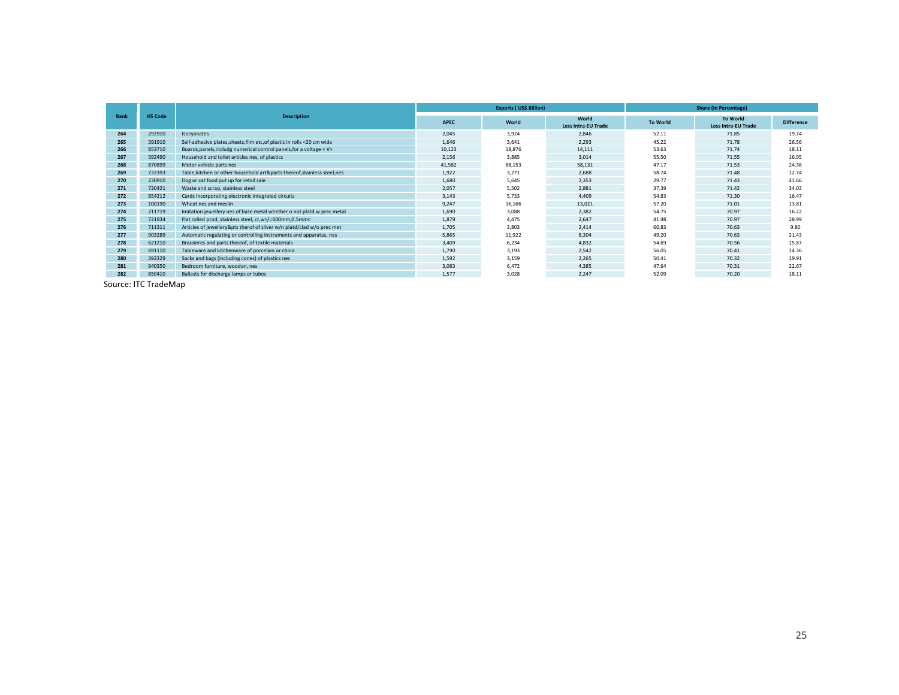| Rank | HS Code | Description | Exports ( US$ Billion) | | | Share (In Percentage) | | |
|---|---|---|---|---|---|---|---|---|
| | | | APEC | World | World Less Intra-EU Trade | To World | To World Less Intra-EU Trade | Difference |
| 264 | 292910 | Isocyanates | 2,045 | 3,924 | 2,846 | 52.11 | 71.85 | 19.74 |
| 265 | 391910 | Self-adhesive plates,sheets,film etc,of plastic in rolls <20 cm wide | 1,646 | 3,641 | 2,293 | 45.22 | 71.78 | 26.56 |
| 266 | 853710 | Boards,panels,includg numerical control panels,for a voltage < V> | 10,123 | 18,876 | 14,111 | 53.63 | 71.74 | 18.11 |
| 267 | 392490 | Household and toilet articles nes, of plastics | 2,156 | 3,885 | 3,014 | 55.50 | 71.55 | 16.05 |
| 268 | 870899 | Motor vehicle parts nes | 41,582 | 88,153 | 58,131 | 47.17 | 71.53 | 24.36 |
| 269 | 732393 | Table,kitchen or other household art&parts thereof,stainless steel,nes | 1,922 | 3,271 | 2,688 | 58.74 | 71.48 | 12.74 |
| 270 | 230910 | Dog or cat food put up for retail sale | 1,680 | 5,645 | 2,353 | 29.77 | 71.43 | 41.66 |
| 271 | 720421 | Waste and scrap, stainless steel | 2,057 | 5,502 | 2,881 | 37.39 | 71.42 | 34.03 |
| 272 | 854212 | Cards incorporating electronic integrated circuits | 3,143 | 5,733 | 4,409 | 54.83 | 71.30 | 16.47 |
| 273 | 100190 | Wheat nes and meslin | 9,247 | 16,166 | 13,021 | 57.20 | 71.01 | 13.81 |
| 274 | 711719 | Imitation jewellery nes of base metal whether o not platd w prec metal | 1,690 | 3,088 | 2,382 | 54.75 | 70.97 | 16.22 |
| 275 | 721934 | Flat rolled prod, stainless steel, cr,w>/=600mm,0.5mm< | 1,879 | 4,475 | 2,647 | 41.98 | 70.97 | 28.99 |
| 276 | 711311 | Articles of jewellery&pts therof of silver w/n platd/clad w/o prec met | 1,705 | 2,803 | 2,414 | 60.83 | 70.63 | 9.80 |
| 277 | 903289 | Automatic regulating or controlling instruments and apparatus, nes | 5,865 | 11,922 | 8,304 | 49.20 | 70.63 | 21.43 |
| 278 | 621210 | Brassieres and parts thereof, of textile materials | 3,409 | 6,234 | 4,832 | 54.69 | 70.56 | 15.87 |
| 279 | 691110 | Tableware and kitchenware of porcelain or china | 1,790 | 3,193 | 2,542 | 56.05 | 70.41 | 14.36 |
| 280 | 392329 | Sacks and bags (including cones) of plastics nes | 1,592 | 3,159 | 2,265 | 50.41 | 70.32 | 19.91 |
| 281 | 940350 | Bedroom furniture, wooden, nes | 3,083 | 6,472 | 4,385 | 47.64 | 70.31 | 22.67 |
| 282 | 850410 | Ballasts for discharge lamps or tubes | 1,577 | 3,028 | 2,247 | 52.09 | 70.20 | 18.11 |

Source: ITC TradeMap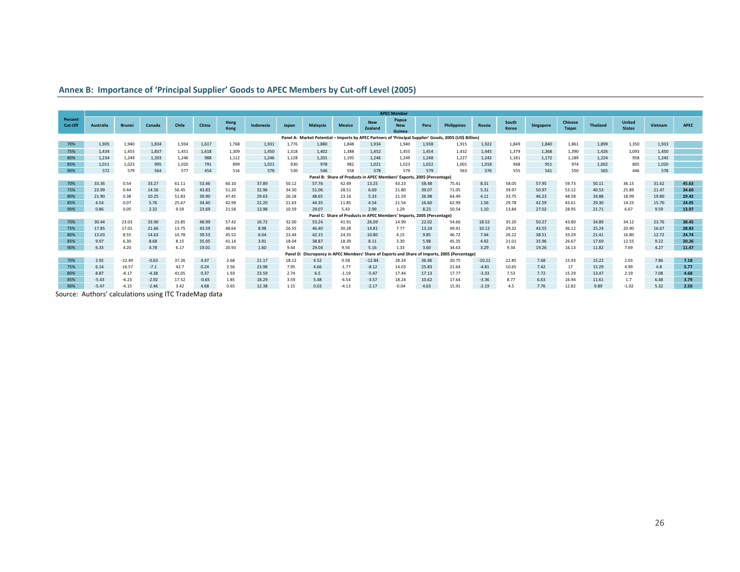## Annex B: Importance of 'Principal Supplier' Goods to APEC Members by Cut-off Level (2005)

| Percent Cut-Off | APEC Member | | | | | | | | | | | | | | | | | | | | | |
|---|---|---|---|---|---|---|---|---|---|---|---|---|---|---|---|---|---|---|---|---|---|---|
| | Australia | Brunei | Canada | Chile | China | Hong Kong | Indonesia | Japan | Malaysia | Mexico | New Zealand | Papua New Guinea | Peru | Philippines | Russia | South Korea | Singapore | Chinese Taipei | Thailand | United States | Vietnam | APEC |
| **Panel A: Market Potential – Imports by APEC Partners of 'Principal Supplier' Goods, 2005 (US$ Billion)** | | | | | | | | | | | | | | | | | | | | | | |
| 70% | 1,905 | 1,940 | 1,834 | 1,934 | 1,617 | 1,768 | 1,931 | 1,776 | 1,880 | 1,848 | 1,934 | 1,940 | 1,938 | 1,915 | 1,922 | 1,849 | 1,840 | 1,861 | 1,899 | 1,350 | 1,933 | |
| 75% | 1,434 | 1,455 | 1,837 | 1,451 | 1,618 | 1,309 | 1,450 | 1,318 | 1,402 | 1,388 | 1,452 | 1,455 | 1,454 | 1,432 | 1,445 | 1,379 | 1,368 | 1,390 | 1,426 | 1,093 | 1,450 | |
| 80% | 1,234 | 1,249 | 1,203 | 1,246 | 988 | 1,112 | 1,246 | 1,128 | 1,201 | 1,195 | 1,246 | 1,249 | 1,248 | 1,227 | 1,242 | 1,181 | 1,172 | 1,189 | 1,224 | 958 | 1,245 | |
| 85% | 1,011 | 1,023 | 995 | 1,020 | 791 | 899 | 1,021 | 930 | 978 | 982 | 1,021 | 1,023 | 1,022 | 1,001 | 1,018 | 968 | 951 | 974 | 1,002 | 805 | 1,020 | |
| 90% | 572 | 579 | 564 | 577 | 454 | 516 | 578 | 530 | 546 | 558 | 578 | 579 | 579 | 563 | 576 | 555 | 541 | 550 | 565 | 446 | 578 | |
| **Panel B: Share of Products in APEC Members' Exports, 2005 (Percentage)** | | | | | | | | | | | | | | | | | | | | | | |
| 70% | 33.36 | 0.54 | 33.27 | 61.11 | 53.46 | 60.10 | 37.89 | 50.12 | 57.76 | 42.49 | 13.25 | 43.23 | 58.48 | 75.41 | 8.31 | 58.05 | 57.95 | 59.73 | 50.11 | 36.15 | 31.62 | **45.63** |
| 75% | 23.99 | 0.44 | 14.56 | 56.45 | 43.83 | 51.20 | 32.96 | 34.50 | 51.06 | 28.51 | 6.69 | 21.80 | 39.07 | 71.05 | 5.31 | 39.97 | 50.97 | 53.12 | 40.53 | 25.89 | 21.47 | **34.60** |
| 80% | 21.90 | 0.38 | 10.25 | 51.83 | 39.90 | 47.45 | 29.63 | 26.18 | 48.65 | 23.16 | 5.33 | 21.59 | 26.98 | 64.49 | 4.11 | 33.75 | 46.23 | 48.58 | 34.88 | 18.99 | 19.80 | **29.42** |
| 85% | 4.54 | 0.07 | 5.76 | 25.67 | 34.40 | 42.99 | 22.20 | 21.63 | 44.35 | 11.85 | 4.54 | 21.54 | 16.60 | 62.99 | 1.56 | 29.78 | 42.59 | 43.61 | 29.30 | 14.25 | 15.70 | **24.05** |
| 90% | 0.86 | 0.05 | 2.32 | 9.59 | 23.69 | 21.58 | 13.98 | 10.59 | 29.07 | 5.43 | 2.99 | 1.29 | 8.23 | 50.54 | 1.10 | 13.84 | 27.02 | 28.95 | 21.71 | 6.67 | 9.59 | **13.97** |
| **Panel C: Share of Products in APEC Members' Imports, 2005 (Percentage)** | | | | | | | | | | | | | | | | | | | | | | |
| 70% | 30.44 | 23.03 | 33.90 | 23.85 | 48.99 | 57.42 | 16.72 | 32.00 | 53.24 | 41.91 | 26.09 | 14.99 | 22.02 | 54.66 | 18.52 | 35.20 | 50.27 | 43.80 | 34.89 | 34.12 | 23.76 | **38.45** |
| 75% | 17.85 | 17.01 | 21.66 | 13.75 | 43.59 | 48.64 | 8.98 | 26.55 | 46.40 | 30.28 | 14.81 | 7.77 | 13.24 | 49.41 | 10.12 | 29.32 | 43.55 | 36.12 | 25.24 | 20.90 | 16.67 | **28.83** |
| 80% | 13.03 | 8.55 | 14.63 | 10.78 | 39.53 | 45.52 | 6.04 | 23.44 | 42.15 | 24.35 | 10.80 | 4.15 | 9.85 | 46.72 | 7.44 | 26.22 | 38.51 | 33.29 | 21.41 | 16.80 | 12.72 | **24.74** |
| 85% | 9.97 | 6.30 | 8.68 | 8.15 | 35.05 | 41.14 | 3.91 | 18.04 | 38.87 | 18.39 | 8.11 | 3.30 | 5.98 | 45.35 | 4.92 | 21.01 | 35.96 | 26.67 | 17.69 | 12.55 | 9.22 | **20.26** |
| 90% | 6.33 | 4.20 | 4.78 | 6.17 | 19.01 | 20.93 | 1.60 | 9.44 | 29.04 | 9.56 | 5.16 | 1.33 | 3.60 | 34.63 | 3.29 | 9.34 | 19.26 | 16.13 | 11.82 | 7.69 | 4.27 | **11.47** |
| **Panel D: Discrepancy in APEC Members' Share of Exports and Share of Imports, 2005 (Percentage)** | | | | | | | | | | | | | | | | | | | | | | |
| 70% | 2.92 | -22.49 | -0.63 | 37.26 | 4.47 | 2.68 | 21.17 | 18.12 | 4.52 | 0.58 | -12.84 | 28.24 | 36.46 | 20.75 | -10.21 | 22.85 | 7.68 | 15.93 | 15.22 | 2.03 | 7.86 | **7.18** |
| 75% | 6.14 | -16.57 | -7.1 | 42.7 | 0.24 | 2.56 | 23.98 | 7.95 | 4.66 | -1.77 | -8.12 | 14.03 | 25.83 | 21.64 | -4.81 | 10.65 | 7.42 | 17 | 15.29 | 4.99 | 4.8 | **5.77** |
| 80% | 8.87 | -8.17 | -4.38 | 41.05 | 0.37 | 1.93 | 23.59 | 2.74 | 6.5 | -1.19 | -5.47 | 17.44 | 17.13 | 17.77 | -3.33 | 7.53 | 7.72 | 15.29 | 13.47 | 2.19 | 7.08 | **4.68** |
| 85% | -5.43 | -6.23 | -2.92 | 17.52 | -0.65 | 1.85 | 18.29 | 3.59 | 5.48 | -6.54 | -3.57 | 18.24 | 10.62 | 17.64 | -3.36 | 8.77 | 6.63 | 16.94 | 11.61 | 1.7 | 6.48 | **3.79** |
| 90% | -5.47 | -4.15 | -2.46 | 3.42 | 4.68 | 0.65 | 12.38 | 1.15 | 0.03 | -4.13 | -2.17 | -0.04 | 4.63 | 15.91 | -2.19 | 4.5 | 7.76 | 12.82 | 9.89 | -1.02 | 5.32 | **2.50** |

Source: Authors' calculations using ITC TradeMap data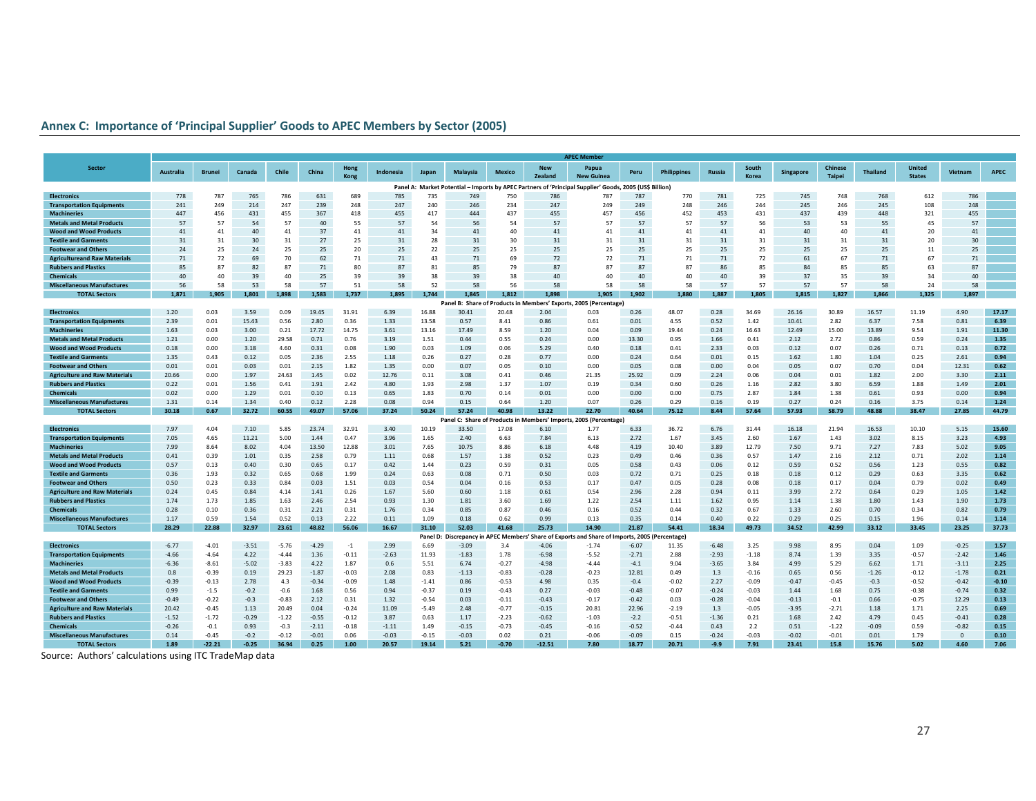## Annex C: Importance of 'Principal Supplier' Goods to APEC Members by Sector (2005)

| Sector | Australia | Brunei | Canada | Chile | China | Hong Kong | Indonesia | Japan | Malaysia | Mexico | New Zealand | Papua New Guinea | Peru | Philippines | Russia | South Korea | Singapore | Chinese Taipei | Thailand | United States | Vietnam | APEC |
|---|---|---|---|---|---|---|---|---|---|---|---|---|---|---|---|---|---|---|---|---|---|---|
| **Panel A: Market Potential – Imports by APEC Partners of 'Principal Supplier' Goods, 2005 (US$ Billion)** | | | | | | | | | | | | | | | | | | | | | | |
| Electronics | 778 | 787 | 765 | 786 | 631 | 689 | 785 | 735 | 749 | 750 | 786 | 787 | 787 | 770 | 781 | 725 | 745 | 748 | 768 | 612 | 786 | |
| Transportation Equipments | 241 | 249 | 214 | 247 | 239 | 248 | 247 | 240 | 246 | 234 | 247 | 249 | 249 | 248 | 246 | 244 | 245 | 246 | 245 | 108 | 248 | |
| Machineries | 447 | 456 | 431 | 455 | 367 | 418 | 455 | 417 | 444 | 437 | 455 | 457 | 456 | 452 | 453 | 431 | 437 | 439 | 448 | 321 | 455 | |
| Metals and Metal Products | 57 | 57 | 54 | 57 | 40 | 55 | 57 | 54 | 56 | 54 | 57 | 57 | 57 | 57 | 57 | 56 | 53 | 53 | 55 | 45 | 57 | |
| Wood and Wood Products | 41 | 41 | 40 | 41 | 37 | 41 | 41 | 34 | 41 | 40 | 41 | 41 | 41 | 41 | 41 | 41 | 40 | 40 | 41 | 20 | 41 | |
| Textile and Garments | 31 | 31 | 30 | 31 | 27 | 25 | 31 | 28 | 31 | 30 | 31 | 31 | 31 | 31 | 31 | 31 | 31 | 31 | 31 | 20 | 30 | |
| Footwear and Others | 24 | 25 | 24 | 25 | 25 | 20 | 25 | 22 | 25 | 25 | 25 | 25 | 25 | 25 | 25 | 25 | 25 | 25 | 25 | 11 | 25 | |
| Agricultureand Raw Materials | 71 | 72 | 69 | 70 | 62 | 71 | 71 | 43 | 71 | 69 | 72 | 72 | 71 | 71 | 71 | 72 | 61 | 67 | 71 | 67 | 71 | |
| Rubbers and Plastics | 85 | 87 | 82 | 87 | 71 | 80 | 87 | 81 | 85 | 79 | 87 | 87 | 87 | 87 | 86 | 85 | 84 | 85 | 85 | 63 | 87 | |
| Chemicals | 40 | 40 | 39 | 40 | 25 | 39 | 39 | 38 | 39 | 38 | 40 | 40 | 40 | 40 | 40 | 39 | 37 | 35 | 39 | 34 | 40 | |
| Miscellaneous Manufactures | 56 | 58 | 53 | 58 | 57 | 51 | 58 | 52 | 58 | 56 | 58 | 58 | 58 | 58 | 57 | 57 | 57 | 57 | 58 | 24 | 58 | |
| **TOTAL Sectors** | **1,871** | **1,905** | **1,801** | **1,898** | **1,583** | **1,737** | **1,895** | **1,744** | **1,845** | **1,812** | **1,898** | **1,905** | **1,902** | **1,880** | **1,887** | **1,805** | **1,815** | **1,827** | **1,866** | **1,325** | **1,897** | |
| **Panel B: Share of Products in Members' Exports, 2005 (Percentage)** | | | | | | | | | | | | | | | | | | | | | | |
| Electronics | 1.20 | 0.03 | 3.59 | 0.09 | 19.45 | 31.91 | 6.39 | 16.88 | 30.41 | 20.48 | 2.04 | 0.03 | 0.26 | 48.07 | 0.28 | 34.69 | 26.16 | 30.89 | 16.57 | 11.19 | 4.90 | **17.17** |
| Transportation Equipments | 2.39 | 0.01 | 15.43 | 0.56 | 2.80 | 0.36 | 1.33 | 13.58 | 0.57 | 8.41 | 0.86 | 0.61 | 0.01 | 4.55 | 0.52 | 1.42 | 10.41 | 2.82 | 6.37 | 7.58 | 0.81 | **6.39** |
| Machineries | 1.63 | 0.03 | 3.00 | 0.21 | 17.72 | 14.75 | 3.61 | 13.16 | 17.49 | 8.59 | 1.20 | 0.04 | 0.09 | 19.44 | 0.24 | 16.63 | 12.49 | 15.00 | 13.89 | 9.54 | 1.91 | **11.30** |
| Metals and Metal Products | 1.21 | 0.00 | 1.20 | 29.58 | 0.71 | 0.76 | 3.19 | 1.51 | 0.44 | 0.55 | 0.24 | 0.00 | 13.30 | 0.95 | 1.66 | 0.41 | 2.12 | 2.72 | 0.86 | 0.59 | 0.24 | **1.35** |
| Wood and Wood Products | 0.18 | 0.00 | 3.18 | 4.60 | 0.31 | 0.08 | 1.90 | 0.03 | 1.09 | 0.06 | 5.29 | 0.40 | 0.18 | 0.41 | 2.33 | 0.03 | 0.12 | 0.07 | 0.26 | 0.71 | 0.13 | **0.72** |
| Textile and Garments | 1.35 | 0.43 | 0.12 | 0.05 | 2.36 | 2.55 | 1.18 | 0.26 | 0.27 | 0.28 | 0.77 | 0.00 | 0.24 | 0.64 | 0.01 | 0.15 | 1.62 | 1.80 | 1.04 | 0.25 | 2.61 | **0.94** |
| Footwear and Others | 0.01 | 0.01 | 0.03 | 0.01 | 2.15 | 1.82 | 1.35 | 0.00 | 0.07 | 0.05 | 0.10 | 0.00 | 0.05 | 0.08 | 0.00 | 0.04 | 0.05 | 0.07 | 0.70 | 0.04 | 12.31 | **0.62** |
| Agriculture and Raw Materials | 20.66 | 0.00 | 1.97 | 24.63 | 1.45 | 0.02 | 12.76 | 0.11 | 3.08 | 0.41 | 0.46 | 21.35 | 25.92 | 0.09 | 2.24 | 0.06 | 0.04 | 0.01 | 1.82 | 2.00 | 3.30 | **2.11** |
| Rubbers and Plastics | 0.22 | 0.01 | 1.56 | 0.41 | 1.91 | 2.42 | 4.80 | 1.93 | 2.98 | 1.37 | 1.07 | 0.19 | 0.34 | 0.60 | 0.26 | 1.16 | 2.82 | 3.80 | 6.59 | 1.88 | 1.49 | **2.01** |
| Chemicals | 0.02 | 0.00 | 1.29 | 0.01 | 0.10 | 0.13 | 0.65 | 1.83 | 0.70 | 0.14 | 0.01 | 0.00 | 0.00 | 0.00 | 0.75 | 2.87 | 1.84 | 1.38 | 0.61 | 0.93 | 0.00 | **0.94** |
| Miscellaneous Manufactures | 1.31 | 0.14 | 1.34 | 0.40 | 0.12 | 2.28 | 0.08 | 0.94 | 0.15 | 0.64 | 1.20 | 0.07 | 0.26 | 0.29 | 0.16 | 0.19 | 0.27 | 0.24 | 0.16 | 3.75 | 0.14 | **1.24** |
| **TOTAL Sectors** | **30.18** | **0.67** | **32.72** | **60.55** | **49.07** | **57.06** | **37.24** | **50.24** | **57.24** | **40.98** | **13.22** | **22.70** | **40.64** | **75.12** | **8.44** | **57.64** | **57.93** | **58.79** | **48.88** | **38.47** | **27.85** | **44.79** |
| **Panel C: Share of Products in Members' Imports, 2005 (Percentage)** | | | | | | | | | | | | | | | | | | | | | | |
| Electronics | 7.97 | 4.04 | 7.10 | 5.85 | 23.74 | 32.91 | 3.40 | 10.19 | 33.50 | 17.08 | 6.10 | 1.77 | 6.33 | 36.72 | 6.76 | 31.44 | 16.18 | 21.94 | 16.53 | 10.10 | 5.15 | **15.60** |
| Transportation Equipments | 7.05 | 4.65 | 11.21 | 5.00 | 1.44 | 0.47 | 3.96 | 1.65 | 2.40 | 6.63 | 7.84 | 6.13 | 2.72 | 1.67 | 3.45 | 2.60 | 1.67 | 1.43 | 3.02 | 8.15 | 3.23 | **4.93** |
| Machineries | 7.99 | 8.64 | 8.02 | 4.04 | 13.50 | 12.88 | 3.01 | 7.65 | 10.75 | 8.86 | 6.18 | 4.48 | 4.19 | 10.40 | 3.89 | 12.79 | 7.50 | 9.71 | 7.27 | 7.83 | 5.02 | **9.05** |
| Metals and Metal Products | 0.41 | 0.39 | 1.01 | 0.35 | 2.58 | 0.79 | 1.11 | 0.68 | 1.57 | 1.38 | 0.52 | 0.23 | 0.49 | 0.46 | 0.36 | 0.57 | 1.47 | 2.16 | 2.12 | 0.71 | 2.02 | **1.14** |
| Wood and Wood Products | 0.57 | 0.13 | 0.40 | 0.30 | 0.65 | 0.17 | 0.42 | 1.44 | 0.23 | 0.59 | 0.31 | 0.05 | 0.58 | 0.43 | 0.06 | 0.12 | 0.59 | 0.52 | 0.56 | 1.23 | 0.55 | **0.82** |
| Textile and Garments | 0.36 | 1.93 | 0.32 | 0.65 | 0.68 | 1.99 | 0.24 | 0.63 | 0.08 | 0.71 | 0.50 | 0.03 | 0.72 | 0.71 | 0.25 | 0.18 | 0.18 | 0.12 | 0.29 | 0.63 | 3.35 | **0.62** |
| Footwear and Others | 0.50 | 0.23 | 0.33 | 0.84 | 0.03 | 1.51 | 0.03 | 0.54 | 0.04 | 0.16 | 0.53 | 0.17 | 0.47 | 0.05 | 0.28 | 0.08 | 0.18 | 0.17 | 0.04 | 0.79 | 0.02 | **0.49** |
| Agriculture and Raw Materials | 0.24 | 0.45 | 0.84 | 4.14 | 1.41 | 0.26 | 1.67 | 5.60 | 0.60 | 1.18 | 0.61 | 0.54 | 2.96 | 2.28 | 0.94 | 0.11 | 3.99 | 2.72 | 0.64 | 0.29 | 1.05 | **1.42** |
| Rubbers and Plastics | 1.74 | 1.73 | 1.85 | 1.63 | 2.46 | 2.54 | 0.93 | 1.30 | 1.81 | 3.60 | 1.69 | 1.22 | 2.54 | 1.11 | 1.62 | 0.95 | 1.14 | 1.38 | 1.80 | 1.43 | 1.90 | **1.73** |
| Chemicals | 0.28 | 0.10 | 0.36 | 0.31 | 2.21 | 0.31 | 1.76 | 0.34 | 0.85 | 0.87 | 0.46 | 0.16 | 0.52 | 0.44 | 0.32 | 0.67 | 1.33 | 2.60 | 0.70 | 0.34 | 0.82 | **0.79** |
| Miscellaneous Manufactures | 1.17 | 0.59 | 1.54 | 0.52 | 0.13 | 2.22 | 0.11 | 1.09 | 0.18 | 0.62 | 0.99 | 0.13 | 0.35 | 0.14 | 0.40 | 0.22 | 0.29 | 0.25 | 0.15 | 1.96 | 0.14 | **1.14** |
| **TOTAL Sectors** | **28.29** | **22.88** | **32.97** | **23.61** | **48.82** | **56.06** | **16.67** | **31.10** | **52.03** | **41.68** | **25.73** | **14.90** | **21.87** | **54.41** | **18.34** | **49.73** | **34.52** | **42.99** | **33.12** | **33.45** | **23.25** | **37.73** |
| **Panel D: Discrepancy in APEC Members' Share of Exports and Share of Imports, 2005 (Percentage)** | | | | | | | | | | | | | | | | | | | | | | |
| Electronics | -6.77 | -4.01 | -3.51 | -5.76 | -4.29 | -1 | 2.99 | 6.69 | -3.09 | 3.4 | -4.06 | -1.74 | -6.07 | 11.35 | -6.48 | 3.25 | 9.98 | 8.95 | 0.04 | 1.09 | -0.25 | **1.57** |
| Transportation Equipments | -4.66 | -4.64 | 4.22 | -4.44 | 1.36 | -0.11 | -2.63 | 11.93 | -1.83 | 1.78 | -6.98 | -5.52 | -2.71 | 2.88 | -2.93 | -1.18 | 8.74 | 1.39 | 3.35 | -0.57 | -2.42 | **1.46** |
| Machineries | -6.36 | -8.61 | -5.02 | -3.83 | 4.22 | 1.87 | 0.6 | 5.51 | 6.74 | -0.27 | -4.98 | -4.44 | -4.1 | 9.04 | -3.65 | 3.84 | 4.99 | 5.29 | 6.62 | 1.71 | -3.11 | **2.25** |
| Metals and Metal Products | 0.8 | -0.39 | 0.19 | 29.23 | -1.87 | -0.03 | 2.08 | 0.83 | -1.13 | -0.83 | -0.28 | -0.23 | 12.81 | 0.49 | 1.3 | -0.16 | 0.65 | 0.56 | -1.26 | -0.12 | -1.78 | **0.21** |
| Wood and Wood Products | -0.39 | -0.13 | 2.78 | 4.3 | -0.34 | -0.09 | 1.48 | -1.41 | 0.86 | -0.53 | 4.98 | 0.35 | -0.4 | -0.02 | 2.27 | -0.09 | -0.47 | -0.45 | -0.3 | -0.52 | -0.42 | **-0.10** |
| Textile and Garments | 0.99 | -1.5 | -0.2 | -0.6 | 1.68 | 0.56 | 0.94 | -0.37 | 0.19 | -0.43 | 0.27 | -0.03 | -0.48 | -0.07 | -0.24 | -0.03 | 1.44 | 1.68 | 0.75 | -0.38 | -0.74 | **0.32** |
| Footwear and Others | -0.49 | -0.22 | -0.3 | -0.83 | 2.12 | 0.31 | 1.32 | -0.54 | 0.03 | -0.11 | -0.43 | -0.17 | -0.42 | 0.03 | -0.28 | -0.04 | -0.13 | -0.1 | 0.66 | -0.75 | 12.29 | **0.13** |
| Agriculture and Raw Materials | 20.42 | -0.45 | 1.13 | 20.49 | 0.04 | -0.24 | 11.09 | -5.49 | 2.48 | -0.77 | -0.15 | 20.81 | 22.96 | -2.19 | 1.3 | -0.05 | -3.95 | -2.71 | 1.18 | 1.71 | 2.25 | **0.69** |
| Rubbers and Plastics | -1.52 | -1.72 | -0.29 | -1.22 | -0.55 | -0.12 | 3.87 | 0.63 | 1.17 | -2.23 | -0.62 | -1.03 | -2.2 | -0.51 | -1.36 | 0.21 | 1.68 | 2.42 | 4.79 | 0.45 | -0.41 | **0.28** |
| Chemicals | -0.26 | -0.1 | 0.93 | -0.3 | -2.11 | -0.18 | -1.11 | 1.49 | -0.15 | -0.73 | -0.45 | -0.16 | -0.52 | -0.44 | 0.43 | 2.2 | 0.51 | -1.22 | -0.09 | 0.59 | -0.82 | **0.15** |
| Miscellaneous Manufactures | 0.14 | -0.45 | -0.2 | -0.12 | -0.01 | 0.06 | -0.03 | -0.15 | -0.03 | 0.02 | 0.21 | -0.06 | -0.09 | 0.15 | -0.24 | -0.03 | -0.02 | -0.01 | 0.01 | 1.79 | 0 | **0.10** |
| **TOTAL Sectors** | **1.89** | **-22.21** | **-0.25** | **36.94** | **0.25** | **1.00** | **20.57** | **19.14** | **5.21** | **-0.70** | **-12.51** | **7.80** | **18.77** | **20.71** | **-9.9** | **7.91** | **23.41** | **15.8** | **15.76** | **5.02** | **4.60** | **7.06** |

Source: Authors' calculations using ITC TradeMap data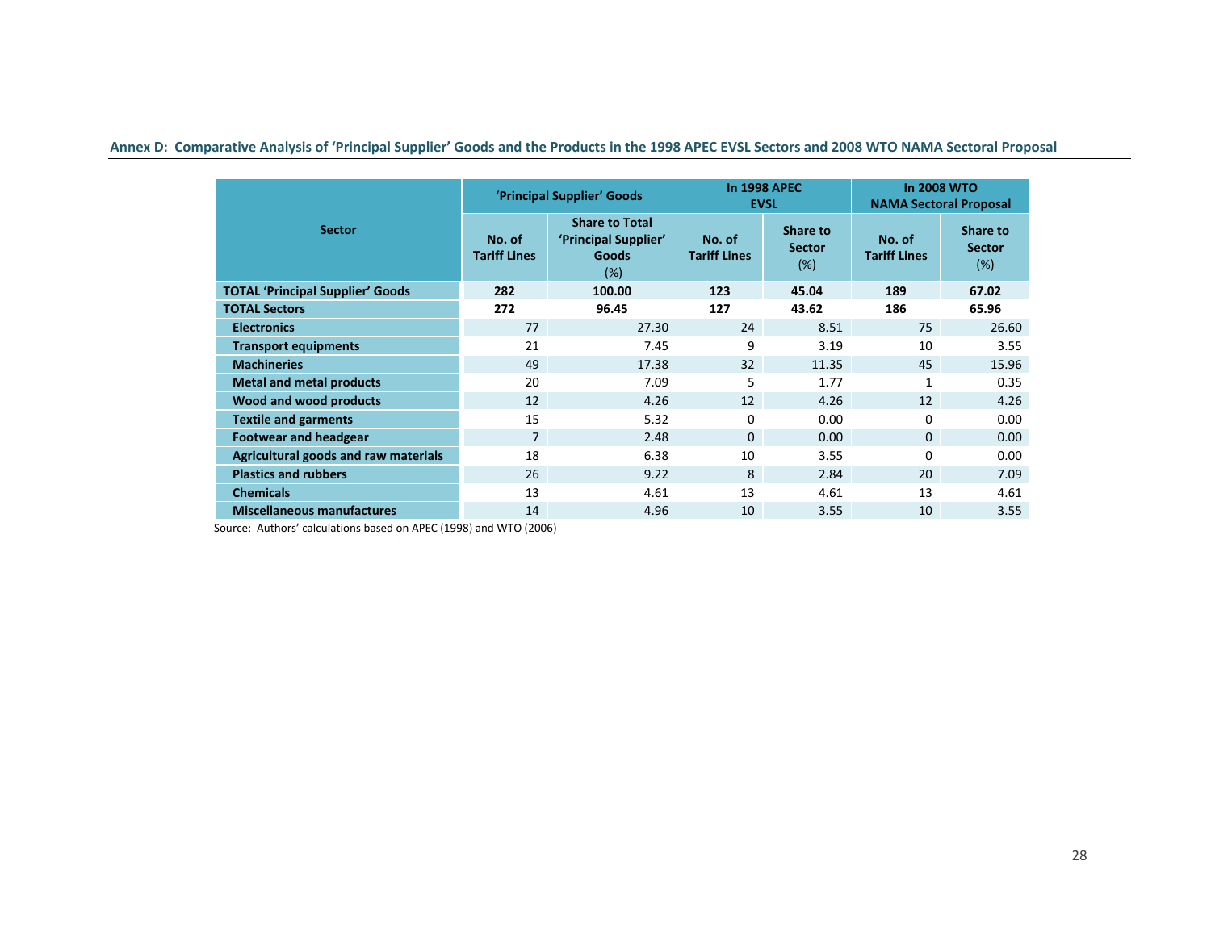**Annex D: Comparative Analysis of 'Principal Supplier' Goods and the Products in the 1998 APEC EVSL Sectors and 2008 WTO NAMA Sectoral Proposal**

| Sector | 'Principal Supplier' Goods | | In 1998 APEC EVSL | | In 2008 WTO NAMA Sectoral Proposal | |
|---|---|---|---|---|---|---|
| | No. of Tariff Lines | Share to Total 'Principal Supplier' Goods (%) | No. of Tariff Lines | Share to Sector (%) | No. of Tariff Lines | Share to Sector (%) |
| **TOTAL 'Principal Supplier' Goods** | **282** | **100.00** | **123** | **45.04** | **189** | **67.02** |
| **TOTAL Sectors** | **272** | **96.45** | **127** | **43.62** | **186** | **65.96** |
| **Electronics** | 77 | 27.30 | 24 | 8.51 | 75 | 26.60 |
| **Transport equipments** | 21 | 7.45 | 9 | 3.19 | 10 | 3.55 |
| **Machineries** | 49 | 17.38 | 32 | 11.35 | 45 | 15.96 |
| **Metal and metal products** | 20 | 7.09 | 5 | 1.77 | 1 | 0.35 |
| **Wood and wood products** | 12 | 4.26 | 12 | 4.26 | 12 | 4.26 |
| **Textile and garments** | 15 | 5.32 | 0 | 0.00 | 0 | 0.00 |
| **Footwear and headgear** | 7 | 2.48 | 0 | 0.00 | 0 | 0.00 |
| **Agricultural goods and raw materials** | 18 | 6.38 | 10 | 3.55 | 0 | 0.00 |
| **Plastics and rubbers** | 26 | 9.22 | 8 | 2.84 | 20 | 7.09 |
| **Chemicals** | 13 | 4.61 | 13 | 4.61 | 13 | 4.61 |
| **Miscellaneous manufactures** | 14 | 4.96 | 10 | 3.55 | 10 | 3.55 |

Source: Authors' calculations based on APEC (1998) and WTO (2006)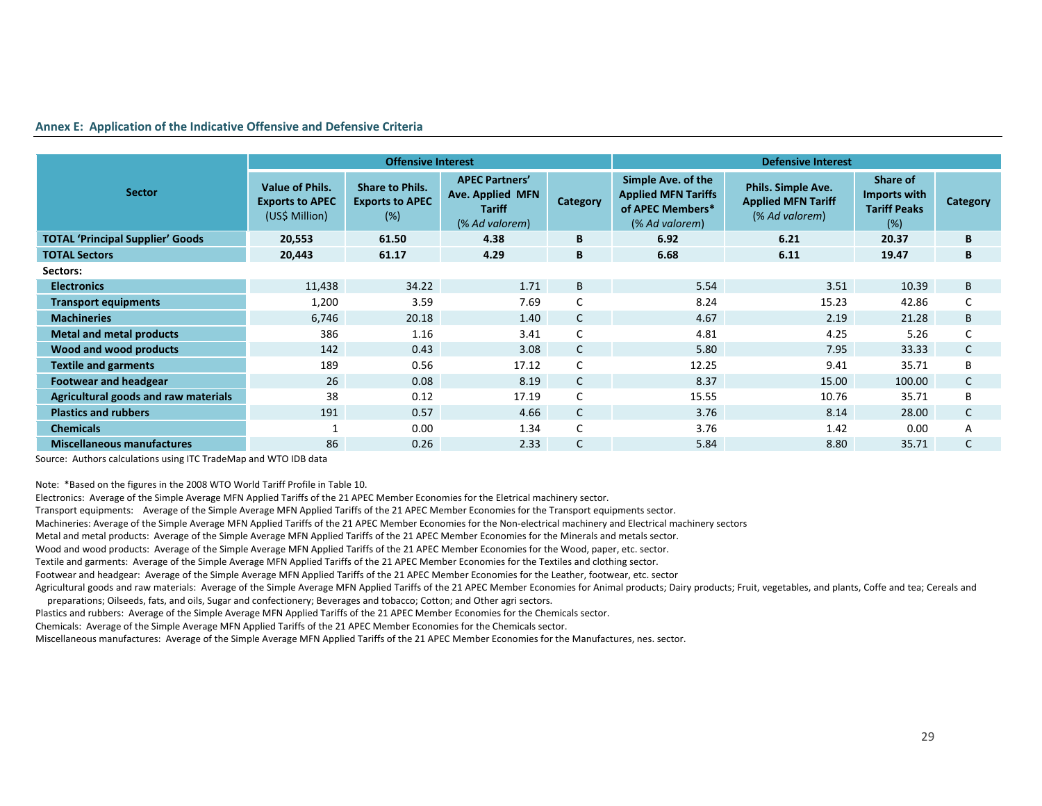**Annex E: Application of the Indicative Offensive and Defensive Criteria**

| Sector | Offensive Interest | | | | Defensive Interest | | | |
|---|---|---|---|---|---|---|---|---|
| | Value of Phils. Exports to APEC (US$ Million) | Share to Phils. Exports to APEC (%) | APEC Partners' Ave. Applied MFN Tariff (% *Ad valorem*) | Category | Simple Ave. of the Applied MFN Tariffs of APEC Members* (% *Ad valorem*) | Phils. Simple Ave. Applied MFN Tariff (% *Ad valorem*) | Share of Imports with Tariff Peaks (%) | Category |
| **TOTAL 'Principal Supplier' Goods** | **20,553** | **61.50** | **4.38** | **B** | **6.92** | **6.21** | **20.37** | **B** |
| **TOTAL Sectors** | **20,443** | **61.17** | **4.29** | **B** | **6.68** | **6.11** | **19.47** | **B** |
| **Sectors:** | | | | | | | | |
| **Electronics** | 11,438 | 34.22 | 1.71 | B | 5.54 | 3.51 | 10.39 | B |
| **Transport equipments** | 1,200 | 3.59 | 7.69 | C | 8.24 | 15.23 | 42.86 | C |
| **Machineries** | 6,746 | 20.18 | 1.40 | C | 4.67 | 2.19 | 21.28 | B |
| **Metal and metal products** | 386 | 1.16 | 3.41 | C | 4.81 | 4.25 | 5.26 | C |
| **Wood and wood products** | 142 | 0.43 | 3.08 | C | 5.80 | 7.95 | 33.33 | C |
| **Textile and garments** | 189 | 0.56 | 17.12 | C | 12.25 | 9.41 | 35.71 | B |
| **Footwear and headgear** | 26 | 0.08 | 8.19 | C | 8.37 | 15.00 | 100.00 | C |
| **Agricultural goods and raw materials** | 38 | 0.12 | 17.19 | C | 15.55 | 10.76 | 35.71 | B |
| **Plastics and rubbers** | 191 | 0.57 | 4.66 | C | 3.76 | 8.14 | 28.00 | C |
| **Chemicals** | 1 | 0.00 | 1.34 | C | 3.76 | 1.42 | 0.00 | A |
| **Miscellaneous manufactures** | 86 | 0.26 | 2.33 | C | 5.84 | 8.80 | 35.71 | C |

Source: Authors calculations using ITC TradeMap and WTO IDB data

Note: *Based on the figures in the 2008 WTO World Tariff Profile in Table 10.

Electronics: Average of the Simple Average MFN Applied Tariffs of the 21 APEC Member Economies for the Eletrical machinery sector.

Transport equipments: Average of the Simple Average MFN Applied Tariffs of the 21 APEC Member Economies for the Transport equipments sector.

Machineries: Average of the Simple Average MFN Applied Tariffs of the 21 APEC Member Economies for the Non-electrical machinery and Electrical machinery sectors

Metal and metal products: Average of the Simple Average MFN Applied Tariffs of the 21 APEC Member Economies for the Minerals and metals sector.

Wood and wood products: Average of the Simple Average MFN Applied Tariffs of the 21 APEC Member Economies for the Wood, paper, etc. sector.

Textile and garments: Average of the Simple Average MFN Applied Tariffs of the 21 APEC Member Economies for the Textiles and clothing sector.

Footwear and headgear: Average of the Simple Average MFN Applied Tariffs of the 21 APEC Member Economies for the Leather, footwear, etc. sector

Agricultural goods and raw materials: Average of the Simple Average MFN Applied Tariffs of the 21 APEC Member Economies for Animal products; Dairy products; Fruit, vegetables, and plants, Coffe and tea; Cereals and preparations; Oilseeds, fats, and oils, Sugar and confectionery; Beverages and tobacco; Cotton; and Other agri sectors.

Plastics and rubbers: Average of the Simple Average MFN Applied Tariffs of the 21 APEC Member Economies for the Chemicals sector.

Chemicals: Average of the Simple Average MFN Applied Tariffs of the 21 APEC Member Economies for the Chemicals sector.

Miscellaneous manufactures: Average of the Simple Average MFN Applied Tariffs of the 21 APEC Member Economies for the Manufactures, nes. sector.